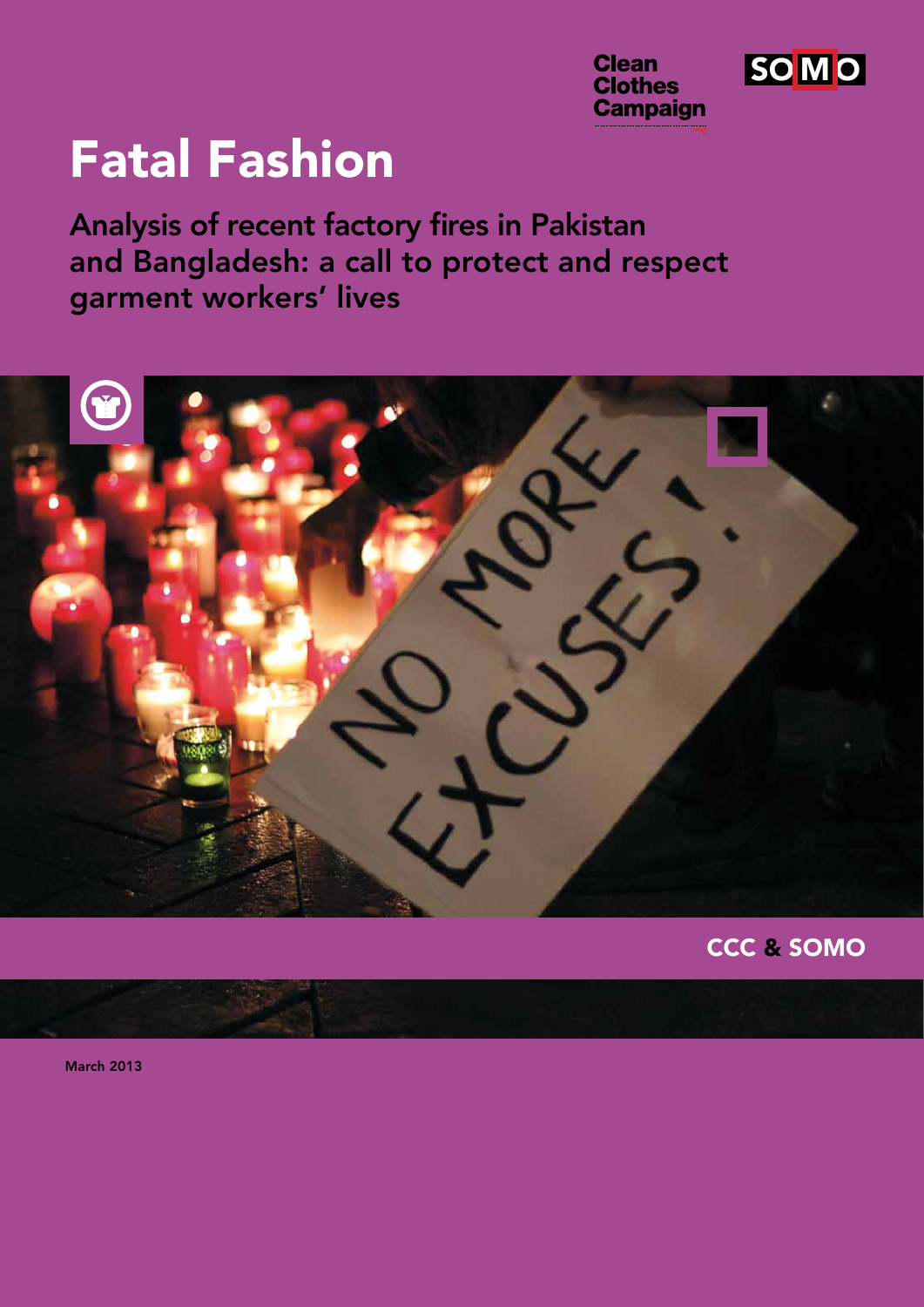Clean Clothes Campaign

SOMO

# Fatal Fashion

## Analysis of recent factory fires in Pakistan and Bangladesh: a call to protect and respect garment workers' lives

CCC & SOMO

March 2013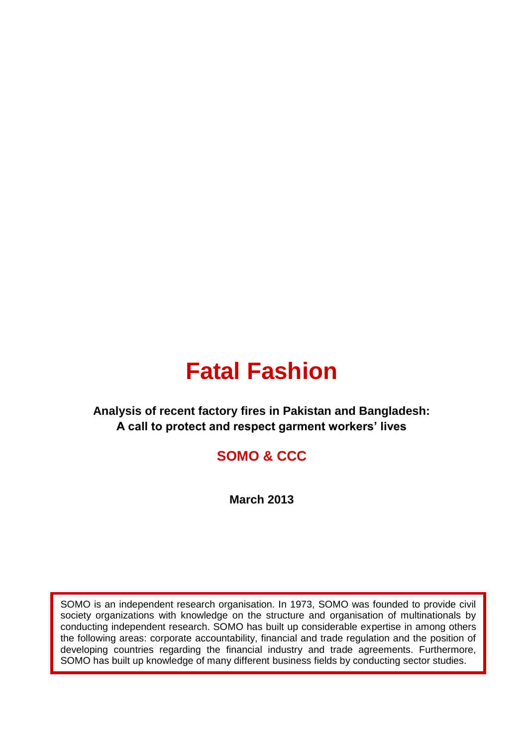# Fatal Fashion

**Analysis of recent factory fires in Pakistan and Bangladesh: A call to protect and respect garment workers' lives**

**SOMO & CCC**

**March 2013**

SOMO is an independent research organisation. In 1973, SOMO was founded to provide civil society organizations with knowledge on the structure and organisation of multinationals by conducting independent research. SOMO has built up considerable expertise in among others the following areas: corporate accountability, financial and trade regulation and the position of developing countries regarding the financial industry and trade agreements. Furthermore, SOMO has built up knowledge of many different business fields by conducting sector studies.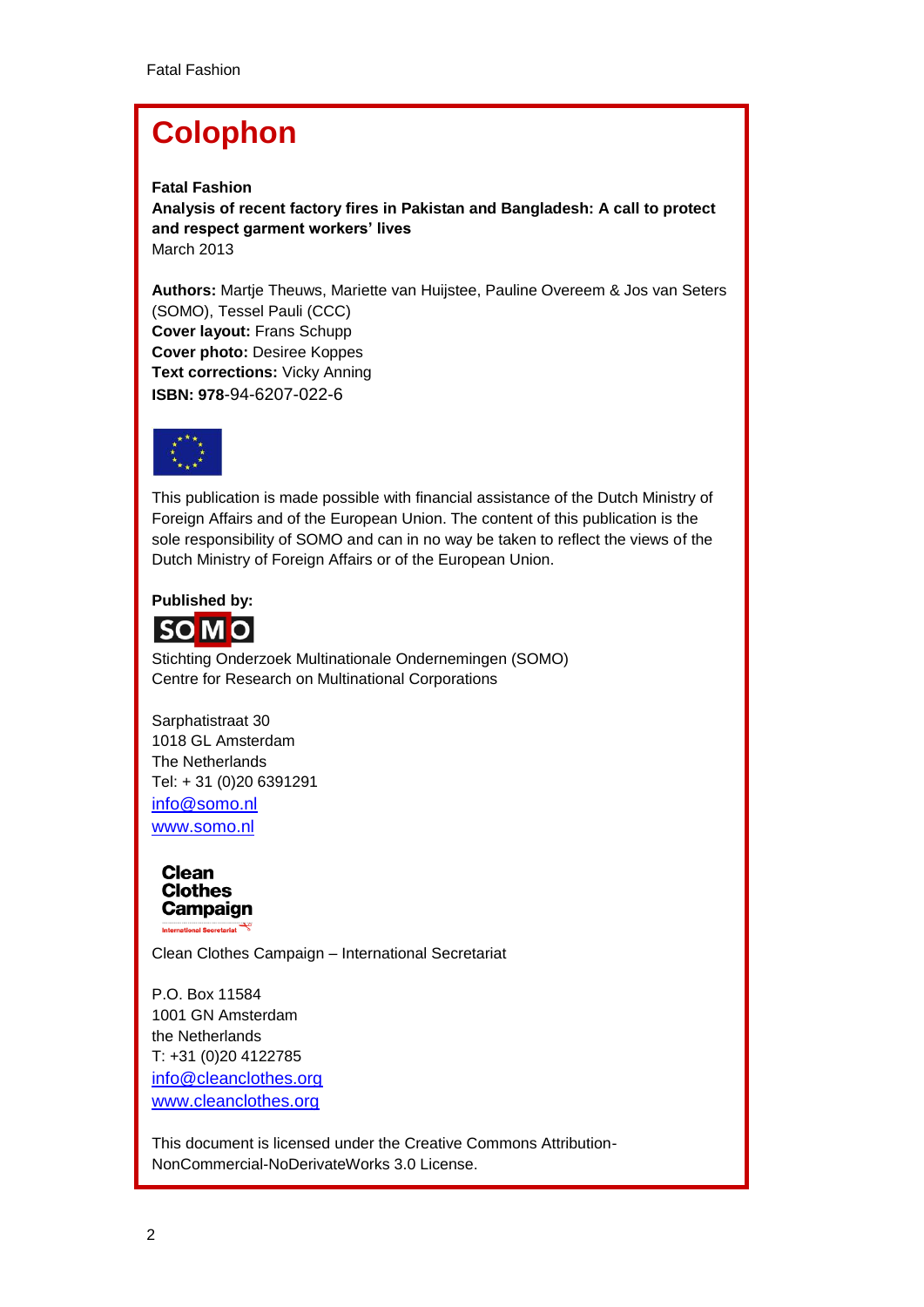# Colophon

**Fatal Fashion**
**Analysis of recent factory fires in Pakistan and Bangladesh: A call to protect and respect garment workers' lives**
March 2013

**Authors:** Martje Theuws, Mariette van Huijstee, Pauline Overeem & Jos van Seters (SOMO), Tessel Pauli (CCC)
**Cover layout:** Frans Schupp
**Cover photo:** Desiree Koppes
**Text corrections:** Vicky Anning
**ISBN: 978**-94-6207-022-6

This publication is made possible with financial assistance of the Dutch Ministry of Foreign Affairs and of the European Union. The content of this publication is the sole responsibility of SOMO and can in no way be taken to reflect the views of the Dutch Ministry of Foreign Affairs or of the European Union.

**Published by:**

Stichting Onderzoek Multinationale Ondernemingen (SOMO)
Centre for Research on Multinational Corporations

Sarphatistraat 30
1018 GL Amsterdam
The Netherlands
Tel: + 31 (0)20 6391291
info@somo.nl
www.somo.nl

Clean Clothes Campaign – International Secretariat

P.O. Box 11584
1001 GN Amsterdam
the Netherlands
T: +31 (0)20 4122785
info@cleanclothes.org
www.cleanclothes.org

This document is licensed under the Creative Commons Attribution-NonCommercial-NoDerivateWorks 3.0 License.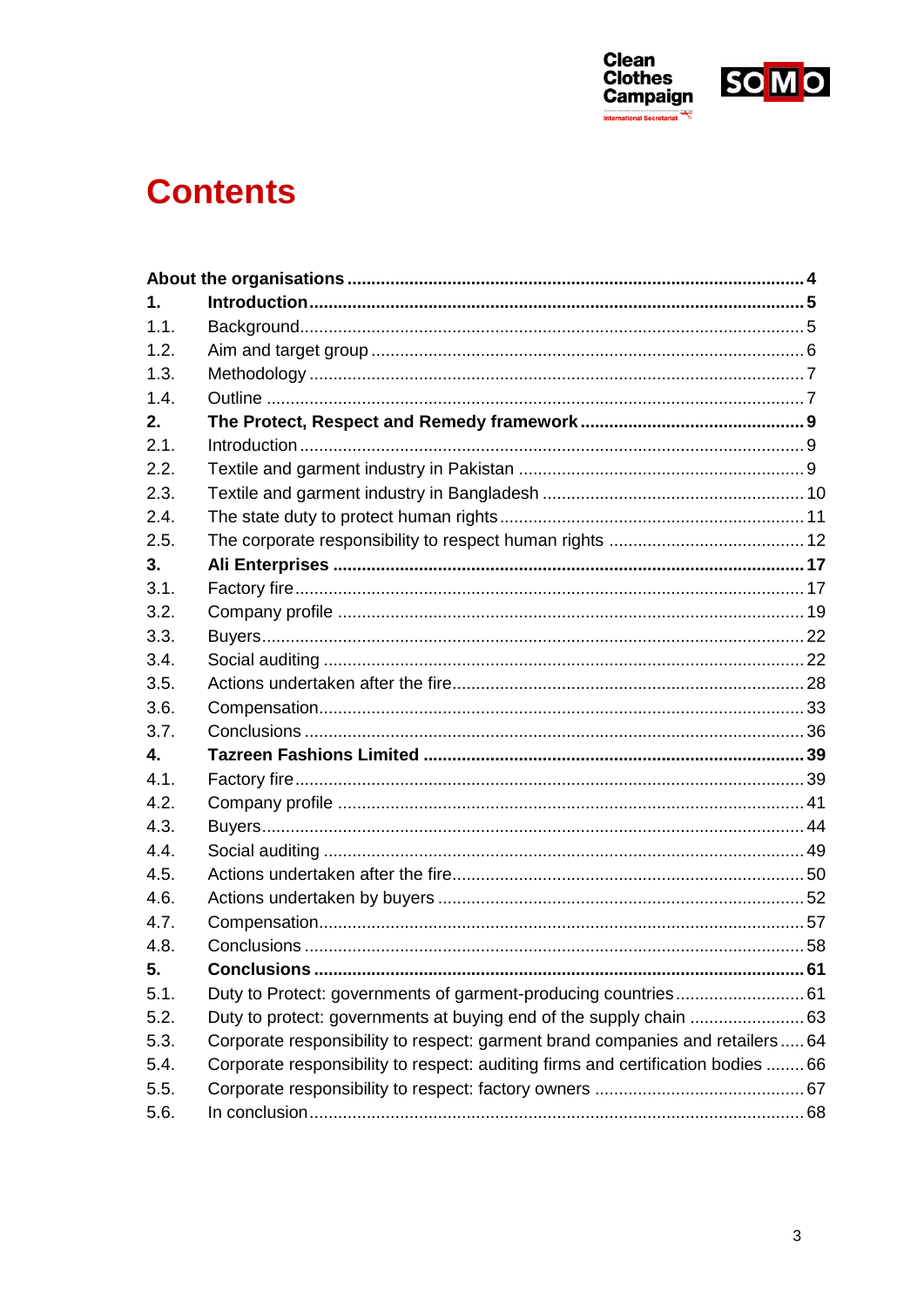# Contents

| | | |
|---|---|---|
| **About the organisations** | | **4** |
| **1.** | **Introduction** | **5** |
| 1.1. | Background | 5 |
| 1.2. | Aim and target group | 6 |
| 1.3. | Methodology | 7 |
| 1.4. | Outline | 7 |
| **2.** | **The Protect, Respect and Remedy framework** | **9** |
| 2.1. | Introduction | 9 |
| 2.2. | Textile and garment industry in Pakistan | 9 |
| 2.3. | Textile and garment industry in Bangladesh | 10 |
| 2.4. | The state duty to protect human rights | 11 |
| 2.5. | The corporate responsibility to respect human rights | 12 |
| **3.** | **Ali Enterprises** | **17** |
| 3.1. | Factory fire | 17 |
| 3.2. | Company profile | 19 |
| 3.3. | Buyers | 22 |
| 3.4. | Social auditing | 22 |
| 3.5. | Actions undertaken after the fire | 28 |
| 3.6. | Compensation | 33 |
| 3.7. | Conclusions | 36 |
| **4.** | **Tazreen Fashions Limited** | **39** |
| 4.1. | Factory fire | 39 |
| 4.2. | Company profile | 41 |
| 4.3. | Buyers | 44 |
| 4.4. | Social auditing | 49 |
| 4.5. | Actions undertaken after the fire | 50 |
| 4.6. | Actions undertaken by buyers | 52 |
| 4.7. | Compensation | 57 |
| 4.8. | Conclusions | 58 |
| **5.** | **Conclusions** | **61** |
| 5.1. | Duty to Protect: governments of garment-producing countries | 61 |
| 5.2. | Duty to protect: governments at buying end of the supply chain | 63 |
| 5.3. | Corporate responsibility to respect: garment brand companies and retailers | 64 |
| 5.4. | Corporate responsibility to respect: auditing firms and certification bodies | 66 |
| 5.5. | Corporate responsibility to respect: factory owners | 67 |
| 5.6. | In conclusion | 68 |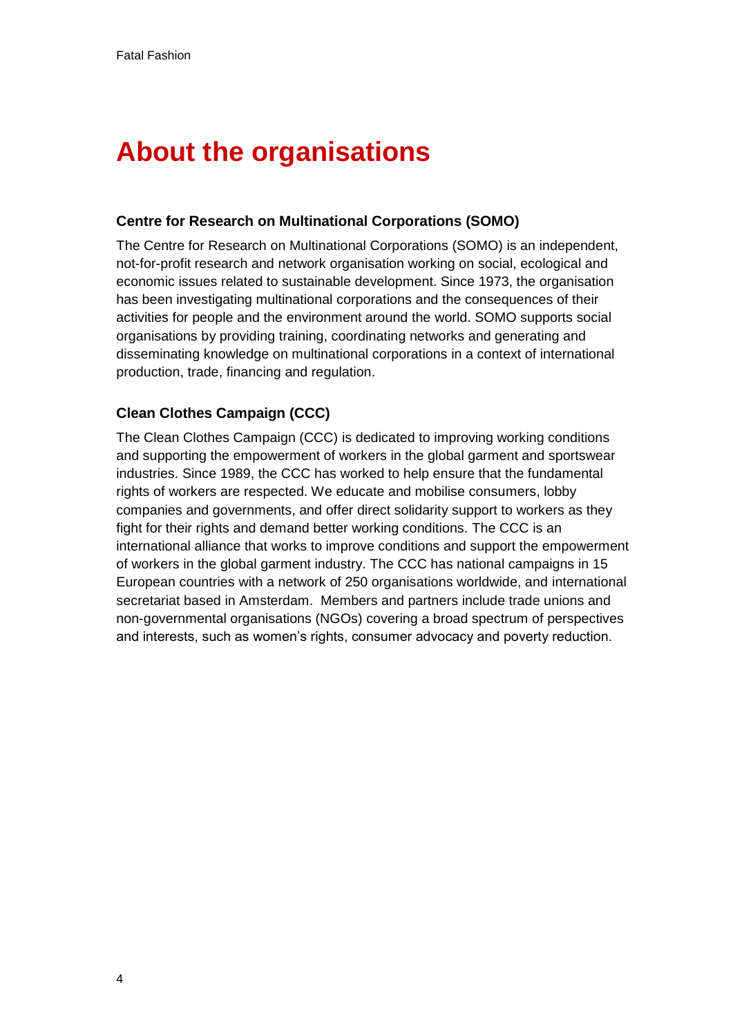# About the organisations

### Centre for Research on Multinational Corporations (SOMO)

The Centre for Research on Multinational Corporations (SOMO) is an independent, not-for-profit research and network organisation working on social, ecological and economic issues related to sustainable development. Since 1973, the organisation has been investigating multinational corporations and the consequences of their activities for people and the environment around the world. SOMO supports social organisations by providing training, coordinating networks and generating and disseminating knowledge on multinational corporations in a context of international production, trade, financing and regulation.

### Clean Clothes Campaign (CCC)

The Clean Clothes Campaign (CCC) is dedicated to improving working conditions and supporting the empowerment of workers in the global garment and sportswear industries. Since 1989, the CCC has worked to help ensure that the fundamental rights of workers are respected. We educate and mobilise consumers, lobby companies and governments, and offer direct solidarity support to workers as they fight for their rights and demand better working conditions. The CCC is an international alliance that works to improve conditions and support the empowerment of workers in the global garment industry. The CCC has national campaigns in 15 European countries with a network of 250 organisations worldwide, and international secretariat based in Amsterdam. Members and partners include trade unions and non-governmental organisations (NGOs) covering a broad spectrum of perspectives and interests, such as women's rights, consumer advocacy and poverty reduction.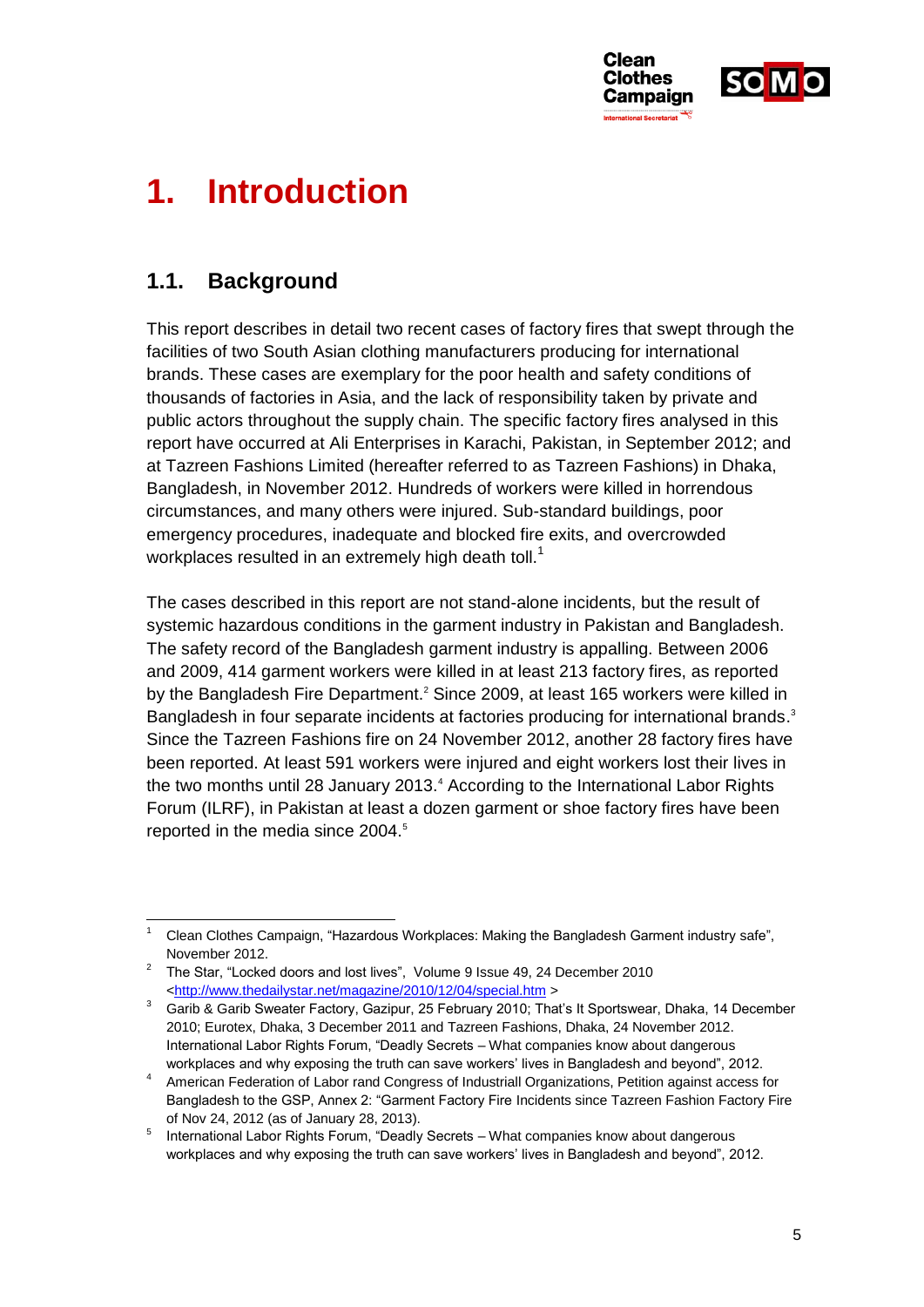# 1. Introduction

## 1.1. Background

This report describes in detail two recent cases of factory fires that swept through the facilities of two South Asian clothing manufacturers producing for international brands. These cases are exemplary for the poor health and safety conditions of thousands of factories in Asia, and the lack of responsibility taken by private and public actors throughout the supply chain. The specific factory fires analysed in this report have occurred at Ali Enterprises in Karachi, Pakistan, in September 2012; and at Tazreen Fashions Limited (hereafter referred to as Tazreen Fashions) in Dhaka, Bangladesh, in November 2012. Hundreds of workers were killed in horrendous circumstances, and many others were injured. Sub-standard buildings, poor emergency procedures, inadequate and blocked fire exits, and overcrowded workplaces resulted in an extremely high death toll.[1]

The cases described in this report are not stand-alone incidents, but the result of systemic hazardous conditions in the garment industry in Pakistan and Bangladesh. The safety record of the Bangladesh garment industry is appalling. Between 2006 and 2009, 414 garment workers were killed in at least 213 factory fires, as reported by the Bangladesh Fire Department.[2] Since 2009, at least 165 workers were killed in Bangladesh in four separate incidents at factories producing for international brands.[3] Since the Tazreen Fashions fire on 24 November 2012, another 28 factory fires have been reported. At least 591 workers were injured and eight workers lost their lives in the two months until 28 January 2013.[4] According to the International Labor Rights Forum (ILRF), in Pakistan at least a dozen garment or shoe factory fires have been reported in the media since 2004.[5]

---

1. Clean Clothes Campaign, "Hazardous Workplaces: Making the Bangladesh Garment industry safe", November 2012.
2. The Star, "Locked doors and lost lives", Volume 9 Issue 49, 24 December 2010 <http://www.thedailystar.net/magazine/2010/12/04/special.htm >
3. Garib & Garib Sweater Factory, Gazipur, 25 February 2010; That's It Sportswear, Dhaka, 14 December 2010; Eurotex, Dhaka, 3 December 2011 and Tazreen Fashions, Dhaka, 24 November 2012. International Labor Rights Forum, "Deadly Secrets – What companies know about dangerous workplaces and why exposing the truth can save workers' lives in Bangladesh and beyond", 2012.
4. American Federation of Labor rand Congress of Industriall Organizations, Petition against access for Bangladesh to the GSP, Annex 2: "Garment Factory Fire Incidents since Tazreen Fashion Factory Fire of Nov 24, 2012 (as of January 28, 2013).
5. International Labor Rights Forum, "Deadly Secrets – What companies know about dangerous workplaces and why exposing the truth can save workers' lives in Bangladesh and beyond", 2012.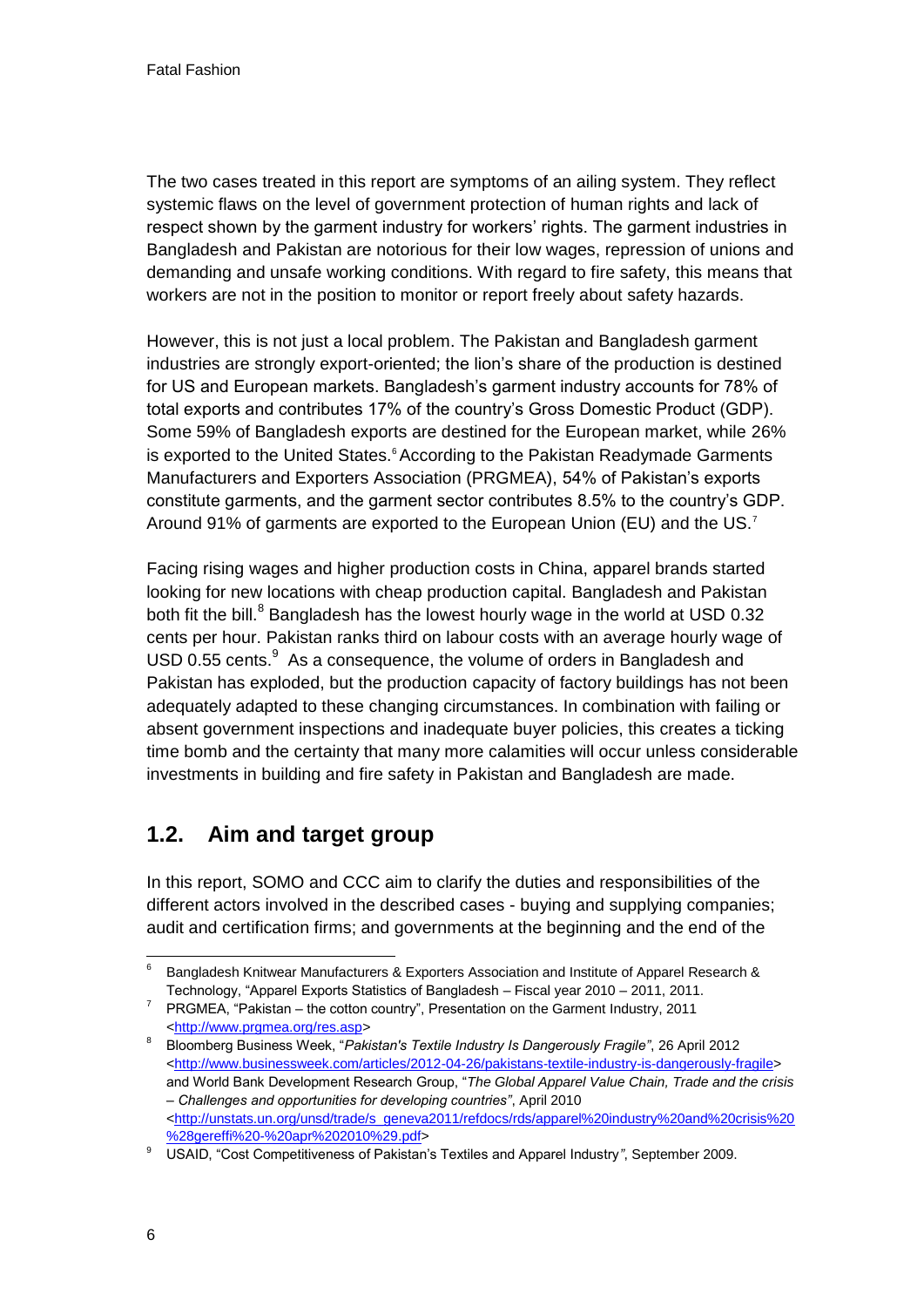The two cases treated in this report are symptoms of an ailing system. They reflect systemic flaws on the level of government protection of human rights and lack of respect shown by the garment industry for workers' rights. The garment industries in Bangladesh and Pakistan are notorious for their low wages, repression of unions and demanding and unsafe working conditions. With regard to fire safety, this means that workers are not in the position to monitor or report freely about safety hazards.

However, this is not just a local problem. The Pakistan and Bangladesh garment industries are strongly export-oriented; the lion's share of the production is destined for US and European markets. Bangladesh's garment industry accounts for 78% of total exports and contributes 17% of the country's Gross Domestic Product (GDP). Some 59% of Bangladesh exports are destined for the European market, while 26% is exported to the United States.[6] According to the Pakistan Readymade Garments Manufacturers and Exporters Association (PRGMEA), 54% of Pakistan's exports constitute garments, and the garment sector contributes 8.5% to the country's GDP. Around 91% of garments are exported to the European Union (EU) and the US.[7]

Facing rising wages and higher production costs in China, apparel brands started looking for new locations with cheap production capital. Bangladesh and Pakistan both fit the bill.[8] Bangladesh has the lowest hourly wage in the world at USD 0.32 cents per hour. Pakistan ranks third on labour costs with an average hourly wage of USD 0.55 cents.[9] As a consequence, the volume of orders in Bangladesh and Pakistan has exploded, but the production capacity of factory buildings has not been adequately adapted to these changing circumstances. In combination with failing or absent government inspections and inadequate buyer policies, this creates a ticking time bomb and the certainty that many more calamities will occur unless considerable investments in building and fire safety in Pakistan and Bangladesh are made.

## 1.2. Aim and target group

In this report, SOMO and CCC aim to clarify the duties and responsibilities of the different actors involved in the described cases - buying and supplying companies; audit and certification firms; and governments at the beginning and the end of the

---

[6] Bangladesh Knitwear Manufacturers & Exporters Association and Institute of Apparel Research & Technology, "Apparel Exports Statistics of Bangladesh – Fiscal year 2010 – 2011, 2011.

[7] PRGMEA, "Pakistan – the cotton country", Presentation on the Garment Industry, 2011 <http://www.prgmea.org/res.asp>

[8] Bloomberg Business Week, "*Pakistan's Textile Industry Is Dangerously Fragile*", 26 April 2012 <http://www.businessweek.com/articles/2012-04-26/pakistans-textile-industry-is-dangerously-fragile> and World Bank Development Research Group, "*The Global Apparel Value Chain, Trade and the crisis – Challenges and opportunities for developing countries*", April 2010 <http://unstats.un.org/unsd/trade/s_geneva2011/refdocs/rds/apparel%20industry%20and%20crisis%20%28gereffi%20-%20apr%202010%29.pdf>

[9] USAID, "Cost Competitiveness of Pakistan's Textiles and Apparel Industry", September 2009.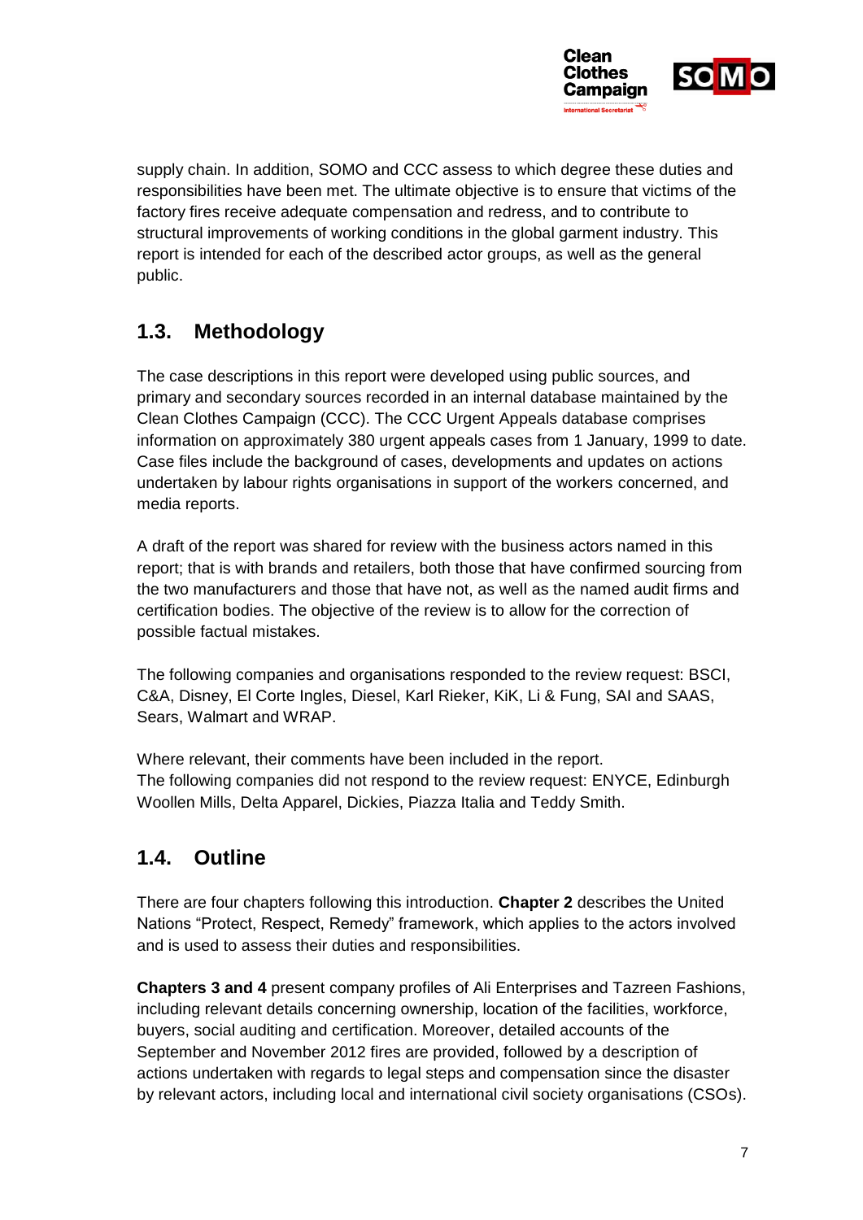supply chain. In addition, SOMO and CCC assess to which degree these duties and responsibilities have been met. The ultimate objective is to ensure that victims of the factory fires receive adequate compensation and redress, and to contribute to structural improvements of working conditions in the global garment industry. This report is intended for each of the described actor groups, as well as the general public.

## 1.3. Methodology

The case descriptions in this report were developed using public sources, and primary and secondary sources recorded in an internal database maintained by the Clean Clothes Campaign (CCC). The CCC Urgent Appeals database comprises information on approximately 380 urgent appeals cases from 1 January, 1999 to date. Case files include the background of cases, developments and updates on actions undertaken by labour rights organisations in support of the workers concerned, and media reports.

A draft of the report was shared for review with the business actors named in this report; that is with brands and retailers, both those that have confirmed sourcing from the two manufacturers and those that have not, as well as the named audit firms and certification bodies. The objective of the review is to allow for the correction of possible factual mistakes.

The following companies and organisations responded to the review request: BSCI, C&A, Disney, El Corte Ingles, Diesel, Karl Rieker, KiK, Li & Fung, SAI and SAAS, Sears, Walmart and WRAP.

Where relevant, their comments have been included in the report.
The following companies did not respond to the review request: ENYCE, Edinburgh Woollen Mills, Delta Apparel, Dickies, Piazza Italia and Teddy Smith.

## 1.4. Outline

There are four chapters following this introduction. **Chapter 2** describes the United Nations "Protect, Respect, Remedy" framework, which applies to the actors involved and is used to assess their duties and responsibilities.

**Chapters 3 and 4** present company profiles of Ali Enterprises and Tazreen Fashions, including relevant details concerning ownership, location of the facilities, workforce, buyers, social auditing and certification. Moreover, detailed accounts of the September and November 2012 fires are provided, followed by a description of actions undertaken with regards to legal steps and compensation since the disaster by relevant actors, including local and international civil society organisations (CSOs).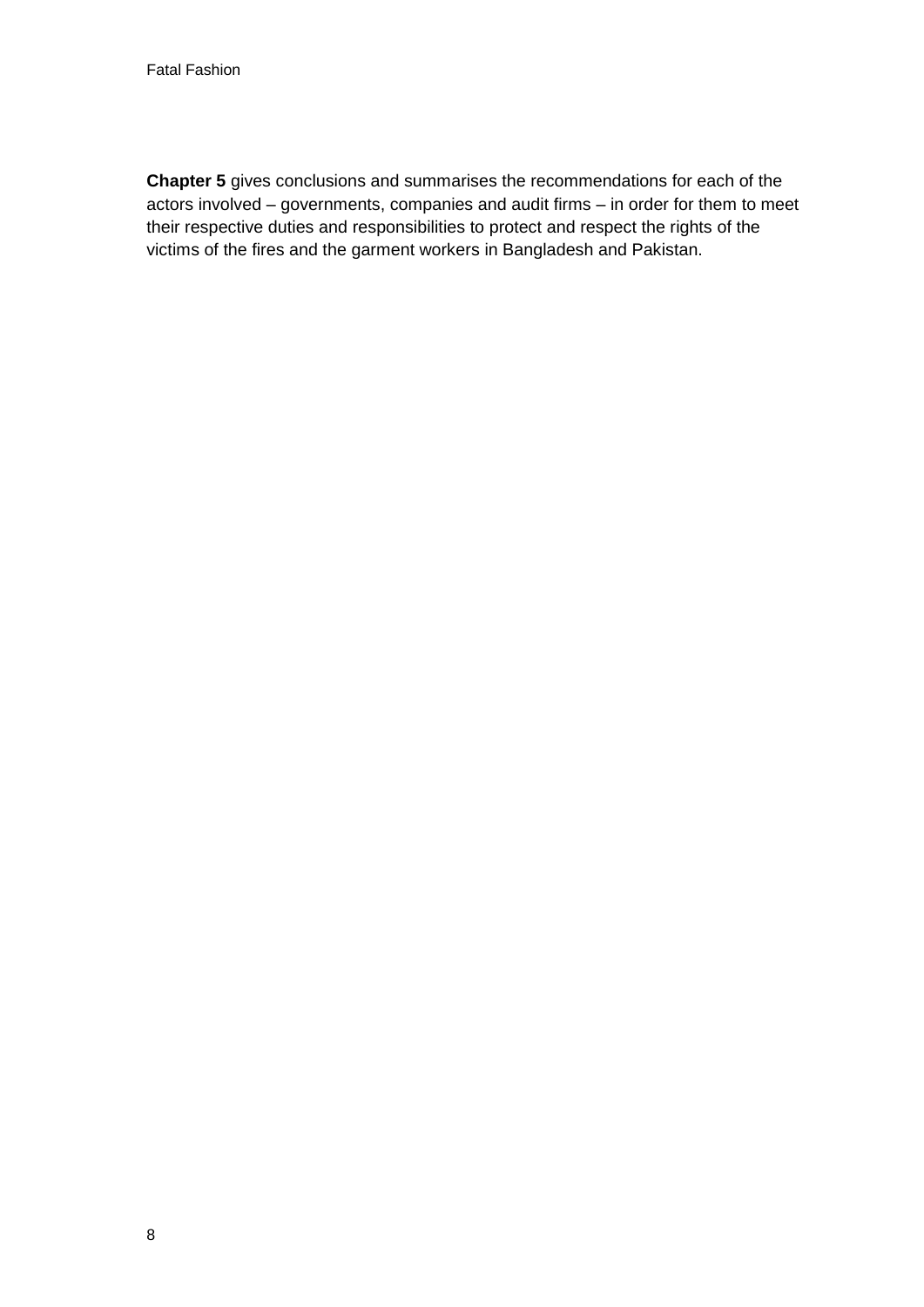**Chapter 5** gives conclusions and summarises the recommendations for each of the actors involved – governments, companies and audit firms – in order for them to meet their respective duties and responsibilities to protect and respect the rights of the victims of the fires and the garment workers in Bangladesh and Pakistan.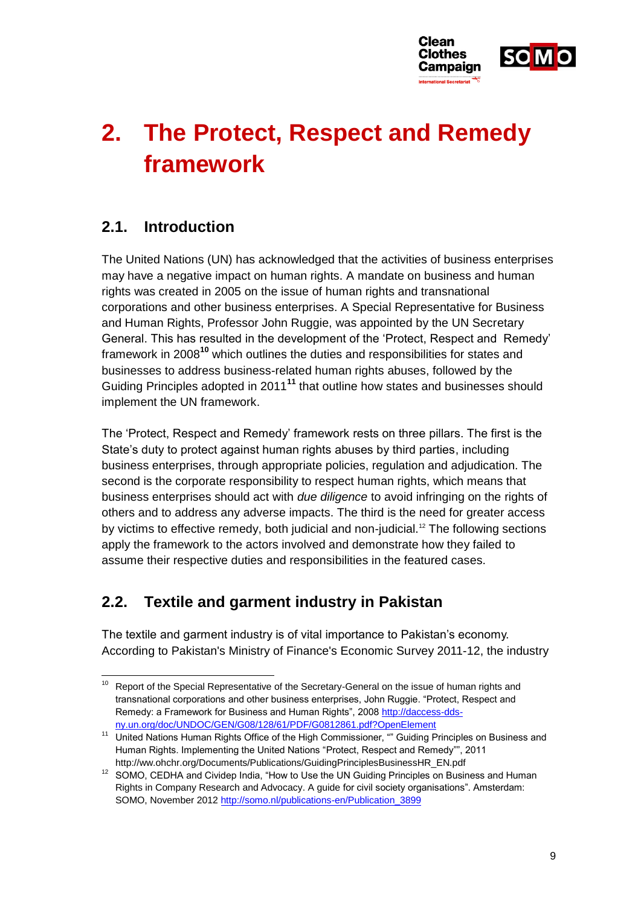# 2. The Protect, Respect and Remedy framework

## 2.1. Introduction

The United Nations (UN) has acknowledged that the activities of business enterprises may have a negative impact on human rights. A mandate on business and human rights was created in 2005 on the issue of human rights and transnational corporations and other business enterprises. A Special Representative for Business and Human Rights, Professor John Ruggie, was appointed by the UN Secretary General. This has resulted in the development of the 'Protect, Respect and Remedy' framework in 2008[10] which outlines the duties and responsibilities for states and businesses to address business-related human rights abuses, followed by the Guiding Principles adopted in 2011[11] that outline how states and businesses should implement the UN framework.

The 'Protect, Respect and Remedy' framework rests on three pillars. The first is the State's duty to protect against human rights abuses by third parties, including business enterprises, through appropriate policies, regulation and adjudication. The second is the corporate responsibility to respect human rights, which means that business enterprises should act with *due diligence* to avoid infringing on the rights of others and to address any adverse impacts. The third is the need for greater access by victims to effective remedy, both judicial and non-judicial.[12] The following sections apply the framework to the actors involved and demonstrate how they failed to assume their respective duties and responsibilities in the featured cases.

## 2.2. Textile and garment industry in Pakistan

The textile and garment industry is of vital importance to Pakistan's economy. According to Pakistan's Ministry of Finance's Economic Survey 2011-12, the industry

---

[10] Report of the Special Representative of the Secretary-General on the issue of human rights and transnational corporations and other business enterprises, John Ruggie. "Protect, Respect and Remedy: a Framework for Business and Human Rights", 2008 http://daccess-dds-ny.un.org/doc/UNDOC/GEN/G08/128/61/PDF/G0812861.pdf?OpenElement

[11] United Nations Human Rights Office of the High Commissioner, "" Guiding Principles on Business and Human Rights. Implementing the United Nations "Protect, Respect and Remedy"", 2011 http://ww.ohchr.org/Documents/Publications/GuidingPrinciplesBusinessHR_EN.pdf

[12] SOMO, CEDHA and Cividep India, "How to Use the UN Guiding Principles on Business and Human Rights in Company Research and Advocacy. A guide for civil society organisations". Amsterdam: SOMO, November 2012 http://somo.nl/publications-en/Publication_3899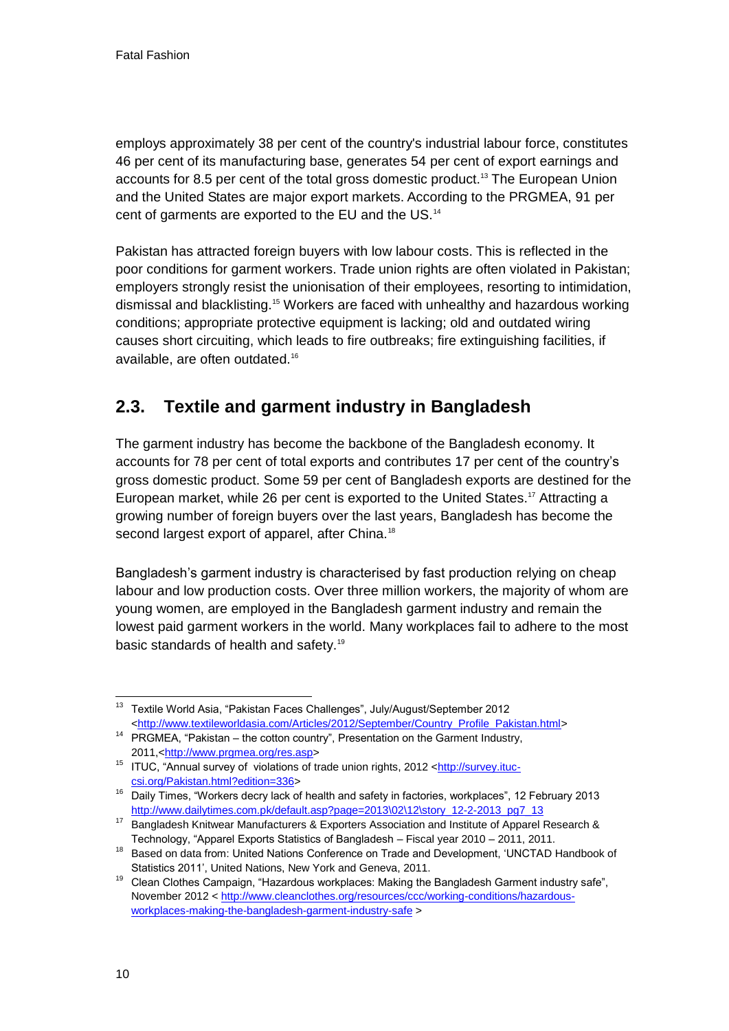employs approximately 38 per cent of the country's industrial labour force, constitutes 46 per cent of its manufacturing base, generates 54 per cent of export earnings and accounts for 8.5 per cent of the total gross domestic product.[13] The European Union and the United States are major export markets. According to the PRGMEA, 91 per cent of garments are exported to the EU and the US.[14]

Pakistan has attracted foreign buyers with low labour costs. This is reflected in the poor conditions for garment workers. Trade union rights are often violated in Pakistan; employers strongly resist the unionisation of their employees, resorting to intimidation, dismissal and blacklisting.[15] Workers are faced with unhealthy and hazardous working conditions; appropriate protective equipment is lacking; old and outdated wiring causes short circuiting, which leads to fire outbreaks; fire extinguishing facilities, if available, are often outdated.[16]

## 2.3. Textile and garment industry in Bangladesh

The garment industry has become the backbone of the Bangladesh economy. It accounts for 78 per cent of total exports and contributes 17 per cent of the country's gross domestic product. Some 59 per cent of Bangladesh exports are destined for the European market, while 26 per cent is exported to the United States.[17] Attracting a growing number of foreign buyers over the last years, Bangladesh has become the second largest export of apparel, after China.[18]

Bangladesh's garment industry is characterised by fast production relying on cheap labour and low production costs. Over three million workers, the majority of whom are young women, are employed in the Bangladesh garment industry and remain the lowest paid garment workers in the world. Many workplaces fail to adhere to the most basic standards of health and safety.[19]

---

[13] Textile World Asia, "Pakistan Faces Challenges", July/August/September 2012 <http://www.textileworldasia.com/Articles/2012/September/Country_Profile_Pakistan.html>

[14] PRGMEA, "Pakistan – the cotton country", Presentation on the Garment Industry, 2011,<http://www.prgmea.org/res.asp>

[15] ITUC, "Annual survey of violations of trade union rights, 2012 <http://survey.ituc-csi.org/Pakistan.html?edition=336>

[16] Daily Times, "Workers decry lack of health and safety in factories, workplaces", 12 February 2013 http://www.dailytimes.com.pk/default.asp?page=2013\02\12\story_12-2-2013_pg7_13

[17] Bangladesh Knitwear Manufacturers & Exporters Association and Institute of Apparel Research & Technology, "Apparel Exports Statistics of Bangladesh – Fiscal year 2010 – 2011, 2011.

[18] Based on data from: United Nations Conference on Trade and Development, 'UNCTAD Handbook of Statistics 2011', United Nations, New York and Geneva, 2011.

[19] Clean Clothes Campaign, "Hazardous workplaces: Making the Bangladesh Garment industry safe", November 2012 < http://www.cleanclothes.org/resources/ccc/working-conditions/hazardous-workplaces-making-the-bangladesh-garment-industry-safe >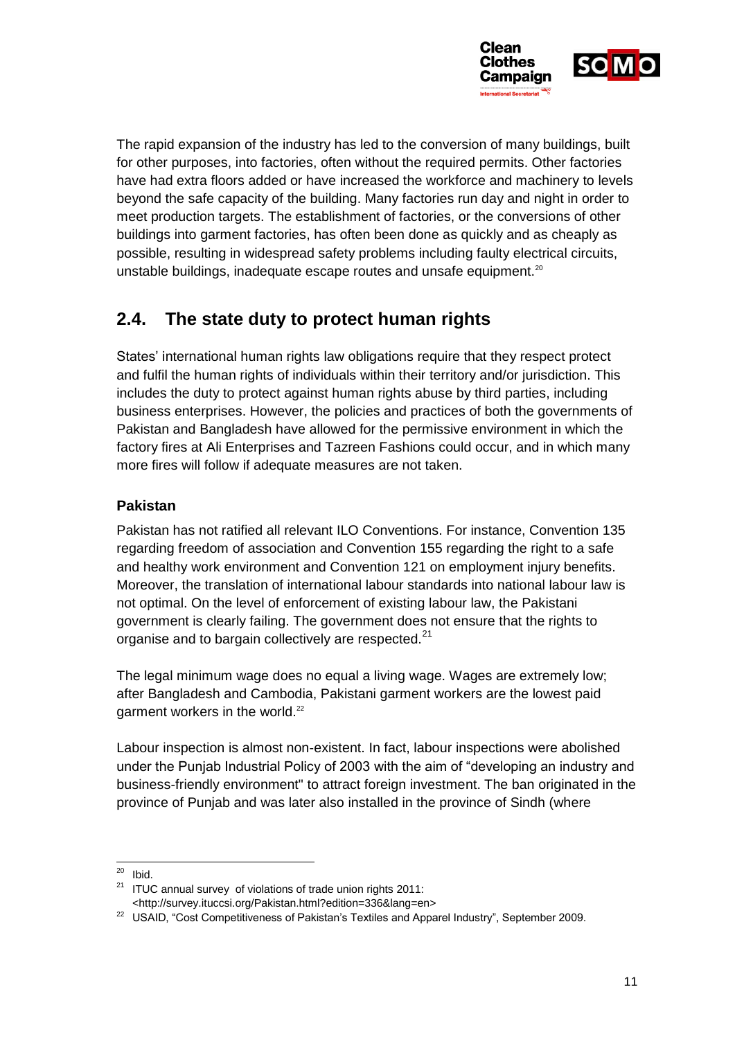The rapid expansion of the industry has led to the conversion of many buildings, built for other purposes, into factories, often without the required permits. Other factories have had extra floors added or have increased the workforce and machinery to levels beyond the safe capacity of the building. Many factories run day and night in order to meet production targets. The establishment of factories, or the conversions of other buildings into garment factories, has often been done as quickly and as cheaply as possible, resulting in widespread safety problems including faulty electrical circuits, unstable buildings, inadequate escape routes and unsafe equipment.[20]

## 2.4. The state duty to protect human rights

States' international human rights law obligations require that they respect protect and fulfil the human rights of individuals within their territory and/or jurisdiction. This includes the duty to protect against human rights abuse by third parties, including business enterprises. However, the policies and practices of both the governments of Pakistan and Bangladesh have allowed for the permissive environment in which the factory fires at Ali Enterprises and Tazreen Fashions could occur, and in which many more fires will follow if adequate measures are not taken.

### Pakistan

Pakistan has not ratified all relevant ILO Conventions. For instance, Convention 135 regarding freedom of association and Convention 155 regarding the right to a safe and healthy work environment and Convention 121 on employment injury benefits. Moreover, the translation of international labour standards into national labour law is not optimal. On the level of enforcement of existing labour law, the Pakistani government is clearly failing. The government does not ensure that the rights to organise and to bargain collectively are respected.[21]

The legal minimum wage does no equal a living wage. Wages are extremely low; after Bangladesh and Cambodia, Pakistani garment workers are the lowest paid garment workers in the world.[22]

Labour inspection is almost non-existent. In fact, labour inspections were abolished under the Punjab Industrial Policy of 2003 with the aim of "developing an industry and business-friendly environment" to attract foreign investment. The ban originated in the province of Punjab and was later also installed in the province of Sindh (where

---

[20] Ibid.

[21] ITUC annual survey of violations of trade union rights 2011: <http://survey.ituccsi.org/Pakistan.html?edition=336&lang=en>

[22] USAID, "Cost Competitiveness of Pakistan's Textiles and Apparel Industry", September 2009.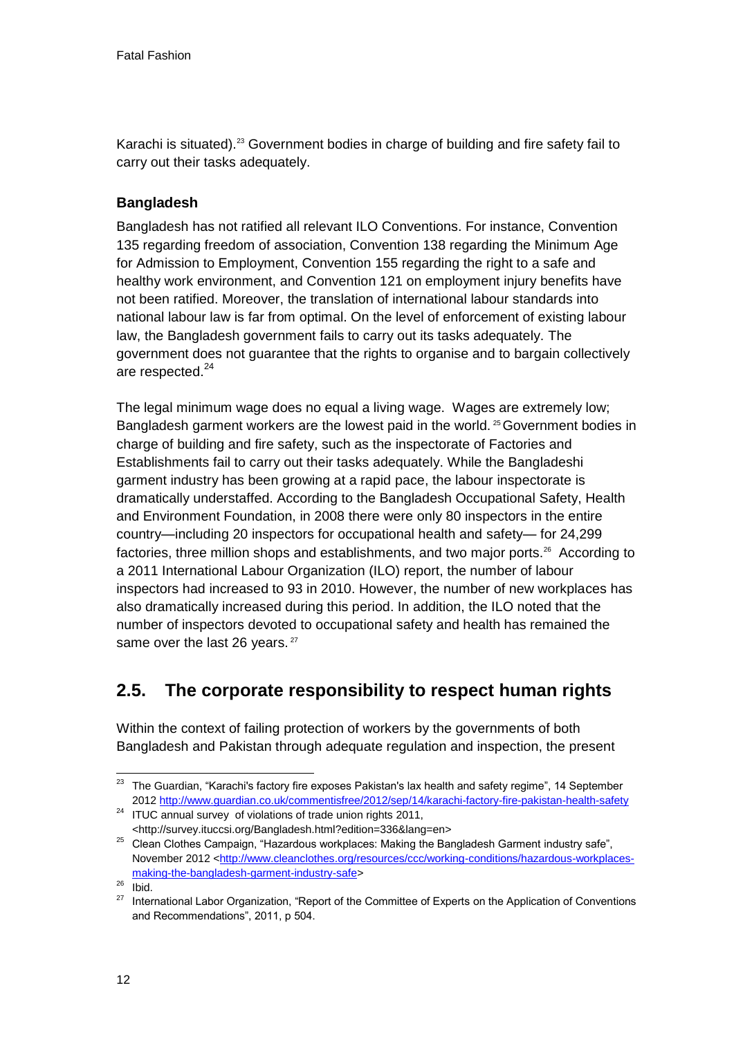Karachi is situated).[23] Government bodies in charge of building and fire safety fail to carry out their tasks adequately.

### Bangladesh

Bangladesh has not ratified all relevant ILO Conventions. For instance, Convention 135 regarding freedom of association, Convention 138 regarding the Minimum Age for Admission to Employment, Convention 155 regarding the right to a safe and healthy work environment, and Convention 121 on employment injury benefits have not been ratified. Moreover, the translation of international labour standards into national labour law is far from optimal. On the level of enforcement of existing labour law, the Bangladesh government fails to carry out its tasks adequately. The government does not guarantee that the rights to organise and to bargain collectively are respected.[24]

The legal minimum wage does no equal a living wage. Wages are extremely low; Bangladesh garment workers are the lowest paid in the world.[25] Government bodies in charge of building and fire safety, such as the inspectorate of Factories and Establishments fail to carry out their tasks adequately. While the Bangladeshi garment industry has been growing at a rapid pace, the labour inspectorate is dramatically understaffed. According to the Bangladesh Occupational Safety, Health and Environment Foundation, in 2008 there were only 80 inspectors in the entire country—including 20 inspectors for occupational health and safety— for 24,299 factories, three million shops and establishments, and two major ports.[26] According to a 2011 International Labour Organization (ILO) report, the number of labour inspectors had increased to 93 in 2010. However, the number of new workplaces has also dramatically increased during this period. In addition, the ILO noted that the number of inspectors devoted to occupational safety and health has remained the same over the last 26 years.[27]

## 2.5. The corporate responsibility to respect human rights

Within the context of failing protection of workers by the governments of both Bangladesh and Pakistan through adequate regulation and inspection, the present

---

[23] The Guardian, "Karachi's factory fire exposes Pakistan's lax health and safety regime", 14 September 2012 http://www.guardian.co.uk/commentisfree/2012/sep/14/karachi-factory-fire-pakistan-health-safety

[24] ITUC annual survey of violations of trade union rights 2011, <http://survey.ituccsi.org/Bangladesh.html?edition=336&lang=en>

[25] Clean Clothes Campaign, "Hazardous workplaces: Making the Bangladesh Garment industry safe", November 2012 <http://www.cleanclothes.org/resources/ccc/working-conditions/hazardous-workplaces-making-the-bangladesh-garment-industry-safe>

[26] Ibid.

[27] International Labor Organization, "Report of the Committee of Experts on the Application of Conventions and Recommendations", 2011, p 504.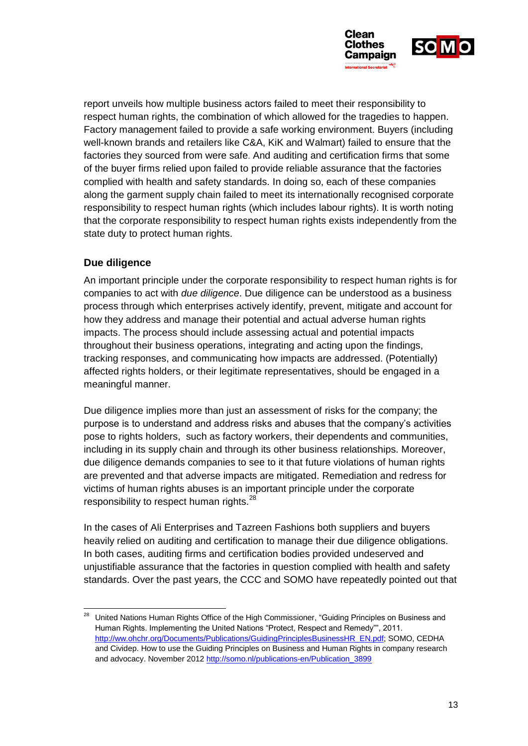report unveils how multiple business actors failed to meet their responsibility to respect human rights, the combination of which allowed for the tragedies to happen. Factory management failed to provide a safe working environment. Buyers (including well-known brands and retailers like C&A, KiK and Walmart) failed to ensure that the factories they sourced from were safe. And auditing and certification firms that some of the buyer firms relied upon failed to provide reliable assurance that the factories complied with health and safety standards. In doing so, each of these companies along the garment supply chain failed to meet its internationally recognised corporate responsibility to respect human rights (which includes labour rights). It is worth noting that the corporate responsibility to respect human rights exists independently from the state duty to protect human rights.

### Due diligence

An important principle under the corporate responsibility to respect human rights is for companies to act with *due diligence*. Due diligence can be understood as a business process through which enterprises actively identify, prevent, mitigate and account for how they address and manage their potential and actual adverse human rights impacts. The process should include assessing actual and potential impacts throughout their business operations, integrating and acting upon the findings, tracking responses, and communicating how impacts are addressed. (Potentially) affected rights holders, or their legitimate representatives, should be engaged in a meaningful manner.

Due diligence implies more than just an assessment of risks for the company; the purpose is to understand and address risks and abuses that the company's activities pose to rights holders, such as factory workers, their dependents and communities, including in its supply chain and through its other business relationships. Moreover, due diligence demands companies to see to it that future violations of human rights are prevented and that adverse impacts are mitigated. Remediation and redress for victims of human rights abuses is an important principle under the corporate responsibility to respect human rights.[28]

In the cases of Ali Enterprises and Tazreen Fashions both suppliers and buyers heavily relied on auditing and certification to manage their due diligence obligations. In both cases, auditing firms and certification bodies provided undeserved and unjustifiable assurance that the factories in question complied with health and safety standards. Over the past years, the CCC and SOMO have repeatedly pointed out that

---

[28] United Nations Human Rights Office of the High Commissioner, "Guiding Principles on Business and Human Rights. Implementing the United Nations "Protect, Respect and Remedy"", 2011. http://ww.ohchr.org/Documents/Publications/GuidingPrinciplesBusinessHR_EN.pdf; SOMO, CEDHA and Cividep. How to use the Guiding Principles on Business and Human Rights in company research and advocacy. November 2012 http://somo.nl/publications-en/Publication_3899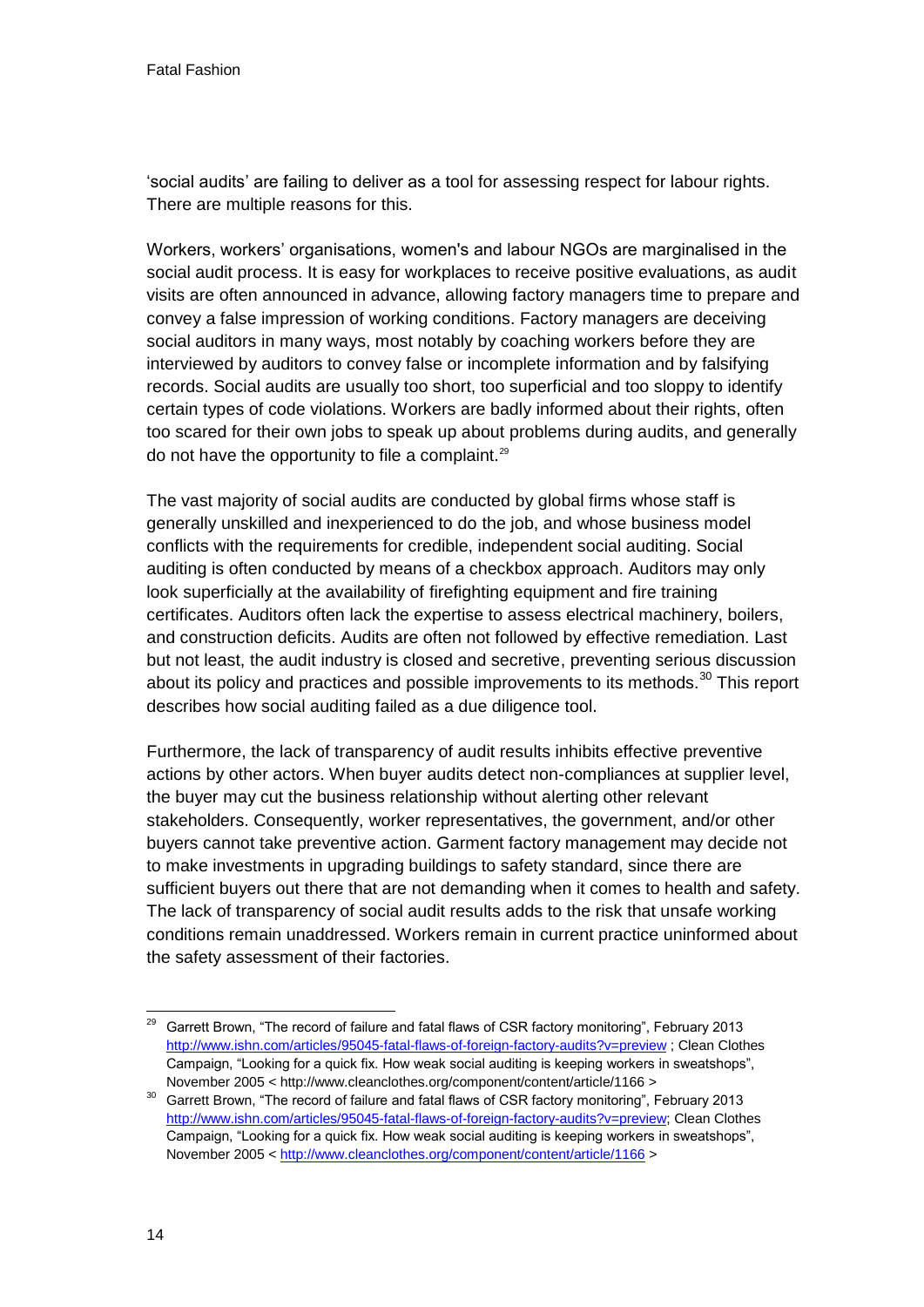'social audits' are failing to deliver as a tool for assessing respect for labour rights. There are multiple reasons for this.

Workers, workers' organisations, women's and labour NGOs are marginalised in the social audit process. It is easy for workplaces to receive positive evaluations, as audit visits are often announced in advance, allowing factory managers time to prepare and convey a false impression of working conditions. Factory managers are deceiving social auditors in many ways, most notably by coaching workers before they are interviewed by auditors to convey false or incomplete information and by falsifying records. Social audits are usually too short, too superficial and too sloppy to identify certain types of code violations. Workers are badly informed about their rights, often too scared for their own jobs to speak up about problems during audits, and generally do not have the opportunity to file a complaint.[29]

The vast majority of social audits are conducted by global firms whose staff is generally unskilled and inexperienced to do the job, and whose business model conflicts with the requirements for credible, independent social auditing. Social auditing is often conducted by means of a checkbox approach. Auditors may only look superficially at the availability of firefighting equipment and fire training certificates. Auditors often lack the expertise to assess electrical machinery, boilers, and construction deficits. Audits are often not followed by effective remediation. Last but not least, the audit industry is closed and secretive, preventing serious discussion about its policy and practices and possible improvements to its methods.[30] This report describes how social auditing failed as a due diligence tool.

Furthermore, the lack of transparency of audit results inhibits effective preventive actions by other actors. When buyer audits detect non-compliances at supplier level, the buyer may cut the business relationship without alerting other relevant stakeholders. Consequently, worker representatives, the government, and/or other buyers cannot take preventive action. Garment factory management may decide not to make investments in upgrading buildings to safety standard, since there are sufficient buyers out there that are not demanding when it comes to health and safety. The lack of transparency of social audit results adds to the risk that unsafe working conditions remain unaddressed. Workers remain in current practice uninformed about the safety assessment of their factories.

---

[29] Garrett Brown, "The record of failure and fatal flaws of CSR factory monitoring", February 2013 http://www.ishn.com/articles/95045-fatal-flaws-of-foreign-factory-audits?v=preview ; Clean Clothes Campaign, "Looking for a quick fix. How weak social auditing is keeping workers in sweatshops", November 2005 < http://www.cleanclothes.org/component/content/article/1166 >

[30] Garrett Brown, "The record of failure and fatal flaws of CSR factory monitoring", February 2013 http://www.ishn.com/articles/95045-fatal-flaws-of-foreign-factory-audits?v=preview; Clean Clothes Campaign, "Looking for a quick fix. How weak social auditing is keeping workers in sweatshops", November 2005 < http://www.cleanclothes.org/component/content/article/1166 >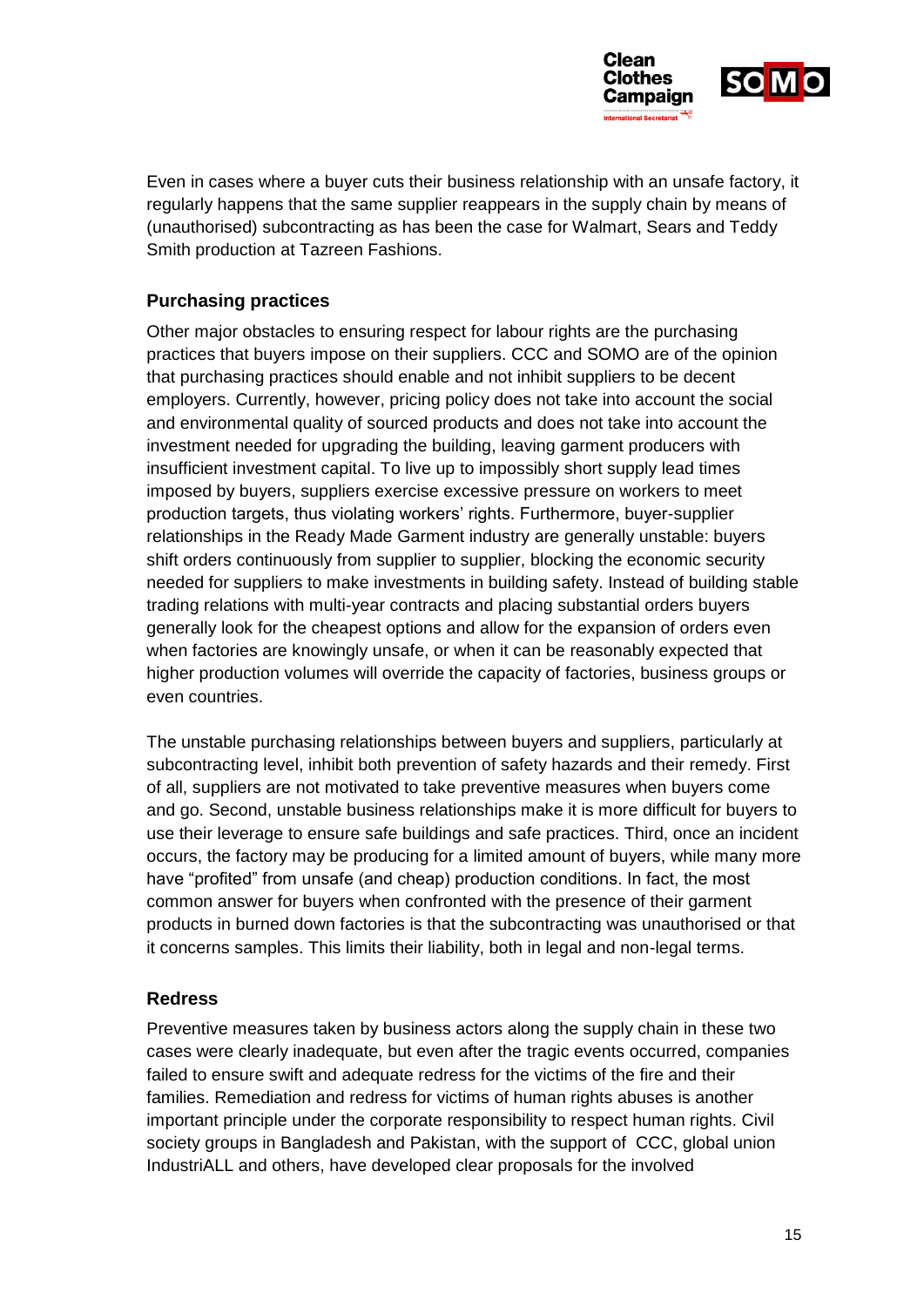Even in cases where a buyer cuts their business relationship with an unsafe factory, it regularly happens that the same supplier reappears in the supply chain by means of (unauthorised) subcontracting as has been the case for Walmart, Sears and Teddy Smith production at Tazreen Fashions.

### Purchasing practices

Other major obstacles to ensuring respect for labour rights are the purchasing practices that buyers impose on their suppliers. CCC and SOMO are of the opinion that purchasing practices should enable and not inhibit suppliers to be decent employers. Currently, however, pricing policy does not take into account the social and environmental quality of sourced products and does not take into account the investment needed for upgrading the building, leaving garment producers with insufficient investment capital. To live up to impossibly short supply lead times imposed by buyers, suppliers exercise excessive pressure on workers to meet production targets, thus violating workers' rights. Furthermore, buyer-supplier relationships in the Ready Made Garment industry are generally unstable: buyers shift orders continuously from supplier to supplier, blocking the economic security needed for suppliers to make investments in building safety. Instead of building stable trading relations with multi-year contracts and placing substantial orders buyers generally look for the cheapest options and allow for the expansion of orders even when factories are knowingly unsafe, or when it can be reasonably expected that higher production volumes will override the capacity of factories, business groups or even countries.

The unstable purchasing relationships between buyers and suppliers, particularly at subcontracting level, inhibit both prevention of safety hazards and their remedy. First of all, suppliers are not motivated to take preventive measures when buyers come and go. Second, unstable business relationships make it is more difficult for buyers to use their leverage to ensure safe buildings and safe practices. Third, once an incident occurs, the factory may be producing for a limited amount of buyers, while many more have "profited" from unsafe (and cheap) production conditions. In fact, the most common answer for buyers when confronted with the presence of their garment products in burned down factories is that the subcontracting was unauthorised or that it concerns samples. This limits their liability, both in legal and non-legal terms.

### Redress

Preventive measures taken by business actors along the supply chain in these two cases were clearly inadequate, but even after the tragic events occurred, companies failed to ensure swift and adequate redress for the victims of the fire and their families. Remediation and redress for victims of human rights abuses is another important principle under the corporate responsibility to respect human rights. Civil society groups in Bangladesh and Pakistan, with the support of CCC, global union IndustriALL and others, have developed clear proposals for the involved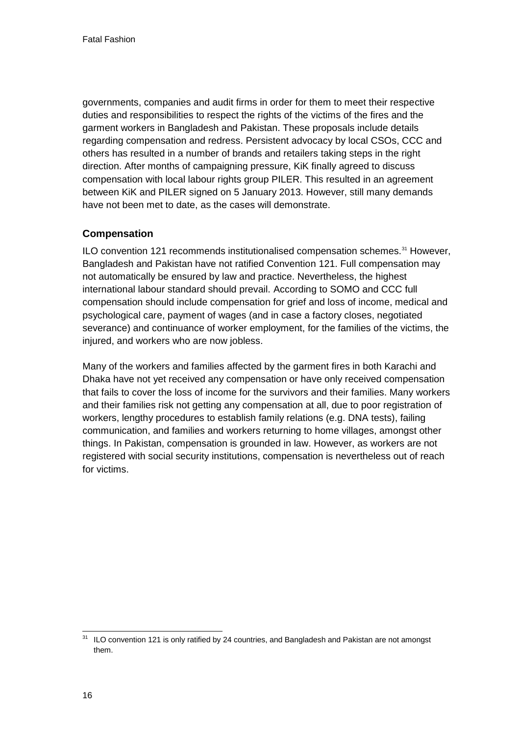governments, companies and audit firms in order for them to meet their respective duties and responsibilities to respect the rights of the victims of the fires and the garment workers in Bangladesh and Pakistan. These proposals include details regarding compensation and redress. Persistent advocacy by local CSOs, CCC and others has resulted in a number of brands and retailers taking steps in the right direction. After months of campaigning pressure, KiK finally agreed to discuss compensation with local labour rights group PILER. This resulted in an agreement between KiK and PILER signed on 5 January 2013. However, still many demands have not been met to date, as the cases will demonstrate.

### Compensation

ILO convention 121 recommends institutionalised compensation schemes.[31] However, Bangladesh and Pakistan have not ratified Convention 121. Full compensation may not automatically be ensured by law and practice. Nevertheless, the highest international labour standard should prevail. According to SOMO and CCC full compensation should include compensation for grief and loss of income, medical and psychological care, payment of wages (and in case a factory closes, negotiated severance) and continuance of worker employment, for the families of the victims, the injured, and workers who are now jobless.

Many of the workers and families affected by the garment fires in both Karachi and Dhaka have not yet received any compensation or have only received compensation that fails to cover the loss of income for the survivors and their families. Many workers and their families risk not getting any compensation at all, due to poor registration of workers, lengthy procedures to establish family relations (e.g. DNA tests), failing communication, and families and workers returning to home villages, amongst other things. In Pakistan, compensation is grounded in law. However, as workers are not registered with social security institutions, compensation is nevertheless out of reach for victims.

[31] ILO convention 121 is only ratified by 24 countries, and Bangladesh and Pakistan are not amongst them.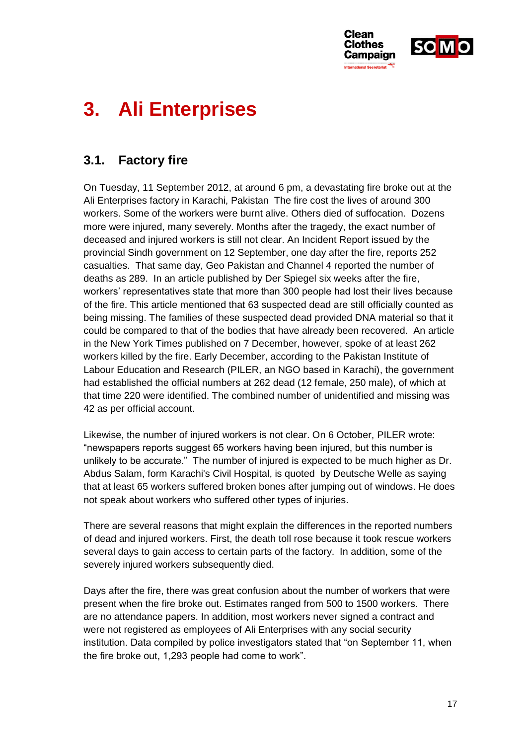# 3. Ali Enterprises

## 3.1. Factory fire

On Tuesday, 11 September 2012, at around 6 pm, a devastating fire broke out at the Ali Enterprises factory in Karachi, Pakistan The fire cost the lives of around 300 workers. Some of the workers were burnt alive. Others died of suffocation. Dozens more were injured, many severely. Months after the tragedy, the exact number of deceased and injured workers is still not clear. An Incident Report issued by the provincial Sindh government on 12 September, one day after the fire, reports 252 casualties. That same day, Geo Pakistan and Channel 4 reported the number of deaths as 289. In an article published by Der Spiegel six weeks after the fire, workers' representatives state that more than 300 people had lost their lives because of the fire. This article mentioned that 63 suspected dead are still officially counted as being missing. The families of these suspected dead provided DNA material so that it could be compared to that of the bodies that have already been recovered. An article in the New York Times published on 7 December, however, spoke of at least 262 workers killed by the fire. Early December, according to the Pakistan Institute of Labour Education and Research (PILER, an NGO based in Karachi), the government had established the official numbers at 262 dead (12 female, 250 male), of which at that time 220 were identified. The combined number of unidentified and missing was 42 as per official account.

Likewise, the number of injured workers is not clear. On 6 October, PILER wrote: "newspapers reports suggest 65 workers having been injured, but this number is unlikely to be accurate." The number of injured is expected to be much higher as Dr. Abdus Salam, form Karachi's Civil Hospital, is quoted by Deutsche Welle as saying that at least 65 workers suffered broken bones after jumping out of windows. He does not speak about workers who suffered other types of injuries.

There are several reasons that might explain the differences in the reported numbers of dead and injured workers. First, the death toll rose because it took rescue workers several days to gain access to certain parts of the factory. In addition, some of the severely injured workers subsequently died.

Days after the fire, there was great confusion about the number of workers that were present when the fire broke out. Estimates ranged from 500 to 1500 workers. There are no attendance papers. In addition, most workers never signed a contract and were not registered as employees of Ali Enterprises with any social security institution. Data compiled by police investigators stated that "on September 11, when the fire broke out, 1,293 people had come to work".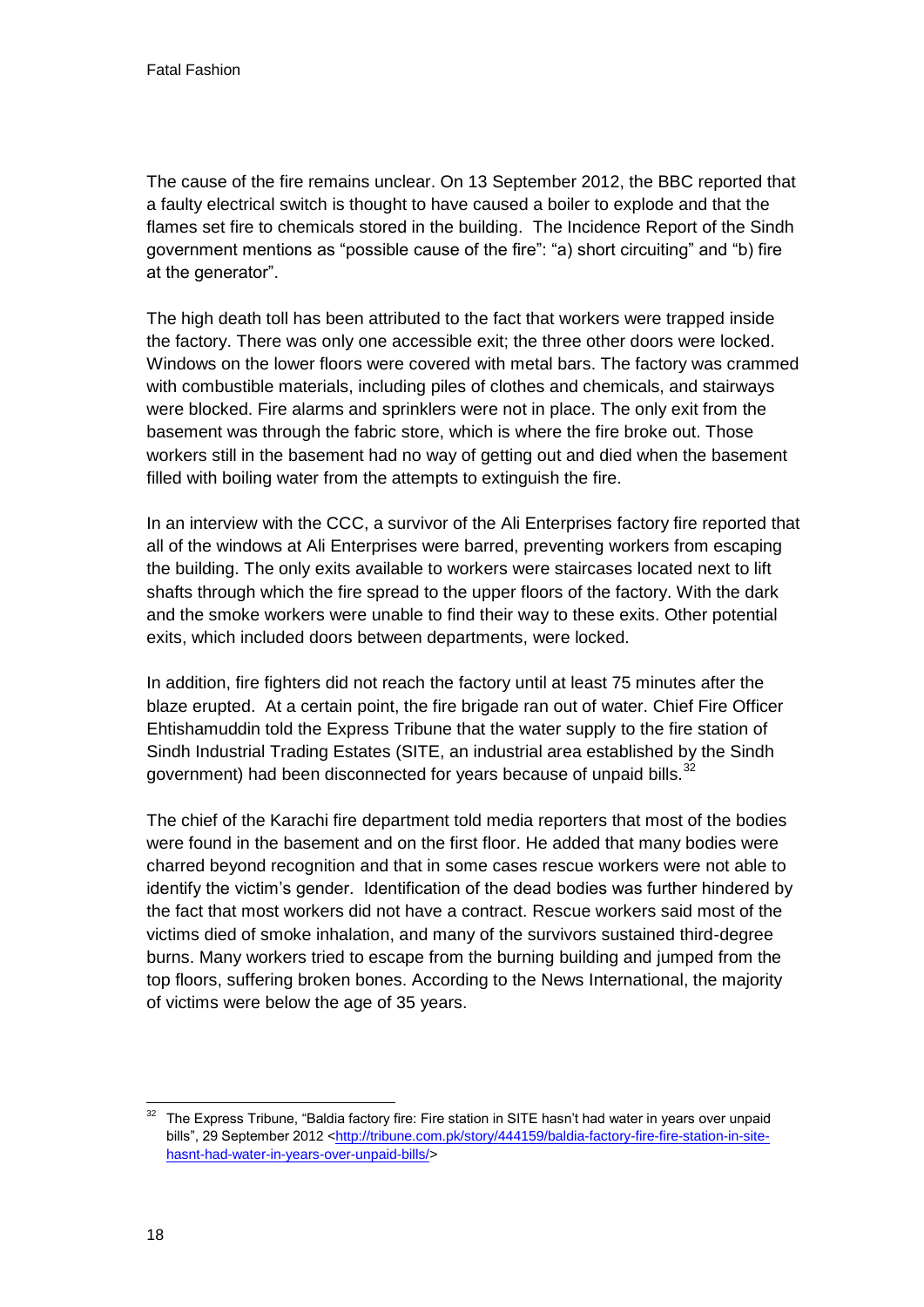The cause of the fire remains unclear. On 13 September 2012, the BBC reported that a faulty electrical switch is thought to have caused a boiler to explode and that the flames set fire to chemicals stored in the building. The Incidence Report of the Sindh government mentions as "possible cause of the fire": "a) short circuiting" and "b) fire at the generator".

The high death toll has been attributed to the fact that workers were trapped inside the factory. There was only one accessible exit; the three other doors were locked. Windows on the lower floors were covered with metal bars. The factory was crammed with combustible materials, including piles of clothes and chemicals, and stairways were blocked. Fire alarms and sprinklers were not in place. The only exit from the basement was through the fabric store, which is where the fire broke out. Those workers still in the basement had no way of getting out and died when the basement filled with boiling water from the attempts to extinguish the fire.

In an interview with the CCC, a survivor of the Ali Enterprises factory fire reported that all of the windows at Ali Enterprises were barred, preventing workers from escaping the building. The only exits available to workers were staircases located next to lift shafts through which the fire spread to the upper floors of the factory. With the dark and the smoke workers were unable to find their way to these exits. Other potential exits, which included doors between departments, were locked.

In addition, fire fighters did not reach the factory until at least 75 minutes after the blaze erupted. At a certain point, the fire brigade ran out of water. Chief Fire Officer Ehtishamuddin told the Express Tribune that the water supply to the fire station of Sindh Industrial Trading Estates (SITE, an industrial area established by the Sindh government) had been disconnected for years because of unpaid bills.[32]

The chief of the Karachi fire department told media reporters that most of the bodies were found in the basement and on the first floor. He added that many bodies were charred beyond recognition and that in some cases rescue workers were not able to identify the victim's gender. Identification of the dead bodies was further hindered by the fact that most workers did not have a contract. Rescue workers said most of the victims died of smoke inhalation, and many of the survivors sustained third-degree burns. Many workers tried to escape from the burning building and jumped from the top floors, suffering broken bones. According to the News International, the majority of victims were below the age of 35 years.

---

[32] The Express Tribune, "Baldia factory fire: Fire station in SITE hasn't had water in years over unpaid bills", 29 September 2012 <http://tribune.com.pk/story/444159/baldia-factory-fire-fire-station-in-site-hasnt-had-water-in-years-over-unpaid-bills/>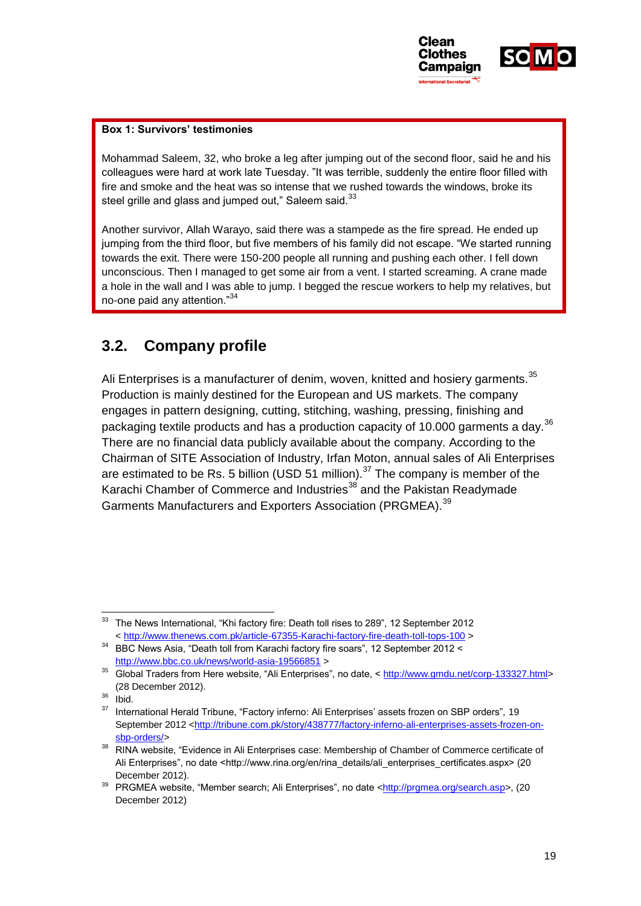**Box 1: Survivors' testimonies**

Mohammad Saleem, 32, who broke a leg after jumping out of the second floor, said he and his colleagues were hard at work late Tuesday. "It was terrible, suddenly the entire floor filled with fire and smoke and the heat was so intense that we rushed towards the windows, broke its steel grille and glass and jumped out," Saleem said.[33]

Another survivor, Allah Warayo, said there was a stampede as the fire spread. He ended up jumping from the third floor, but five members of his family did not escape. "We started running towards the exit. There were 150-200 people all running and pushing each other. I fell down unconscious. Then I managed to get some air from a vent. I started screaming. A crane made a hole in the wall and I was able to jump. I begged the rescue workers to help my relatives, but no-one paid any attention."[34]

## 3.2. Company profile

Ali Enterprises is a manufacturer of denim, woven, knitted and hosiery garments.[35] Production is mainly destined for the European and US markets. The company engages in pattern designing, cutting, stitching, washing, pressing, finishing and packaging textile products and has a production capacity of 10.000 garments a day.[36] There are no financial data publicly available about the company. According to the Chairman of SITE Association of Industry, Irfan Moton, annual sales of Ali Enterprises are estimated to be Rs. 5 billion (USD 51 million).[37] The company is member of the Karachi Chamber of Commerce and Industries[38] and the Pakistan Readymade Garments Manufacturers and Exporters Association (PRGMEA).[39]

---

[33] The News International, "Khi factory fire: Death toll rises to 289", 12 September 2012 < http://www.thenews.com.pk/article-67355-Karachi-factory-fire-death-toll-tops-100 >

[34] BBC News Asia, "Death toll from Karachi factory fire soars", 12 September 2012 < http://www.bbc.co.uk/news/world-asia-19566851 >

[35] Global Traders from Here website, "Ali Enterprises", no date, < http://www.gmdu.net/corp-133327.html> (28 December 2012).

[36] Ibid.

[37] International Herald Tribune, "Factory inferno: Ali Enterprises' assets frozen on SBP orders", 19 September 2012 <http://tribune.com.pk/story/438777/factory-inferno-ali-enterprises-assets-frozen-on-sbp-orders/>

[38] RINA website, "Evidence in Ali Enterprises case: Membership of Chamber of Commerce certificate of Ali Enterprises", no date <http://www.rina.org/en/rina_details/ali_enterprises_certificates.aspx> (20 December 2012).

[39] PRGMEA website, "Member search; Ali Enterprises", no date <http://prgmea.org/search.asp>, (20 December 2012)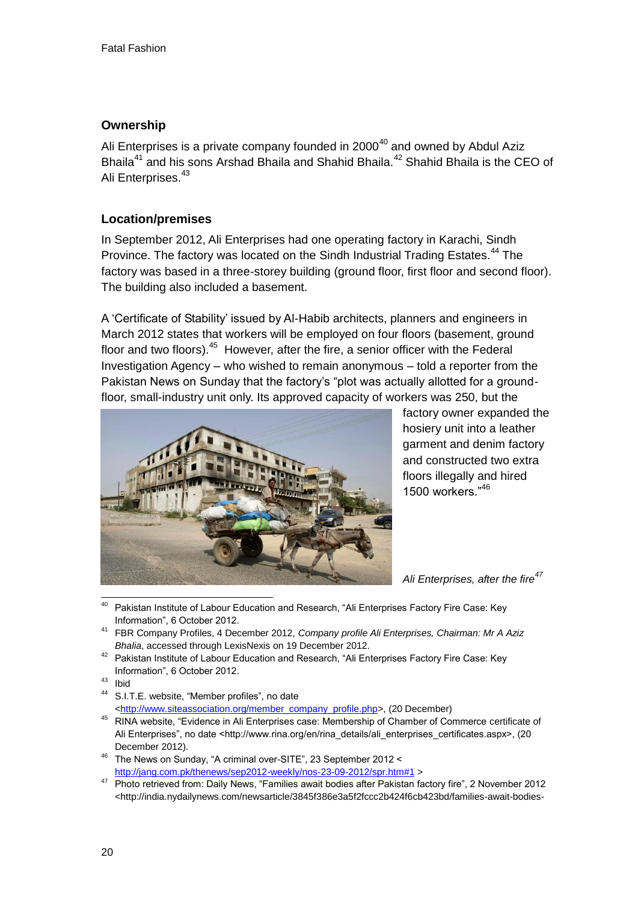## Ownership

Ali Enterprises is a private company founded in 2000[40] and owned by Abdul Aziz Bhaila[41] and his sons Arshad Bhaila and Shahid Bhaila.[42] Shahid Bhaila is the CEO of Ali Enterprises.[43]

## Location/premises

In September 2012, Ali Enterprises had one operating factory in Karachi, Sindh Province. The factory was located on the Sindh Industrial Trading Estates.[44] The factory was based in a three-storey building (ground floor, first floor and second floor). The building also included a basement.

A 'Certificate of Stability' issued by Al-Habib architects, planners and engineers in March 2012 states that workers will be employed on four floors (basement, ground floor and two floors).[45] However, after the fire, a senior officer with the Federal Investigation Agency – who wished to remain anonymous – told a reporter from the Pakistan News on Sunday that the factory's "plot was actually allotted for a ground-floor, small-industry unit only. Its approved capacity of workers was 250, but the factory owner expanded the hosiery unit into a leather garment and denim factory and constructed two extra floors illegally and hired 1500 workers."[46]

*Ali Enterprises, after the fire*[47]

---

[40] Pakistan Institute of Labour Education and Research, "Ali Enterprises Factory Fire Case: Key Information", 6 October 2012.

[41] FBR Company Profiles, 4 December 2012, *Company profile Ali Enterprises, Chairman: Mr A Aziz Bhalia*, accessed through LexisNexis on 19 December 2012.

[42] Pakistan Institute of Labour Education and Research, "Ali Enterprises Factory Fire Case: Key Information", 6 October 2012.

[43] Ibid

[44] S.I.T.E. website, "Member profiles", no date <http://www.siteassociation.org/member_company_profile.php>, (20 December)

[45] RINA website, "Evidence in Ali Enterprises case: Membership of Chamber of Commerce certificate of Ali Enterprises", no date <http://www.rina.org/en/rina_details/ali_enterprises_certificates.aspx>, (20 December 2012).

[46] The News on Sunday, "A criminal over-SITE", 23 September 2012 < http://jang.com.pk/thenews/sep2012-weekly/nos-23-09-2012/spr.htm#1 >

[47] Photo retrieved from: Daily News, "Families await bodies after Pakistan factory fire", 2 November 2012 <http://india.nydailynews.com/newsarticle/3845f386e3a5f2fccc2b424f6cb423bd/families-await-bodies-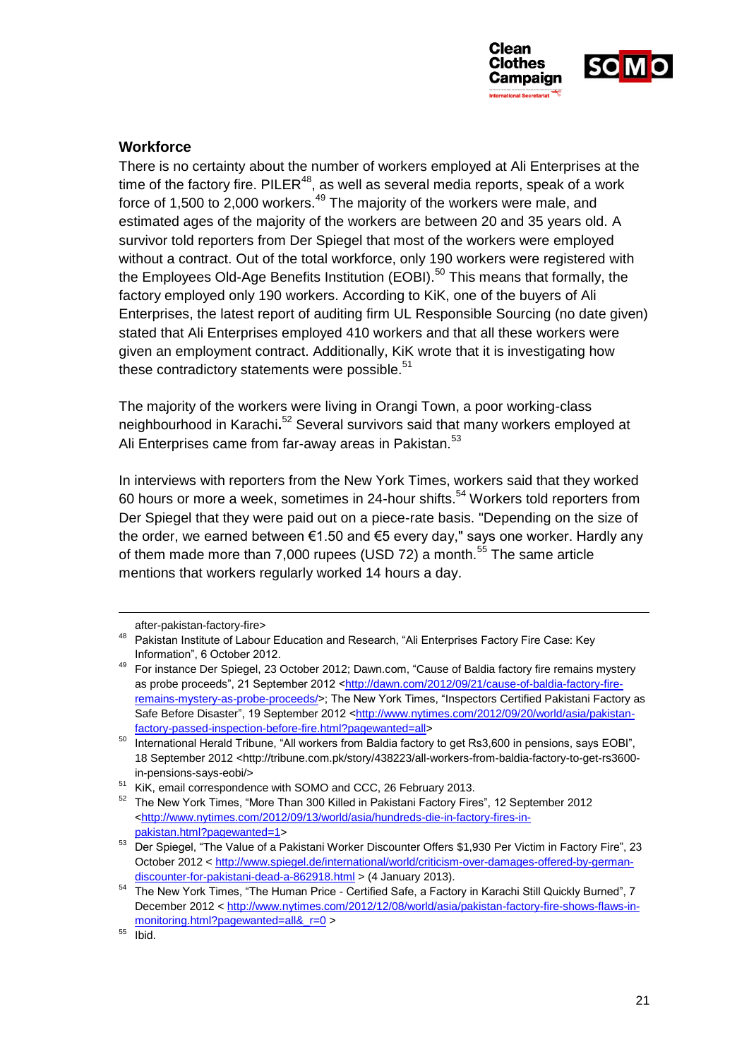## Workforce

There is no certainty about the number of workers employed at Ali Enterprises at the time of the factory fire. PILER[48], as well as several media reports, speak of a work force of 1,500 to 2,000 workers.[49] The majority of the workers were male, and estimated ages of the majority of the workers are between 20 and 35 years old. A survivor told reporters from Der Spiegel that most of the workers were employed without a contract. Out of the total workforce, only 190 workers were registered with the Employees Old-Age Benefits Institution (EOBI).[50] This means that formally, the factory employed only 190 workers. According to KiK, one of the buyers of Ali Enterprises, the latest report of auditing firm UL Responsible Sourcing (no date given) stated that Ali Enterprises employed 410 workers and that all these workers were given an employment contract. Additionally, KiK wrote that it is investigating how these contradictory statements were possible.[51]

The majority of the workers were living in Orangi Town, a poor working-class neighbourhood in Karachi**.**[52] Several survivors said that many workers employed at Ali Enterprises came from far-away areas in Pakistan.[53]

In interviews with reporters from the New York Times, workers said that they worked 60 hours or more a week, sometimes in 24-hour shifts.[54] Workers told reporters from Der Spiegel that they were paid out on a piece-rate basis. "Depending on the size of the order, we earned between €1.50 and €5 every day," says one worker. Hardly any of them made more than 7,000 rupees (USD 72) a month.[55] The same article mentions that workers regularly worked 14 hours a day.

---

after-pakistan-factory-fire>

48 Pakistan Institute of Labour Education and Research, "Ali Enterprises Factory Fire Case: Key Information", 6 October 2012.

49 For instance Der Spiegel, 23 October 2012; Dawn.com, "Cause of Baldia factory fire remains mystery as probe proceeds", 21 September 2012 <http://dawn.com/2012/09/21/cause-of-baldia-factory-fire-remains-mystery-as-probe-proceeds/>; The New York Times, "Inspectors Certified Pakistani Factory as Safe Before Disaster", 19 September 2012 <http://www.nytimes.com/2012/09/20/world/asia/pakistan-factory-passed-inspection-before-fire.html?pagewanted=all>

50 International Herald Tribune, "All workers from Baldia factory to get Rs3,600 in pensions, says EOBI", 18 September 2012 <http://tribune.com.pk/story/438223/all-workers-from-baldia-factory-to-get-rs3600-in-pensions-says-eobi/>

51 KiK, email correspondence with SOMO and CCC, 26 February 2013.

52 The New York Times, "More Than 300 Killed in Pakistani Factory Fires", 12 September 2012 <http://www.nytimes.com/2012/09/13/world/asia/hundreds-die-in-factory-fires-in-pakistan.html?pagewanted=1>

53 Der Spiegel, "The Value of a Pakistani Worker Discounter Offers $1,930 Per Victim in Factory Fire", 23 October 2012 < http://www.spiegel.de/international/world/criticism-over-damages-offered-by-german-discounter-for-pakistani-dead-a-862918.html > (4 January 2013).

54 The New York Times, "The Human Price - Certified Safe, a Factory in Karachi Still Quickly Burned", 7 December 2012 < http://www.nytimes.com/2012/12/08/world/asia/pakistan-factory-fire-shows-flaws-in-monitoring.html?pagewanted=all&_r=0 >

55 Ibid.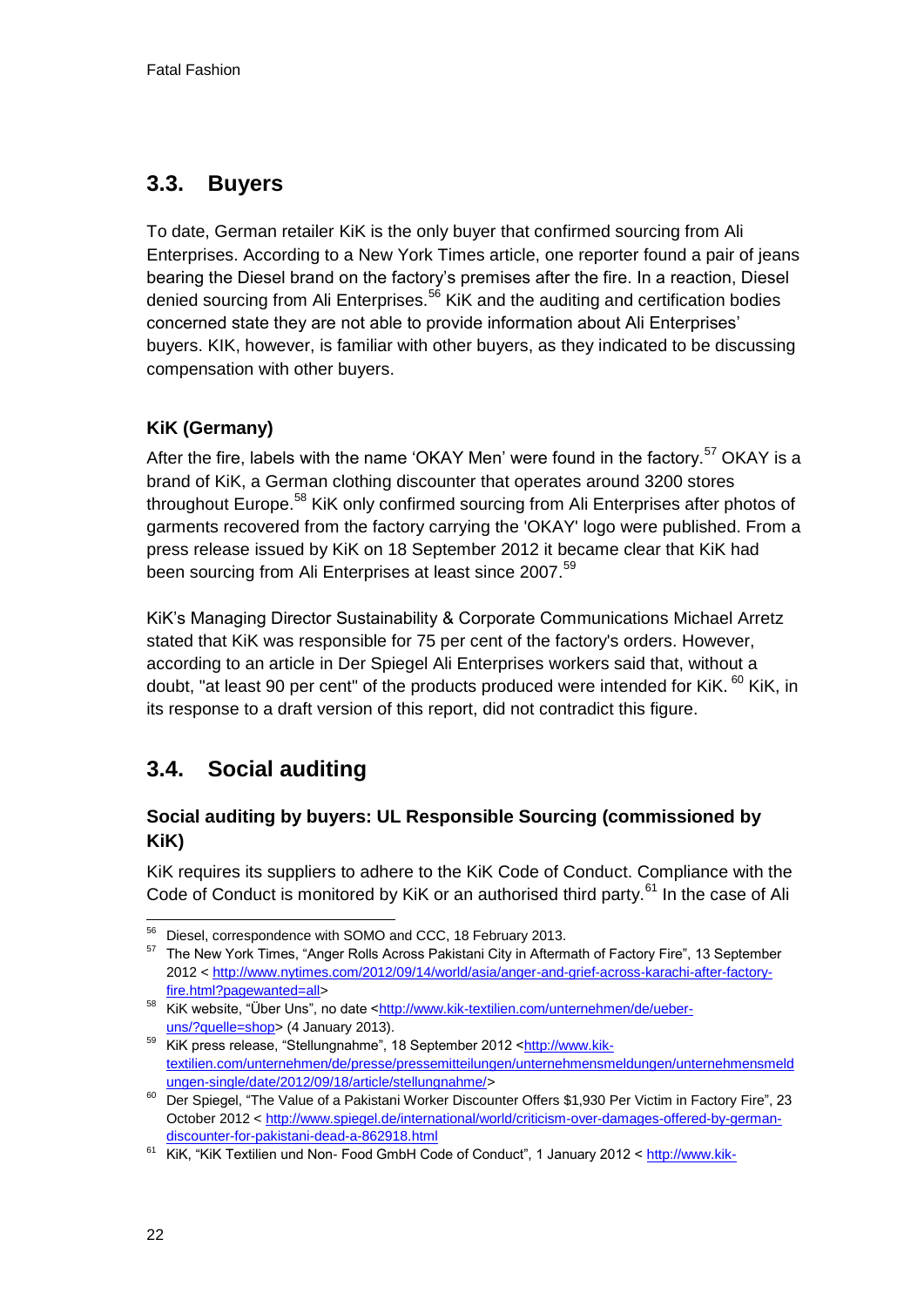## 3.3. Buyers

To date, German retailer KiK is the only buyer that confirmed sourcing from Ali Enterprises. According to a New York Times article, one reporter found a pair of jeans bearing the Diesel brand on the factory's premises after the fire. In a reaction, Diesel denied sourcing from Ali Enterprises.[56] KiK and the auditing and certification bodies concerned state they are not able to provide information about Ali Enterprises' buyers. KIK, however, is familiar with other buyers, as they indicated to be discussing compensation with other buyers.

### KiK (Germany)

After the fire, labels with the name 'OKAY Men' were found in the factory.[57] OKAY is a brand of KiK, a German clothing discounter that operates around 3200 stores throughout Europe.[58] KiK only confirmed sourcing from Ali Enterprises after photos of garments recovered from the factory carrying the 'OKAY' logo were published. From a press release issued by KiK on 18 September 2012 it became clear that KiK had been sourcing from Ali Enterprises at least since 2007.[59]

KiK's Managing Director Sustainability & Corporate Communications Michael Arretz stated that KiK was responsible for 75 per cent of the factory's orders. However, according to an article in Der Spiegel Ali Enterprises workers said that, without a doubt, "at least 90 per cent" of the products produced were intended for KiK. [60] KiK, in its response to a draft version of this report, did not contradict this figure.

## 3.4. Social auditing

### Social auditing by buyers: UL Responsible Sourcing (commissioned by KiK)

KiK requires its suppliers to adhere to the KiK Code of Conduct. Compliance with the Code of Conduct is monitored by KiK or an authorised third party.[61] In the case of Ali

---

[56] Diesel, correspondence with SOMO and CCC, 18 February 2013.

[57] The New York Times, "Anger Rolls Across Pakistani City in Aftermath of Factory Fire", 13 September 2012 < http://www.nytimes.com/2012/09/14/world/asia/anger-and-grief-across-karachi-after-factory-fire.html?pagewanted=all>

[58] KiK website, "Über Uns", no date <http://www.kik-textilien.com/unternehmen/de/ueber-uns/?quelle=shop> (4 January 2013).

[59] KiK press release, "Stellungnahme", 18 September 2012 <http://www.kik-textilien.com/unternehmen/de/presse/pressemitteilungen/unternehmensmeldungen/unternehmensmeldungen-single/date/2012/09/18/article/stellungnahme/>

[60] Der Spiegel, "The Value of a Pakistani Worker Discounter Offers $1,930 Per Victim in Factory Fire", 23 October 2012 < http://www.spiegel.de/international/world/criticism-over-damages-offered-by-german-discounter-for-pakistani-dead-a-862918.html

[61] KiK, "KiK Textilien und Non- Food GmbH Code of Conduct", 1 January 2012 < http://www.kik-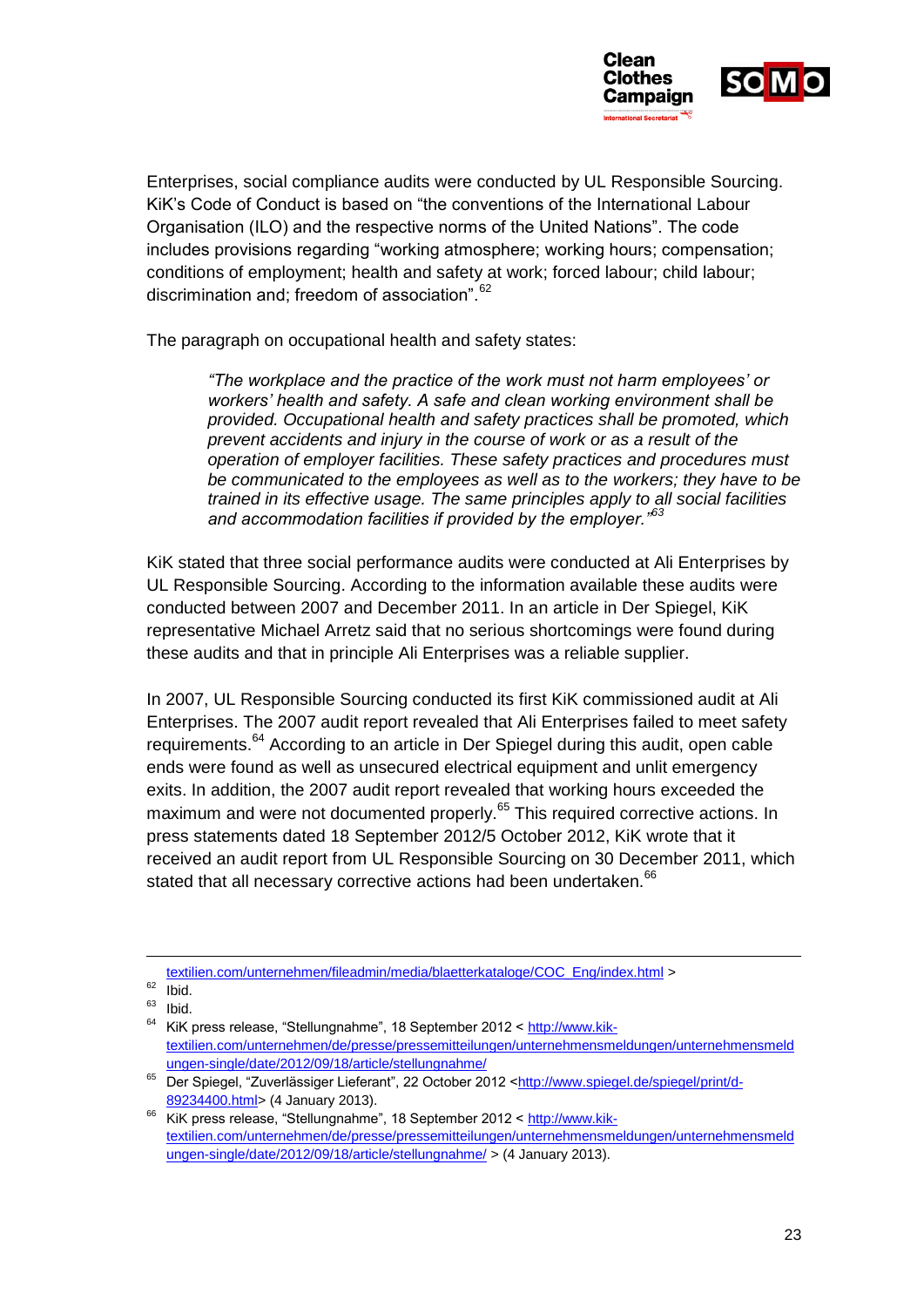Enterprises, social compliance audits were conducted by UL Responsible Sourcing. KiK's Code of Conduct is based on "the conventions of the International Labour Organisation (ILO) and the respective norms of the United Nations". The code includes provisions regarding "working atmosphere; working hours; compensation; conditions of employment; health and safety at work; forced labour; child labour; discrimination and; freedom of association".[62]

The paragraph on occupational health and safety states:

> *"The workplace and the practice of the work must not harm employees' or workers' health and safety. A safe and clean working environment shall be provided. Occupational health and safety practices shall be promoted, which prevent accidents and injury in the course of work or as a result of the operation of employer facilities. These safety practices and procedures must be communicated to the employees as well as to the workers; they have to be trained in its effective usage. The same principles apply to all social facilities and accommodation facilities if provided by the employer."*[63]

KiK stated that three social performance audits were conducted at Ali Enterprises by UL Responsible Sourcing. According to the information available these audits were conducted between 2007 and December 2011. In an article in Der Spiegel, KiK representative Michael Arretz said that no serious shortcomings were found during these audits and that in principle Ali Enterprises was a reliable supplier.

In 2007, UL Responsible Sourcing conducted its first KiK commissioned audit at Ali Enterprises. The 2007 audit report revealed that Ali Enterprises failed to meet safety requirements.[64] According to an article in Der Spiegel during this audit, open cable ends were found as well as unsecured electrical equipment and unlit emergency exits. In addition, the 2007 audit report revealed that working hours exceeded the maximum and were not documented properly.[65] This required corrective actions. In press statements dated 18 September 2012/5 October 2012, KiK wrote that it received an audit report from UL Responsible Sourcing on 30 December 2011, which stated that all necessary corrective actions had been undertaken.[66]

---

textilien.com/unternehmen/fileadmin/media/blaetterkataloge/COC_Eng/index.html >

[62] Ibid.

[63] Ibid.

[64] KiK press release, "Stellungnahme", 18 September 2012 < http://www.kik-textilien.com/unternehmen/de/presse/pressemitteilungen/unternehmensmeldungen/unternehmensmeldungen-single/date/2012/09/18/article/stellungnahme/

[65] Der Spiegel, "Zuverlässiger Lieferant", 22 October 2012 <http://www.spiegel.de/spiegel/print/d-89234400.html> (4 January 2013).

[66] KiK press release, "Stellungnahme", 18 September 2012 < http://www.kik-textilien.com/unternehmen/de/presse/pressemitteilungen/unternehmensmeldungen/unternehmensmeldungen-single/date/2012/09/18/article/stellungnahme/ > (4 January 2013).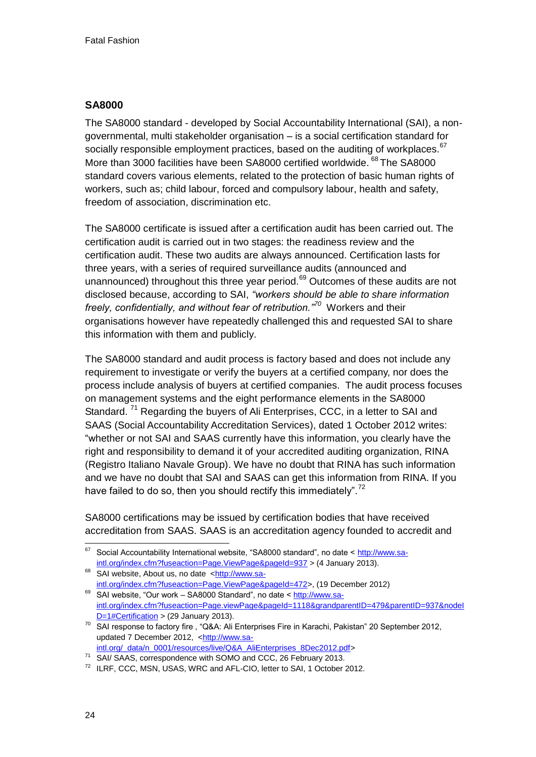## SA8000

The SA8000 standard - developed by Social Accountability International (SAI), a non-governmental, multi stakeholder organisation – is a social certification standard for socially responsible employment practices, based on the auditing of workplaces.[67] More than 3000 facilities have been SA8000 certified worldwide.[68] The SA8000 standard covers various elements, related to the protection of basic human rights of workers, such as; child labour, forced and compulsory labour, health and safety, freedom of association, discrimination etc.

The SA8000 certificate is issued after a certification audit has been carried out. The certification audit is carried out in two stages: the readiness review and the certification audit. These two audits are always announced. Certification lasts for three years, with a series of required surveillance audits (announced and unannounced) throughout this three year period.[69] Outcomes of these audits are not disclosed because, according to SAI, *"workers should be able to share information freely, confidentially, and without fear of retribution."*[70] Workers and their organisations however have repeatedly challenged this and requested SAI to share this information with them and publicly.

The SA8000 standard and audit process is factory based and does not include any requirement to investigate or verify the buyers at a certified company, nor does the process include analysis of buyers at certified companies. The audit process focuses on management systems and the eight performance elements in the SA8000 Standard.[71] Regarding the buyers of Ali Enterprises, CCC, in a letter to SAI and SAAS (Social Accountability Accreditation Services), dated 1 October 2012 writes: "whether or not SAI and SAAS currently have this information, you clearly have the right and responsibility to demand it of your accredited auditing organization, RINA (Registro Italiano Navale Group). We have no doubt that RINA has such information and we have no doubt that SAI and SAAS can get this information from RINA. If you have failed to do so, then you should rectify this immediately".[72]

SA8000 certifications may be issued by certification bodies that have received accreditation from SAAS. SAAS is an accreditation agency founded to accredit and

---

[67] Social Accountability International website, "SA8000 standard", no date < http://www.sa-intl.org/index.cfm?fuseaction=Page.ViewPage&pageId=937 > (4 January 2013).

[68] SAI website, About us, no date <http://www.sa-intl.org/index.cfm?fuseaction=Page.ViewPage&pageId=472>, (19 December 2012)

[69] SAI website, "Our work – SA8000 Standard", no date < http://www.sa-intl.org/index.cfm?fuseaction=Page.viewPage&pageId=1118&grandparentID=479&parentID=937&nodeID=1#Certification > (29 January 2013).

[70] SAI response to factory fire , "Q&A: Ali Enterprises Fire in Karachi, Pakistan" 20 September 2012, updated 7 December 2012, <http://www.sa-intl.org/_data/n_0001/resources/live/Q&A_AliEnterprises_8Dec2012.pdf>

[71] SAI/ SAAS, correspondence with SOMO and CCC, 26 February 2013.

[72] ILRF, CCC, MSN, USAS, WRC and AFL-CIO, letter to SAI, 1 October 2012.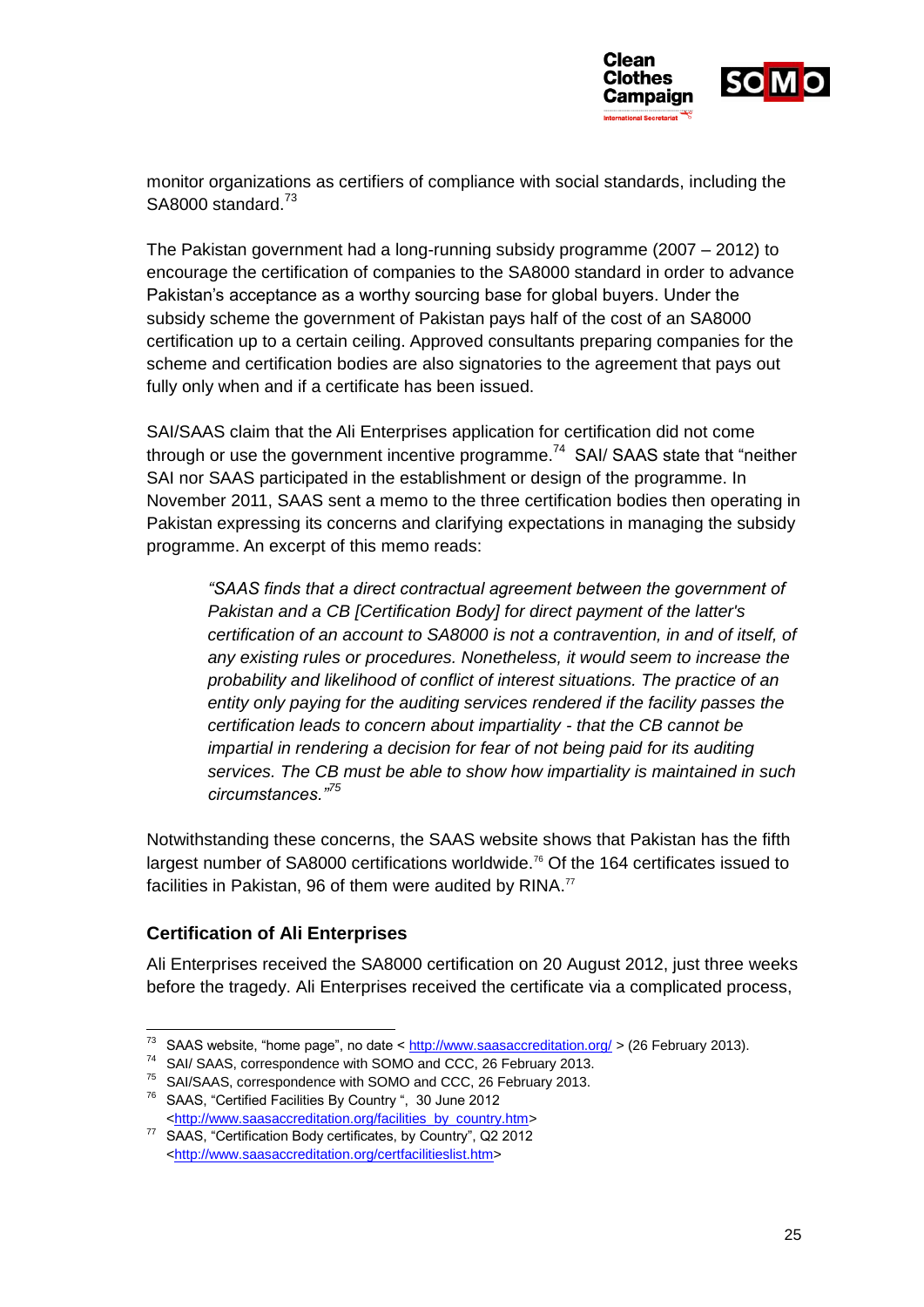monitor organizations as certifiers of compliance with social standards, including the SA8000 standard.[73]

The Pakistan government had a long-running subsidy programme (2007 – 2012) to encourage the certification of companies to the SA8000 standard in order to advance Pakistan's acceptance as a worthy sourcing base for global buyers. Under the subsidy scheme the government of Pakistan pays half of the cost of an SA8000 certification up to a certain ceiling. Approved consultants preparing companies for the scheme and certification bodies are also signatories to the agreement that pays out fully only when and if a certificate has been issued.

SAI/SAAS claim that the Ali Enterprises application for certification did not come through or use the government incentive programme.[74] SAI/ SAAS state that "neither SAI nor SAAS participated in the establishment or design of the programme. In November 2011, SAAS sent a memo to the three certification bodies then operating in Pakistan expressing its concerns and clarifying expectations in managing the subsidy programme. An excerpt of this memo reads:

> *"SAAS finds that a direct contractual agreement between the government of Pakistan and a CB [Certification Body] for direct payment of the latter's certification of an account to SA8000 is not a contravention, in and of itself, of any existing rules or procedures. Nonetheless, it would seem to increase the probability and likelihood of conflict of interest situations. The practice of an entity only paying for the auditing services rendered if the facility passes the certification leads to concern about impartiality - that the CB cannot be impartial in rendering a decision for fear of not being paid for its auditing services. The CB must be able to show how impartiality is maintained in such circumstances."*[75]

Notwithstanding these concerns, the SAAS website shows that Pakistan has the fifth largest number of SA8000 certifications worldwide.[76] Of the 164 certificates issued to facilities in Pakistan, 96 of them were audited by RINA.[77]

### Certification of Ali Enterprises

Ali Enterprises received the SA8000 certification on 20 August 2012, just three weeks before the tragedy. Ali Enterprises received the certificate via a complicated process,

---

[73] SAAS website, "home page", no date < http://www.saasaccreditation.org/ > (26 February 2013).

[74] SAI/ SAAS, correspondence with SOMO and CCC, 26 February 2013.

[75] SAI/SAAS, correspondence with SOMO and CCC, 26 February 2013.

[76] SAAS, "Certified Facilities By Country ", 30 June 2012 <http://www.saasaccreditation.org/facilities_by_country.htm>

[77] SAAS, "Certification Body certificates, by Country", Q2 2012 <http://www.saasaccreditation.org/certfacilitieslist.htm>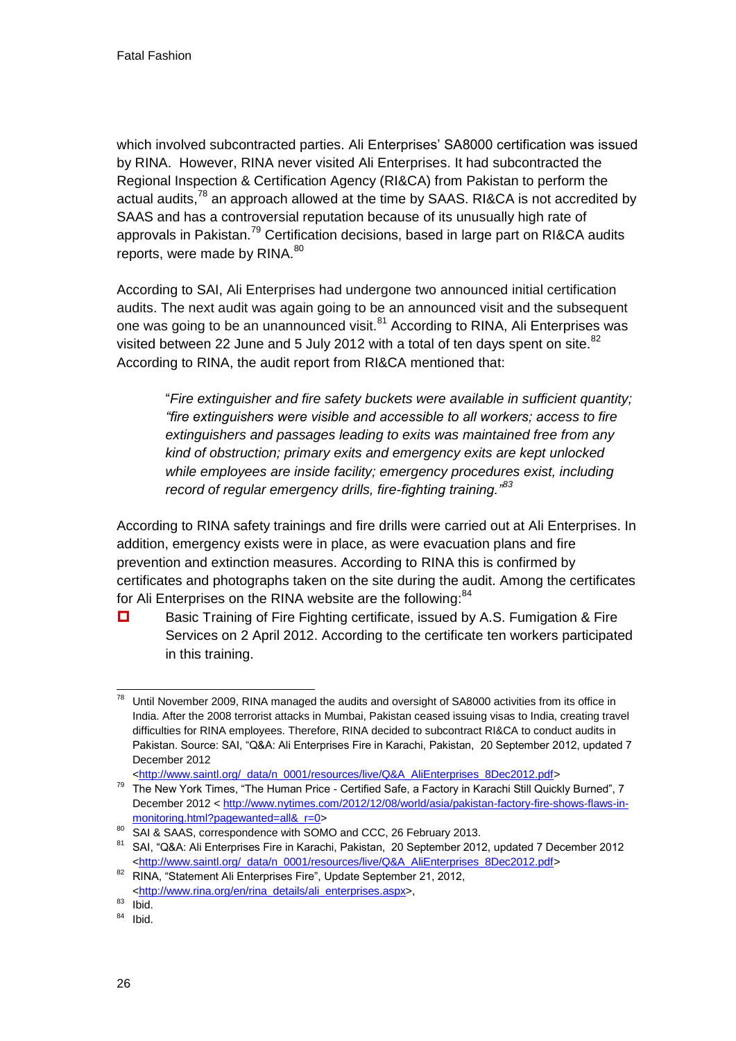which involved subcontracted parties. Ali Enterprises' SA8000 certification was issued by RINA. However, RINA never visited Ali Enterprises. It had subcontracted the Regional Inspection & Certification Agency (RI&CA) from Pakistan to perform the actual audits,[78] an approach allowed at the time by SAAS. RI&CA is not accredited by SAAS and has a controversial reputation because of its unusually high rate of approvals in Pakistan.[79] Certification decisions, based in large part on RI&CA audits reports, were made by RINA.[80]

According to SAI, Ali Enterprises had undergone two announced initial certification audits. The next audit was again going to be an announced visit and the subsequent one was going to be an unannounced visit.[81] According to RINA, Ali Enterprises was visited between 22 June and 5 July 2012 with a total of ten days spent on site.[82] According to RINA, the audit report from RI&CA mentioned that:

> "*Fire extinguisher and fire safety buckets were available in sufficient quantity; "fire extinguishers were visible and accessible to all workers; access to fire extinguishers and passages leading to exits was maintained free from any kind of obstruction; primary exits and emergency exits are kept unlocked while employees are inside facility; emergency procedures exist, including record of regular emergency drills, fire-fighting training."*[83]

According to RINA safety trainings and fire drills were carried out at Ali Enterprises. In addition, emergency exists were in place, as were evacuation plans and fire prevention and extinction measures. According to RINA this is confirmed by certificates and photographs taken on the site during the audit. Among the certificates for Ali Enterprises on the RINA website are the following:[84]

- Basic Training of Fire Fighting certificate, issued by A.S. Fumigation & Fire Services on 2 April 2012. According to the certificate ten workers participated in this training.

---

[78] Until November 2009, RINA managed the audits and oversight of SA8000 activities from its office in India. After the 2008 terrorist attacks in Mumbai, Pakistan ceased issuing visas to India, creating travel difficulties for RINA employees. Therefore, RINA decided to subcontract RI&CA to conduct audits in Pakistan. Source: SAI, "Q&A: Ali Enterprises Fire in Karachi, Pakistan, 20 September 2012, updated 7 December 2012 <http://www.saintl.org/_data/n_0001/resources/live/Q&A_AliEnterprises_8Dec2012.pdf>

[79] The New York Times, "The Human Price - Certified Safe, a Factory in Karachi Still Quickly Burned", 7 December 2012 < http://www.nytimes.com/2012/12/08/world/asia/pakistan-factory-fire-shows-flaws-in-monitoring.html?pagewanted=all&_r=0>

[80] SAI & SAAS, correspondence with SOMO and CCC, 26 February 2013.

[81] SAI, "Q&A: Ali Enterprises Fire in Karachi, Pakistan, 20 September 2012, updated 7 December 2012 <http://www.saintl.org/_data/n_0001/resources/live/Q&A_AliEnterprises_8Dec2012.pdf>

[82] RINA, "Statement Ali Enterprises Fire", Update September 21, 2012, <http://www.rina.org/en/rina_details/ali_enterprises.aspx>,

[83] Ibid.

[84] Ibid.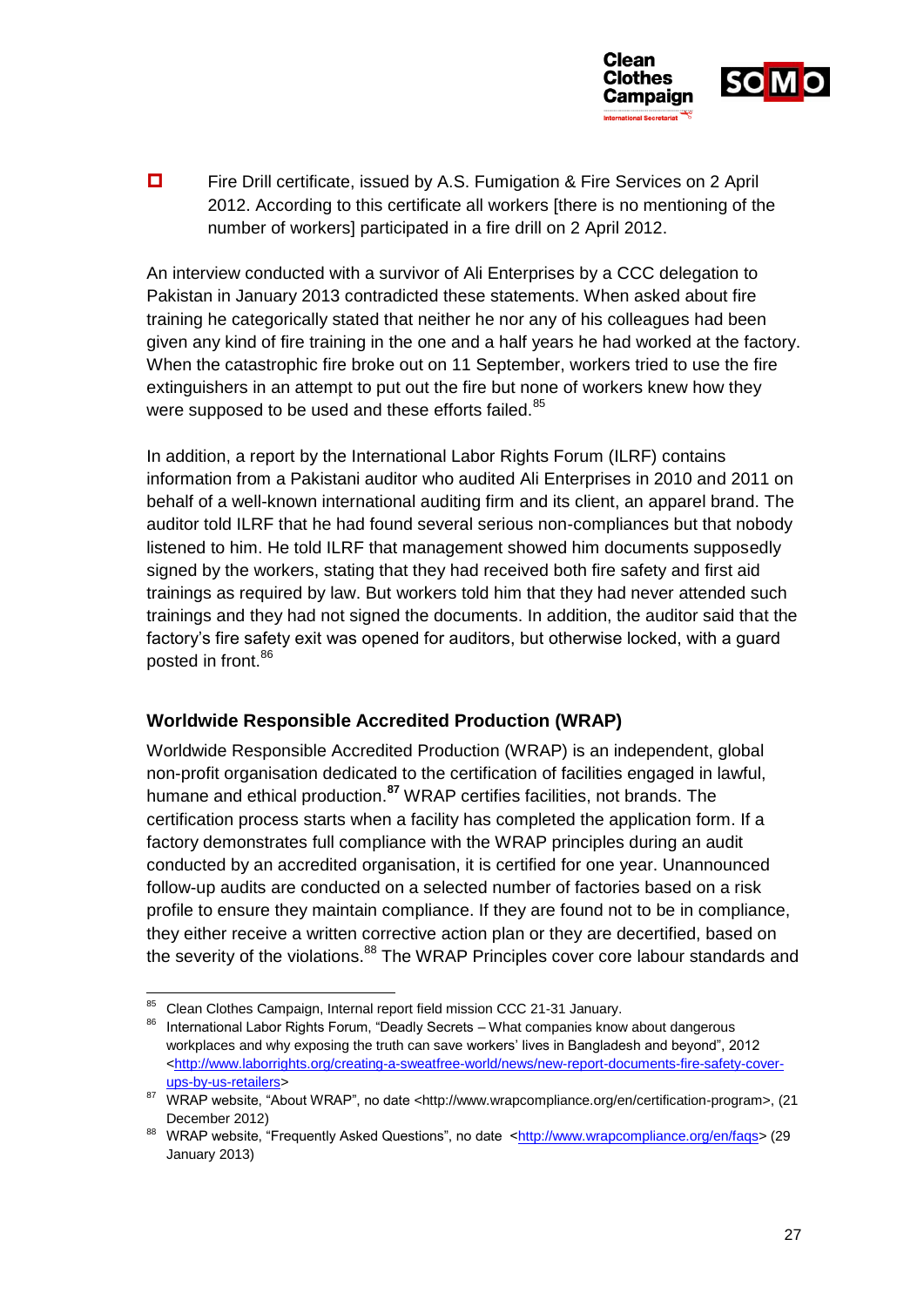- Fire Drill certificate, issued by A.S. Fumigation & Fire Services on 2 April 2012. According to this certificate all workers [there is no mentioning of the number of workers] participated in a fire drill on 2 April 2012.

An interview conducted with a survivor of Ali Enterprises by a CCC delegation to Pakistan in January 2013 contradicted these statements. When asked about fire training he categorically stated that neither he nor any of his colleagues had been given any kind of fire training in the one and a half years he had worked at the factory. When the catastrophic fire broke out on 11 September, workers tried to use the fire extinguishers in an attempt to put out the fire but none of workers knew how they were supposed to be used and these efforts failed.[85]

In addition, a report by the International Labor Rights Forum (ILRF) contains information from a Pakistani auditor who audited Ali Enterprises in 2010 and 2011 on behalf of a well-known international auditing firm and its client, an apparel brand. The auditor told ILRF that he had found several serious non-compliances but that nobody listened to him. He told ILRF that management showed him documents supposedly signed by the workers, stating that they had received both fire safety and first aid trainings as required by law. But workers told him that they had never attended such trainings and they had not signed the documents. In addition, the auditor said that the factory's fire safety exit was opened for auditors, but otherwise locked, with a guard posted in front.[86]

### Worldwide Responsible Accredited Production (WRAP)

Worldwide Responsible Accredited Production (WRAP) is an independent, global non-profit organisation dedicated to the certification of facilities engaged in lawful, humane and ethical production.[87] WRAP certifies facilities, not brands. The certification process starts when a facility has completed the application form. If a factory demonstrates full compliance with the WRAP principles during an audit conducted by an accredited organisation, it is certified for one year. Unannounced follow-up audits are conducted on a selected number of factories based on a risk profile to ensure they maintain compliance. If they are found not to be in compliance, they either receive a written corrective action plan or they are decertified, based on the severity of the violations.[88] The WRAP Principles cover core labour standards and

---

[85] Clean Clothes Campaign, Internal report field mission CCC 21-31 January.

[86] International Labor Rights Forum, "Deadly Secrets – What companies know about dangerous workplaces and why exposing the truth can save workers' lives in Bangladesh and beyond", 2012 <http://www.laborrights.org/creating-a-sweatfree-world/news/new-report-documents-fire-safety-cover-ups-by-us-retailers>

[87] WRAP website, "About WRAP", no date <http://www.wrapcompliance.org/en/certification-program>, (21 December 2012)

[88] WRAP website, "Frequently Asked Questions", no date <http://www.wrapcompliance.org/en/faqs> (29 January 2013)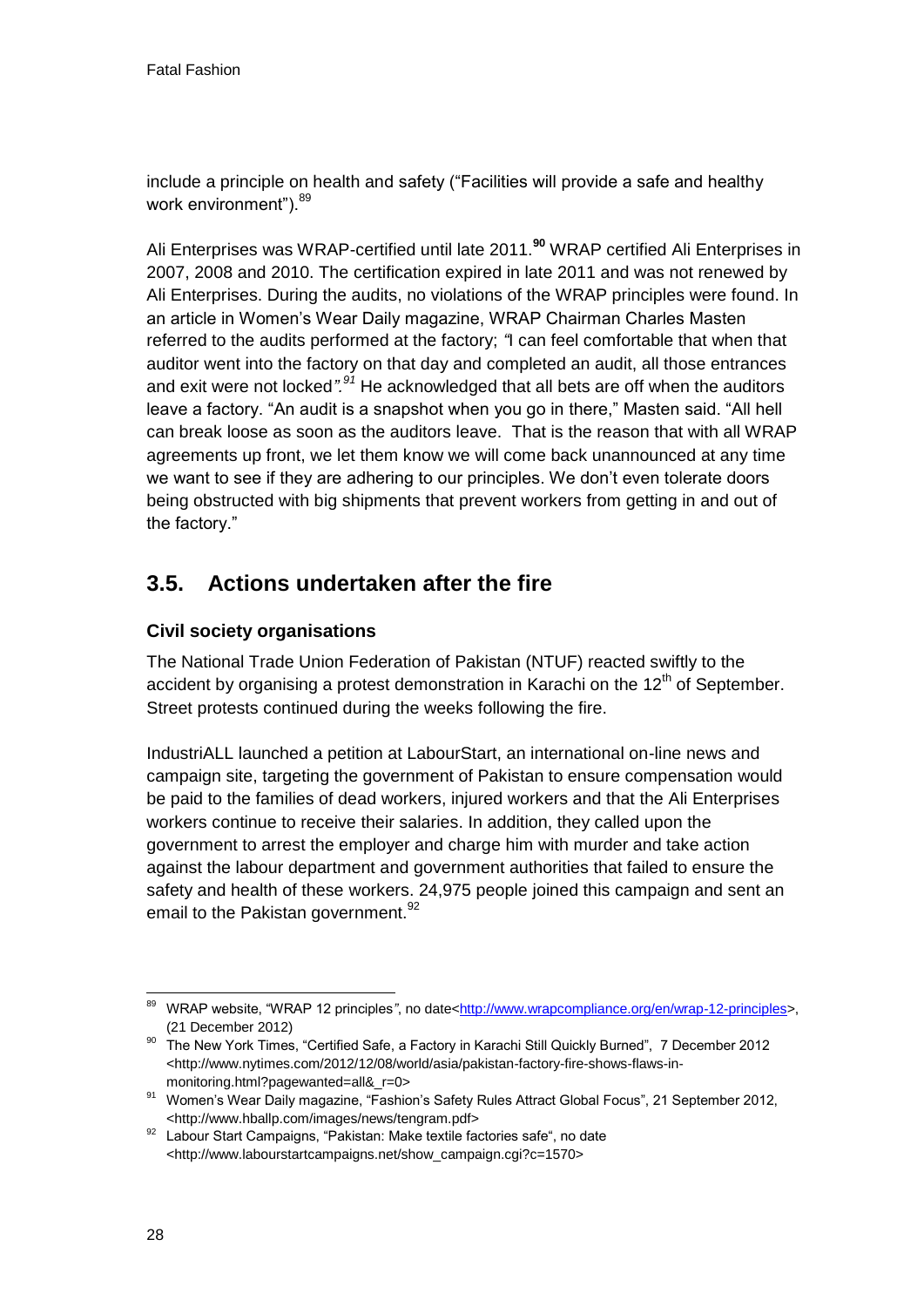include a principle on health and safety ("Facilities will provide a safe and healthy work environment").[89]

Ali Enterprises was WRAP-certified until late 2011.[90] WRAP certified Ali Enterprises in 2007, 2008 and 2010. The certification expired in late 2011 and was not renewed by Ali Enterprises. During the audits, no violations of the WRAP principles were found. In an article in Women's Wear Daily magazine, WRAP Chairman Charles Masten referred to the audits performed at the factory; *"*I can feel comfortable that when that auditor went into the factory on that day and completed an audit, all those entrances and exit were not locked*".*[91] He acknowledged that all bets are off when the auditors leave a factory. "An audit is a snapshot when you go in there," Masten said. "All hell can break loose as soon as the auditors leave. That is the reason that with all WRAP agreements up front, we let them know we will come back unannounced at any time we want to see if they are adhering to our principles. We don't even tolerate doors being obstructed with big shipments that prevent workers from getting in and out of the factory."

## 3.5. Actions undertaken after the fire

### Civil society organisations

The National Trade Union Federation of Pakistan (NTUF) reacted swiftly to the accident by organising a protest demonstration in Karachi on the 12th of September. Street protests continued during the weeks following the fire.

IndustriALL launched a petition at LabourStart, an international on-line news and campaign site, targeting the government of Pakistan to ensure compensation would be paid to the families of dead workers, injured workers and that the Ali Enterprises workers continue to receive their salaries. In addition, they called upon the government to arrest the employer and charge him with murder and take action against the labour department and government authorities that failed to ensure the safety and health of these workers. 24,975 people joined this campaign and sent an email to the Pakistan government.[92]

---

[89] WRAP website, "WRAP 12 principles", no date<http://www.wrapcompliance.org/en/wrap-12-principles>, (21 December 2012)

[90] The New York Times, "Certified Safe, a Factory in Karachi Still Quickly Burned", 7 December 2012 <http://www.nytimes.com/2012/12/08/world/asia/pakistan-factory-fire-shows-flaws-in-monitoring.html?pagewanted=all&_r=0>

[91] Women's Wear Daily magazine, "Fashion's Safety Rules Attract Global Focus", 21 September 2012, <http://www.hballp.com/images/news/tengram.pdf>

[92] Labour Start Campaigns, "Pakistan: Make textile factories safe", no date <http://www.labourstartcampaigns.net/show_campaign.cgi?c=1570>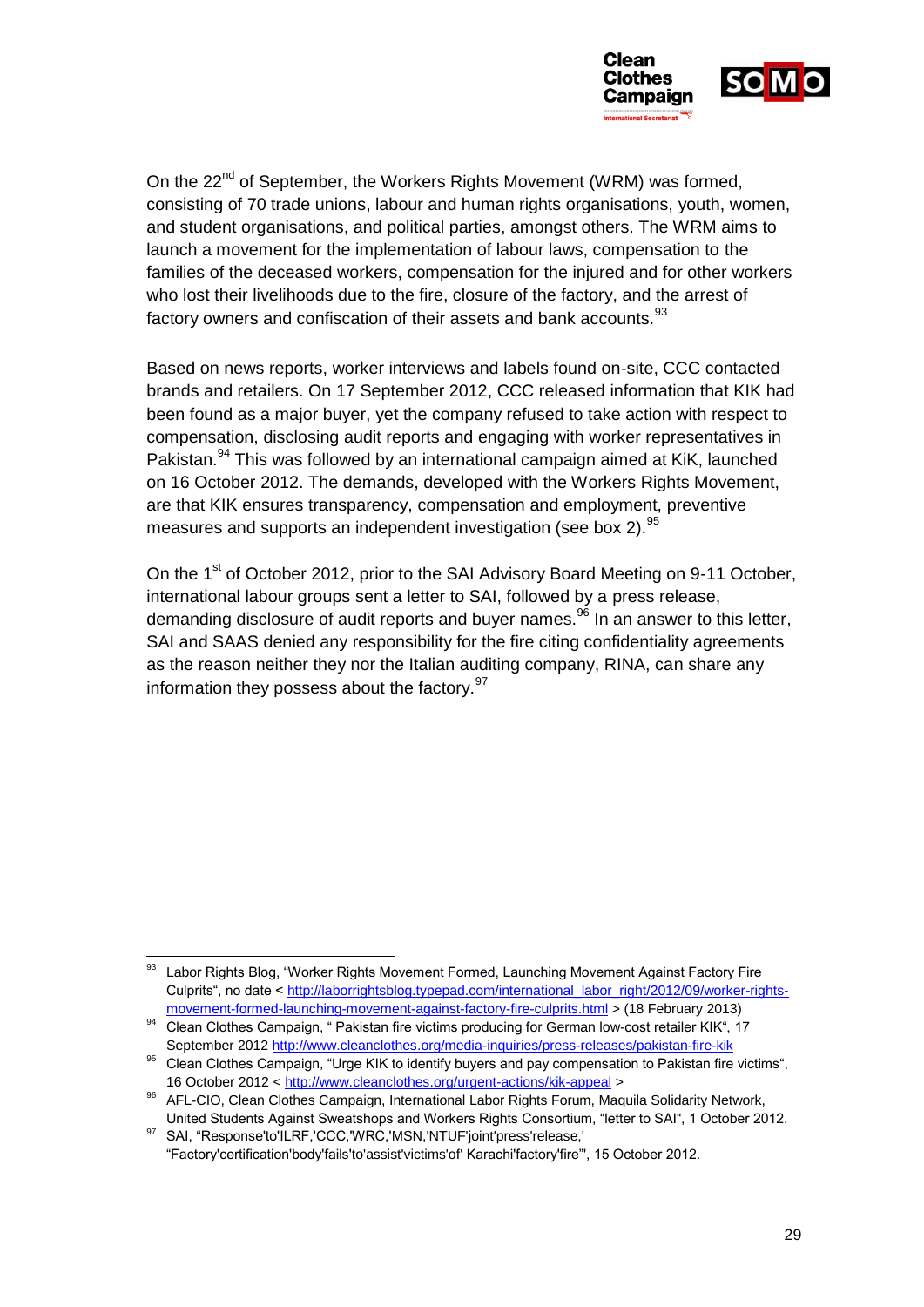On the 22nd of September, the Workers Rights Movement (WRM) was formed, consisting of 70 trade unions, labour and human rights organisations, youth, women, and student organisations, and political parties, amongst others. The WRM aims to launch a movement for the implementation of labour laws, compensation to the families of the deceased workers, compensation for the injured and for other workers who lost their livelihoods due to the fire, closure of the factory, and the arrest of factory owners and confiscation of their assets and bank accounts.[93]

Based on news reports, worker interviews and labels found on-site, CCC contacted brands and retailers. On 17 September 2012, CCC released information that KIK had been found as a major buyer, yet the company refused to take action with respect to compensation, disclosing audit reports and engaging with worker representatives in Pakistan.[94] This was followed by an international campaign aimed at KiK, launched on 16 October 2012. The demands, developed with the Workers Rights Movement, are that KIK ensures transparency, compensation and employment, preventive measures and supports an independent investigation (see box 2).[95]

On the 1st of October 2012, prior to the SAI Advisory Board Meeting on 9-11 October, international labour groups sent a letter to SAI, followed by a press release, demanding disclosure of audit reports and buyer names.[96] In an answer to this letter, SAI and SAAS denied any responsibility for the fire citing confidentiality agreements as the reason neither they nor the Italian auditing company, RINA, can share any information they possess about the factory.[97]

---

[93] Labor Rights Blog, "Worker Rights Movement Formed, Launching Movement Against Factory Fire Culprits", no date < http://laborrightsblog.typepad.com/international_labor_right/2012/09/worker-rights-movement-formed-launching-movement-against-factory-fire-culprits.html > (18 February 2013)

[94] Clean Clothes Campaign, " Pakistan fire victims producing for German low-cost retailer KIK", 17 September 2012 http://www.cleanclothes.org/media-inquiries/press-releases/pakistan-fire-kik

[95] Clean Clothes Campaign, "Urge KIK to identify buyers and pay compensation to Pakistan fire victims", 16 October 2012 < http://www.cleanclothes.org/urgent-actions/kik-appeal >

[96] AFL-CIO, Clean Clothes Campaign, International Labor Rights Forum, Maquila Solidarity Network, United Students Against Sweatshops and Workers Rights Consortium, "letter to SAI", 1 October 2012.

[97] SAI, "Response'to'ILRF,'CCC,'WRC,'MSN,'NTUF'joint'press'release,' "Factory'certification'body'fails'to'assist'victims'of' Karachi'factory'fire"", 15 October 2012.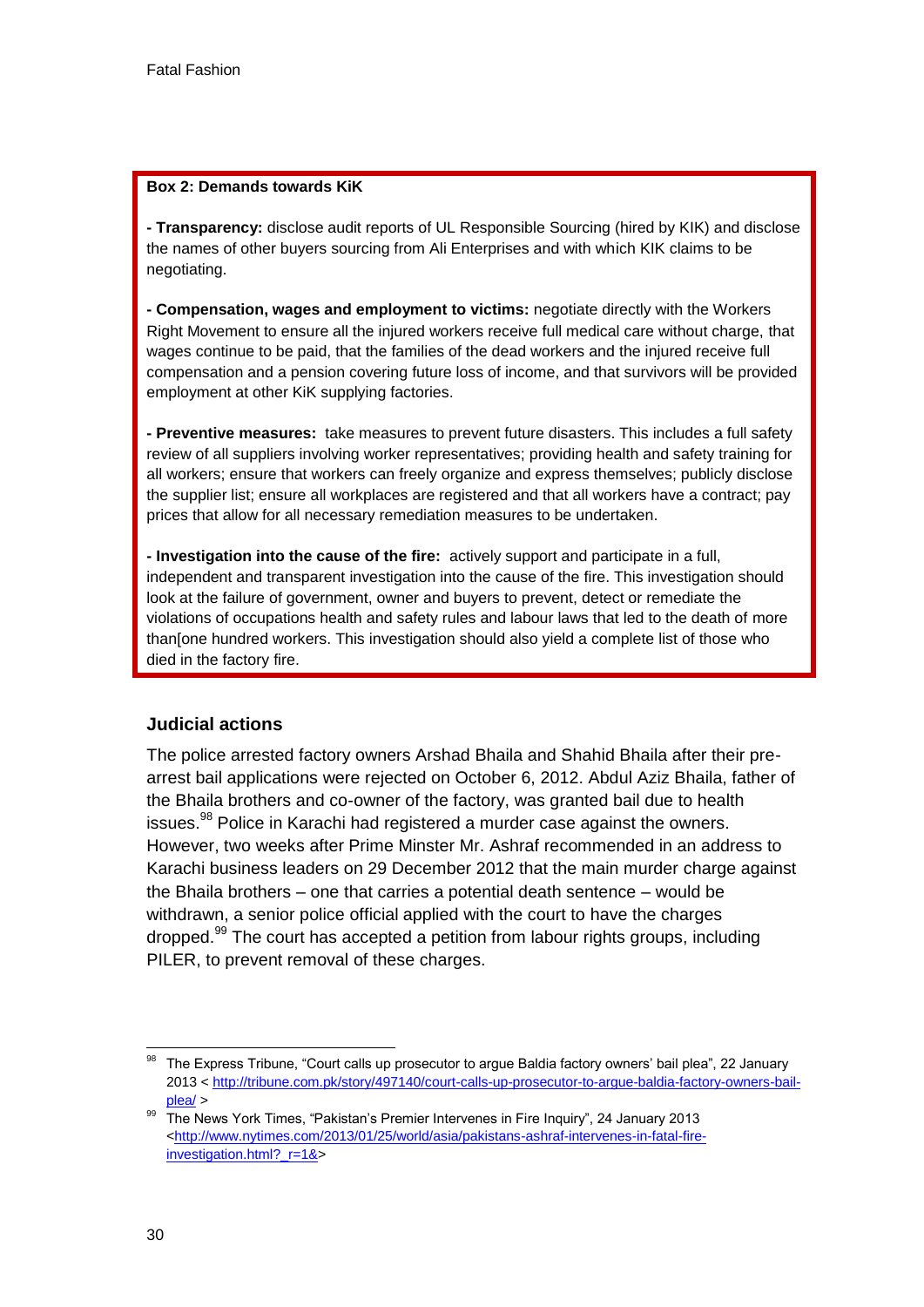**Box 2: Demands towards KiK**

**- Transparency:** disclose audit reports of UL Responsible Sourcing (hired by KIK) and disclose the names of other buyers sourcing from Ali Enterprises and with which KIK claims to be negotiating.

**- Compensation, wages and employment to victims:** negotiate directly with the Workers Right Movement to ensure all the injured workers receive full medical care without charge, that wages continue to be paid, that the families of the dead workers and the injured receive full compensation and a pension covering future loss of income, and that survivors will be provided employment at other KiK supplying factories.

**- Preventive measures:** take measures to prevent future disasters. This includes a full safety review of all suppliers involving worker representatives; providing health and safety training for all workers; ensure that workers can freely organize and express themselves; publicly disclose the supplier list; ensure all workplaces are registered and that all workers have a contract; pay prices that allow for all necessary remediation measures to be undertaken.

**- Investigation into the cause of the fire:** actively support and participate in a full, independent and transparent investigation into the cause of the fire. This investigation should look at the failure of government, owner and buyers to prevent, detect or remediate the violations of occupations health and safety rules and labour laws that led to the death of more than[one hundred workers. This investigation should also yield a complete list of those who died in the factory fire.

### Judicial actions

The police arrested factory owners Arshad Bhaila and Shahid Bhaila after their pre-arrest bail applications were rejected on October 6, 2012. Abdul Aziz Bhaila, father of the Bhaila brothers and co-owner of the factory, was granted bail due to health issues.[98] Police in Karachi had registered a murder case against the owners. However, two weeks after Prime Minster Mr. Ashraf recommended in an address to Karachi business leaders on 29 December 2012 that the main murder charge against the Bhaila brothers – one that carries a potential death sentence – would be withdrawn, a senior police official applied with the court to have the charges dropped.[99] The court has accepted a petition from labour rights groups, including PILER, to prevent removal of these charges.

[98] The Express Tribune, "Court calls up prosecutor to argue Baldia factory owners' bail plea", 22 January 2013 < http://tribune.com.pk/story/497140/court-calls-up-prosecutor-to-argue-baldia-factory-owners-bail-plea/ >

[99] The News York Times, "Pakistan's Premier Intervenes in Fire Inquiry", 24 January 2013 <http://www.nytimes.com/2013/01/25/world/asia/pakistans-ashraf-intervenes-in-fatal-fire-investigation.html?_r=1&>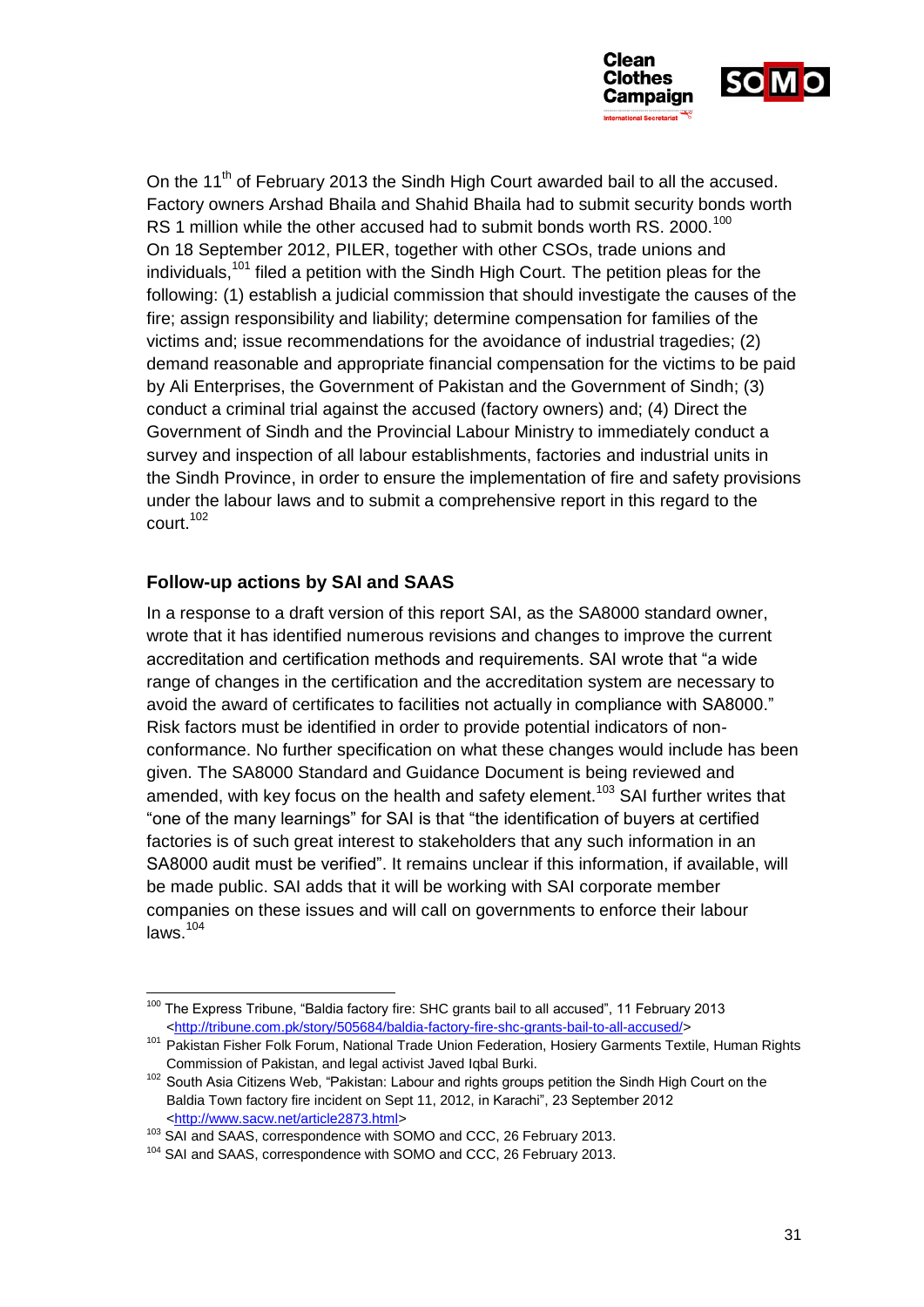On the 11th of February 2013 the Sindh High Court awarded bail to all the accused. Factory owners Arshad Bhaila and Shahid Bhaila had to submit security bonds worth RS 1 million while the other accused had to submit bonds worth RS. 2000.[100]
On 18 September 2012, PILER, together with other CSOs, trade unions and individuals,[101] filed a petition with the Sindh High Court. The petition pleas for the following: (1) establish a judicial commission that should investigate the causes of the fire; assign responsibility and liability; determine compensation for families of the victims and; issue recommendations for the avoidance of industrial tragedies; (2) demand reasonable and appropriate financial compensation for the victims to be paid by Ali Enterprises, the Government of Pakistan and the Government of Sindh; (3) conduct a criminal trial against the accused (factory owners) and; (4) Direct the Government of Sindh and the Provincial Labour Ministry to immediately conduct a survey and inspection of all labour establishments, factories and industrial units in the Sindh Province, in order to ensure the implementation of fire and safety provisions under the labour laws and to submit a comprehensive report in this regard to the court.[102]

### Follow-up actions by SAI and SAAS

In a response to a draft version of this report SAI, as the SA8000 standard owner, wrote that it has identified numerous revisions and changes to improve the current accreditation and certification methods and requirements. SAI wrote that "a wide range of changes in the certification and the accreditation system are necessary to avoid the award of certificates to facilities not actually in compliance with SA8000." Risk factors must be identified in order to provide potential indicators of non-conformance. No further specification on what these changes would include has been given. The SA8000 Standard and Guidance Document is being reviewed and amended, with key focus on the health and safety element.[103] SAI further writes that "one of the many learnings" for SAI is that "the identification of buyers at certified factories is of such great interest to stakeholders that any such information in an SA8000 audit must be verified". It remains unclear if this information, if available, will be made public. SAI adds that it will be working with SAI corporate member companies on these issues and will call on governments to enforce their labour laws.[104]

---

[100] The Express Tribune, "Baldia factory fire: SHC grants bail to all accused", 11 February 2013 <http://tribune.com.pk/story/505684/baldia-factory-fire-shc-grants-bail-to-all-accused/>

[101] Pakistan Fisher Folk Forum, National Trade Union Federation, Hosiery Garments Textile, Human Rights Commission of Pakistan, and legal activist Javed Iqbal Burki.

[102] South Asia Citizens Web, "Pakistan: Labour and rights groups petition the Sindh High Court on the Baldia Town factory fire incident on Sept 11, 2012, in Karachi", 23 September 2012 <http://www.sacw.net/article2873.html>

[103] SAI and SAAS, correspondence with SOMO and CCC, 26 February 2013.

[104] SAI and SAAS, correspondence with SOMO and CCC, 26 February 2013.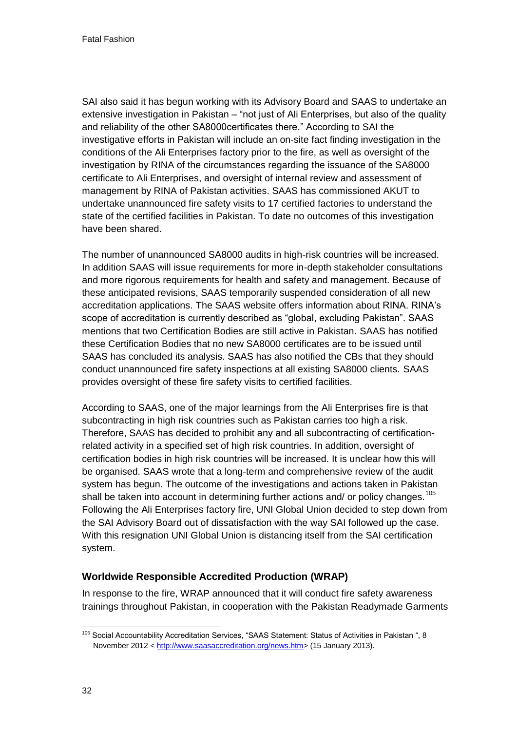SAI also said it has begun working with its Advisory Board and SAAS to undertake an extensive investigation in Pakistan – "not just of Ali Enterprises, but also of the quality and reliability of the other SA8000certificates there." According to SAI the investigative efforts in Pakistan will include an on-site fact finding investigation in the conditions of the Ali Enterprises factory prior to the fire, as well as oversight of the investigation by RINA of the circumstances regarding the issuance of the SA8000 certificate to Ali Enterprises, and oversight of internal review and assessment of management by RINA of Pakistan activities. SAAS has commissioned AKUT to undertake unannounced fire safety visits to 17 certified factories to understand the state of the certified facilities in Pakistan. To date no outcomes of this investigation have been shared.

The number of unannounced SA8000 audits in high-risk countries will be increased. In addition SAAS will issue requirements for more in-depth stakeholder consultations and more rigorous requirements for health and safety and management. Because of these anticipated revisions, SAAS temporarily suspended consideration of all new accreditation applications. The SAAS website offers information about RINA. RINA's scope of accreditation is currently described as "global, excluding Pakistan". SAAS mentions that two Certification Bodies are still active in Pakistan. SAAS has notified these Certification Bodies that no new SA8000 certificates are to be issued until SAAS has concluded its analysis. SAAS has also notified the CBs that they should conduct unannounced fire safety inspections at all existing SA8000 clients. SAAS provides oversight of these fire safety visits to certified facilities.

According to SAAS, one of the major learnings from the Ali Enterprises fire is that subcontracting in high risk countries such as Pakistan carries too high a risk. Therefore, SAAS has decided to prohibit any and all subcontracting of certification-related activity in a specified set of high risk countries. In addition, oversight of certification bodies in high risk countries will be increased. It is unclear how this will be organised. SAAS wrote that a long-term and comprehensive review of the audit system has begun. The outcome of the investigations and actions taken in Pakistan shall be taken into account in determining further actions and/ or policy changes.[105] Following the Ali Enterprises factory fire, UNI Global Union decided to step down from the SAI Advisory Board out of dissatisfaction with the way SAI followed up the case. With this resignation UNI Global Union is distancing itself from the SAI certification system.

### Worldwide Responsible Accredited Production (WRAP)

In response to the fire, WRAP announced that it will conduct fire safety awareness trainings throughout Pakistan, in cooperation with the Pakistan Readymade Garments

---

[105] Social Accountability Accreditation Services, "SAAS Statement: Status of Activities in Pakistan ", 8 November 2012 < http://www.saasaccreditation.org/news.htm> (15 January 2013).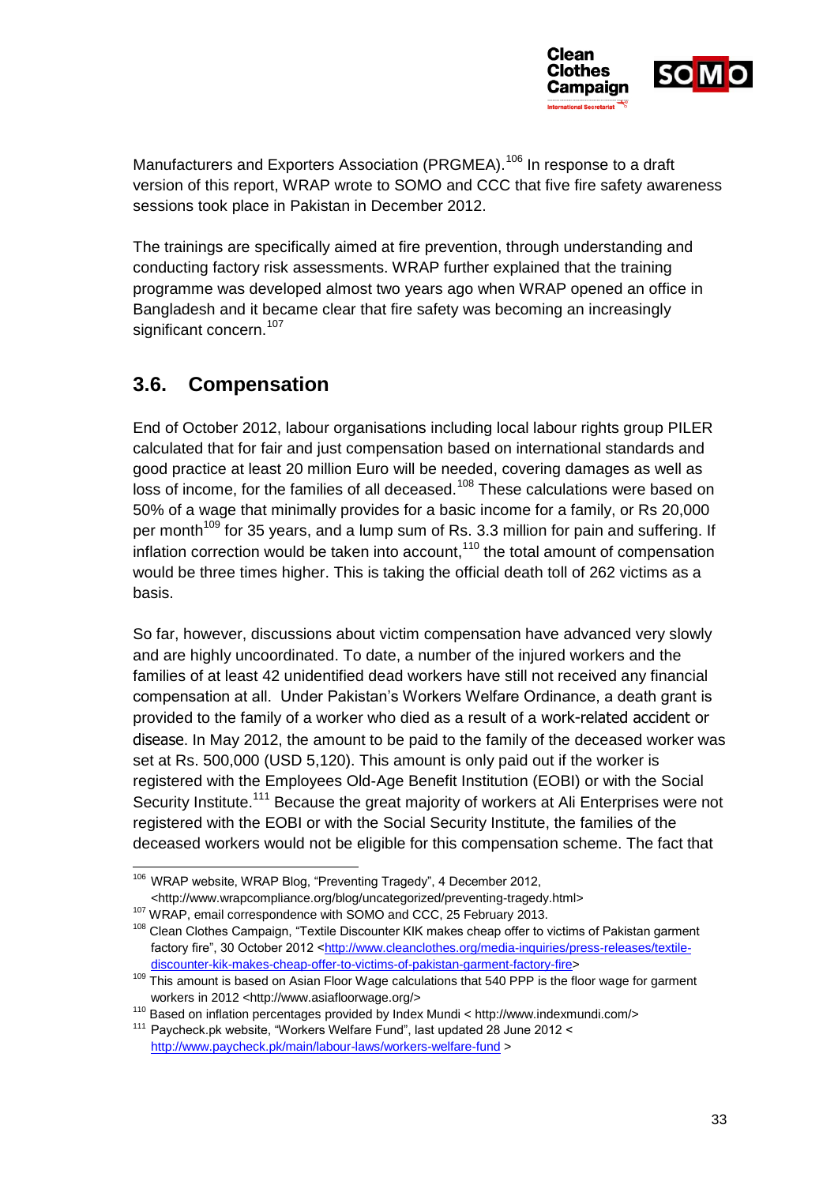Manufacturers and Exporters Association (PRGMEA).[106] In response to a draft version of this report, WRAP wrote to SOMO and CCC that five fire safety awareness sessions took place in Pakistan in December 2012.

The trainings are specifically aimed at fire prevention, through understanding and conducting factory risk assessments. WRAP further explained that the training programme was developed almost two years ago when WRAP opened an office in Bangladesh and it became clear that fire safety was becoming an increasingly significant concern.[107]

## 3.6. Compensation

End of October 2012, labour organisations including local labour rights group PILER calculated that for fair and just compensation based on international standards and good practice at least 20 million Euro will be needed, covering damages as well as loss of income, for the families of all deceased.[108] These calculations were based on 50% of a wage that minimally provides for a basic income for a family, or Rs 20,000 per month[109] for 35 years, and a lump sum of Rs. 3.3 million for pain and suffering. If inflation correction would be taken into account,[110] the total amount of compensation would be three times higher. This is taking the official death toll of 262 victims as a basis.

So far, however, discussions about victim compensation have advanced very slowly and are highly uncoordinated. To date, a number of the injured workers and the families of at least 42 unidentified dead workers have still not received any financial compensation at all. Under Pakistan's Workers Welfare Ordinance, a death grant is provided to the family of a worker who died as a result of a work-related accident or disease. In May 2012, the amount to be paid to the family of the deceased worker was set at Rs. 500,000 (USD 5,120). This amount is only paid out if the worker is registered with the Employees Old-Age Benefit Institution (EOBI) or with the Social Security Institute.[111] Because the great majority of workers at Ali Enterprises were not registered with the EOBI or with the Social Security Institute, the families of the deceased workers would not be eligible for this compensation scheme. The fact that

---

[106] WRAP website, WRAP Blog, "Preventing Tragedy", 4 December 2012, <http://www.wrapcompliance.org/blog/uncategorized/preventing-tragedy.html>

[107] WRAP, email correspondence with SOMO and CCC, 25 February 2013.

[108] Clean Clothes Campaign, "Textile Discounter KIK makes cheap offer to victims of Pakistan garment factory fire", 30 October 2012 <http://www.cleanclothes.org/media-inquiries/press-releases/textile-discounter-kik-makes-cheap-offer-to-victims-of-pakistan-garment-factory-fire>

[109] This amount is based on Asian Floor Wage calculations that 540 PPP is the floor wage for garment workers in 2012 <http://www.asiafloorwage.org/>

[110] Based on inflation percentages provided by Index Mundi < http://www.indexmundi.com/>

[111] Paycheck.pk website, "Workers Welfare Fund", last updated 28 June 2012 < http://www.paycheck.pk/main/labour-laws/workers-welfare-fund >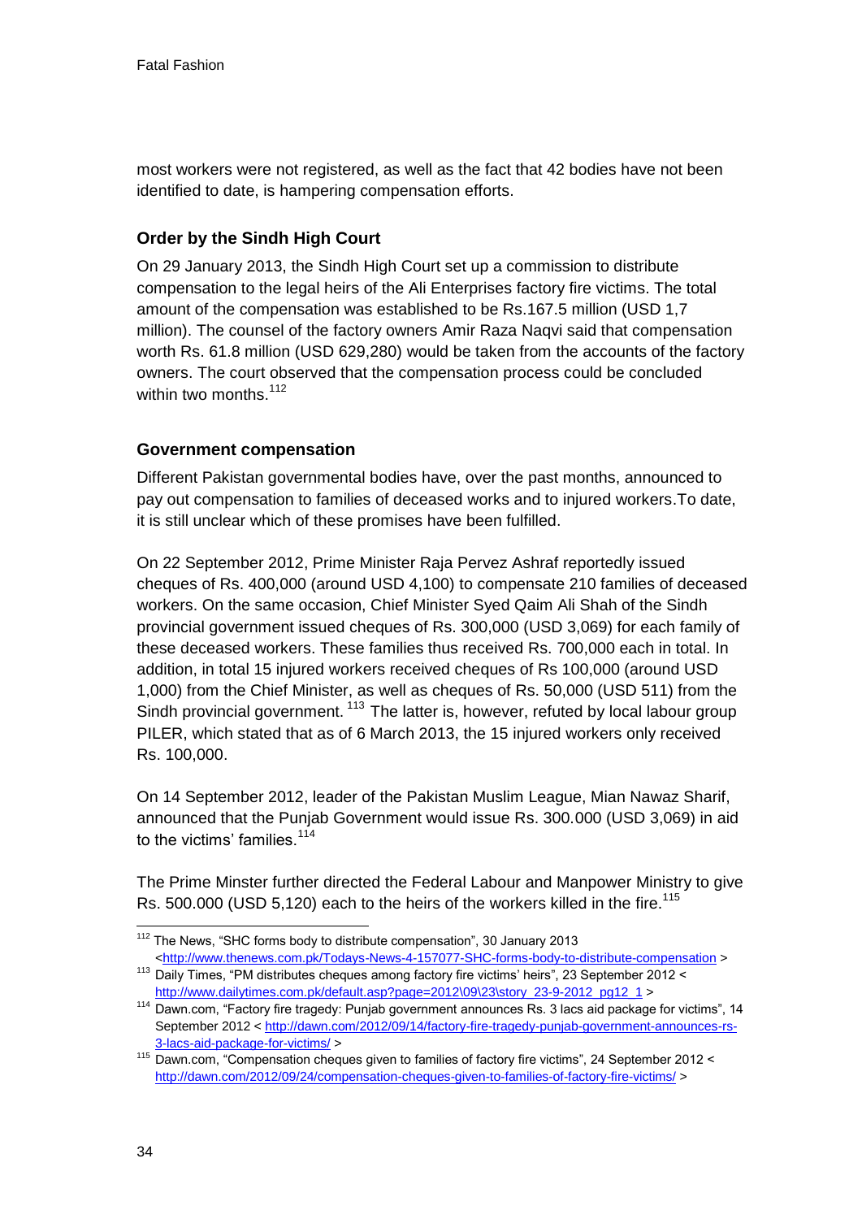most workers were not registered, as well as the fact that 42 bodies have not been identified to date, is hampering compensation efforts.

### Order by the Sindh High Court

On 29 January 2013, the Sindh High Court set up a commission to distribute compensation to the legal heirs of the Ali Enterprises factory fire victims. The total amount of the compensation was established to be Rs.167.5 million (USD 1,7 million). The counsel of the factory owners Amir Raza Naqvi said that compensation worth Rs. 61.8 million (USD 629,280) would be taken from the accounts of the factory owners. The court observed that the compensation process could be concluded within two months.[112]

### Government compensation

Different Pakistan governmental bodies have, over the past months, announced to pay out compensation to families of deceased works and to injured workers.To date, it is still unclear which of these promises have been fulfilled.

On 22 September 2012, Prime Minister Raja Pervez Ashraf reportedly issued cheques of Rs. 400,000 (around USD 4,100) to compensate 210 families of deceased workers. On the same occasion, Chief Minister Syed Qaim Ali Shah of the Sindh provincial government issued cheques of Rs. 300,000 (USD 3,069) for each family of these deceased workers. These families thus received Rs. 700,000 each in total. In addition, in total 15 injured workers received cheques of Rs 100,000 (around USD 1,000) from the Chief Minister, as well as cheques of Rs. 50,000 (USD 511) from the Sindh provincial government. [113] The latter is, however, refuted by local labour group PILER, which stated that as of 6 March 2013, the 15 injured workers only received Rs. 100,000.

On 14 September 2012, leader of the Pakistan Muslim League, Mian Nawaz Sharif, announced that the Punjab Government would issue Rs. 300.000 (USD 3,069) in aid to the victims' families.[114]

The Prime Minster further directed the Federal Labour and Manpower Ministry to give Rs. 500.000 (USD 5,120) each to the heirs of the workers killed in the fire.[115]

---

[112] The News, "SHC forms body to distribute compensation", 30 January 2013 <http://www.thenews.com.pk/Todays-News-4-157077-SHC-forms-body-to-distribute-compensation >

[113] Daily Times, "PM distributes cheques among factory fire victims' heirs", 23 September 2012 < http://www.dailytimes.com.pk/default.asp?page=2012\09\23\story_23-9-2012_pg12_1 >

[114] Dawn.com, "Factory fire tragedy: Punjab government announces Rs. 3 lacs aid package for victims", 14 September 2012 < http://dawn.com/2012/09/14/factory-fire-tragedy-punjab-government-announces-rs-3-lacs-aid-package-for-victims/ >

[115] Dawn.com, "Compensation cheques given to families of factory fire victims", 24 September 2012 < http://dawn.com/2012/09/24/compensation-cheques-given-to-families-of-factory-fire-victims/ >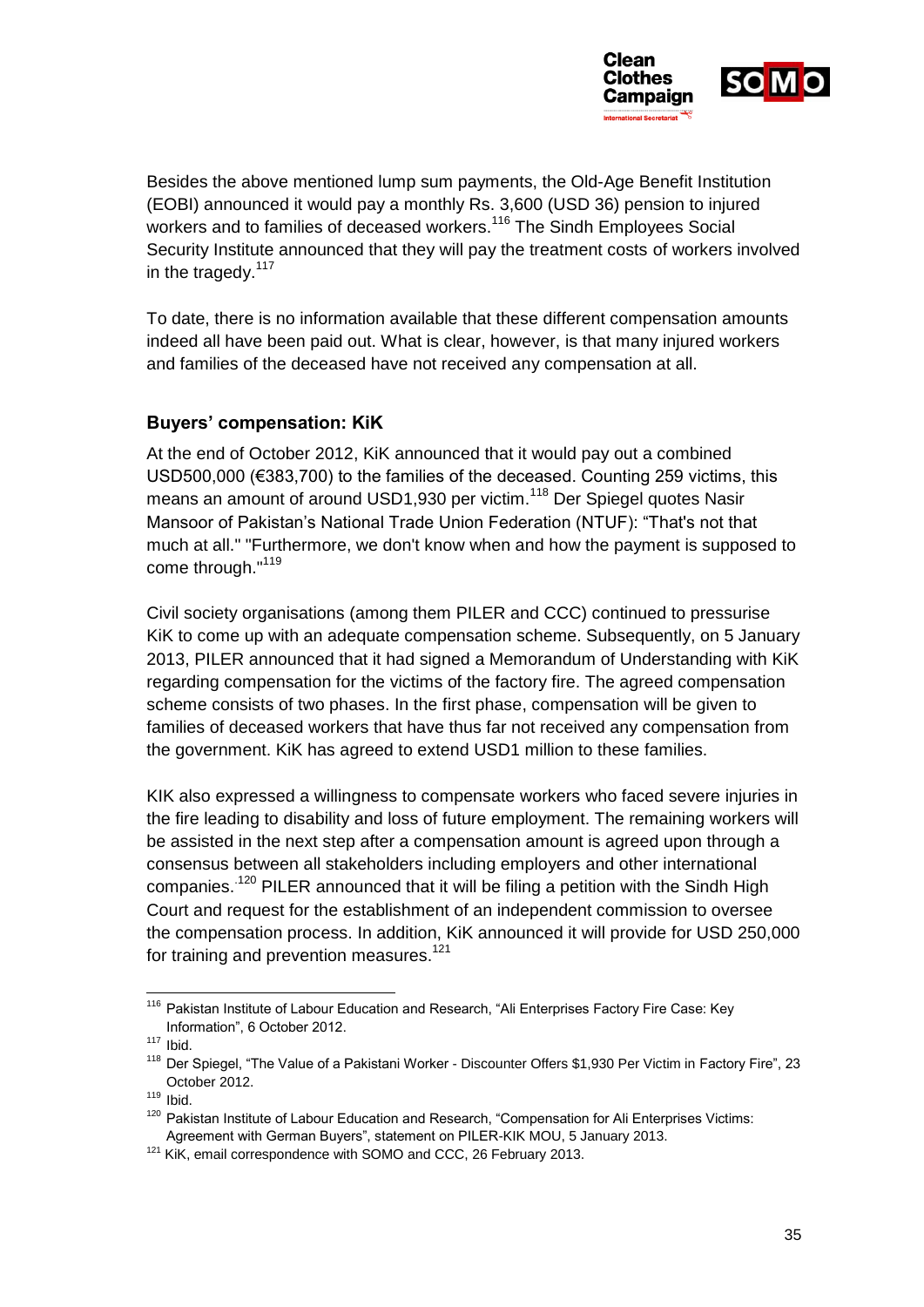Besides the above mentioned lump sum payments, the Old-Age Benefit Institution (EOBI) announced it would pay a monthly Rs. 3,600 (USD 36) pension to injured workers and to families of deceased workers.[116] The Sindh Employees Social Security Institute announced that they will pay the treatment costs of workers involved in the tragedy.[117]

To date, there is no information available that these different compensation amounts indeed all have been paid out. What is clear, however, is that many injured workers and families of the deceased have not received any compensation at all.

### Buyers' compensation: KiK

At the end of October 2012, KiK announced that it would pay out a combined USD500,000 (€383,700) to the families of the deceased. Counting 259 victims, this means an amount of around USD1,930 per victim.[118] Der Spiegel quotes Nasir Mansoor of Pakistan's National Trade Union Federation (NTUF): "That's not that much at all." "Furthermore, we don't know when and how the payment is supposed to come through."[119]

Civil society organisations (among them PILER and CCC) continued to pressurise KiK to come up with an adequate compensation scheme. Subsequently, on 5 January 2013, PILER announced that it had signed a Memorandum of Understanding with KiK regarding compensation for the victims of the factory fire. The agreed compensation scheme consists of two phases. In the first phase, compensation will be given to families of deceased workers that have thus far not received any compensation from the government. KiK has agreed to extend USD1 million to these families.

KIK also expressed a willingness to compensate workers who faced severe injuries in the fire leading to disability and loss of future employment. The remaining workers will be assisted in the next step after a compensation amount is agreed upon through a consensus between all stakeholders including employers and other international companies.[120] PILER announced that it will be filing a petition with the Sindh High Court and request for the establishment of an independent commission to oversee the compensation process. In addition, KiK announced it will provide for USD 250,000 for training and prevention measures.[121]

---

[116] Pakistan Institute of Labour Education and Research, "Ali Enterprises Factory Fire Case: Key Information", 6 October 2012.

[117] Ibid.

[118] Der Spiegel, "The Value of a Pakistani Worker - Discounter Offers $1,930 Per Victim in Factory Fire", 23 October 2012.

[119] Ibid.

[120] Pakistan Institute of Labour Education and Research, "Compensation for Ali Enterprises Victims: Agreement with German Buyers", statement on PILER-KIK MOU, 5 January 2013.

[121] KiK, email correspondence with SOMO and CCC, 26 February 2013.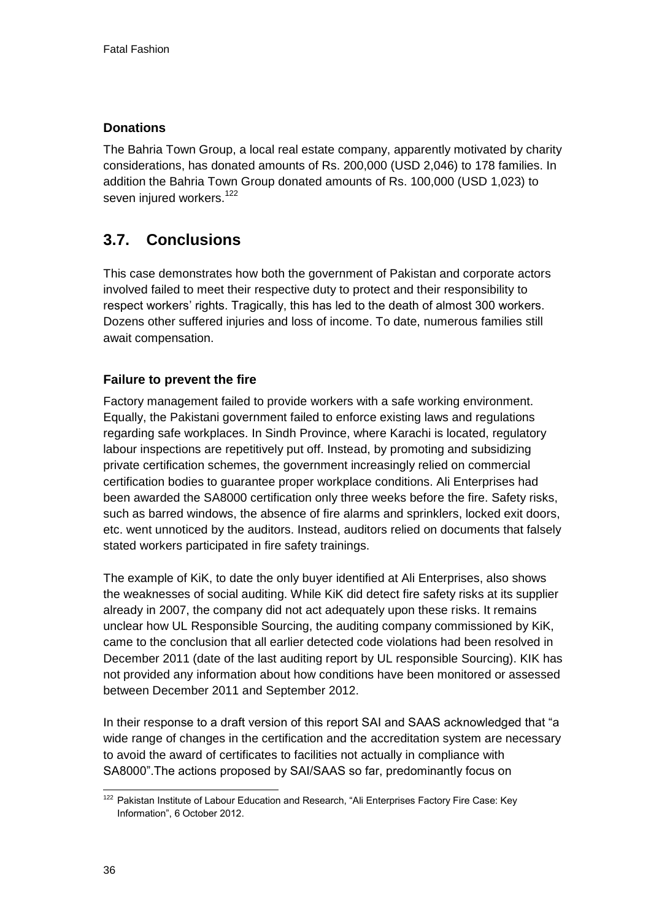### Donations

The Bahria Town Group, a local real estate company, apparently motivated by charity considerations, has donated amounts of Rs. 200,000 (USD 2,046) to 178 families. In addition the Bahria Town Group donated amounts of Rs. 100,000 (USD 1,023) to seven injured workers.[122]

## 3.7. Conclusions

This case demonstrates how both the government of Pakistan and corporate actors involved failed to meet their respective duty to protect and their responsibility to respect workers' rights. Tragically, this has led to the death of almost 300 workers. Dozens other suffered injuries and loss of income. To date, numerous families still await compensation.

### Failure to prevent the fire

Factory management failed to provide workers with a safe working environment. Equally, the Pakistani government failed to enforce existing laws and regulations regarding safe workplaces. In Sindh Province, where Karachi is located, regulatory labour inspections are repetitively put off. Instead, by promoting and subsidizing private certification schemes, the government increasingly relied on commercial certification bodies to guarantee proper workplace conditions. Ali Enterprises had been awarded the SA8000 certification only three weeks before the fire. Safety risks, such as barred windows, the absence of fire alarms and sprinklers, locked exit doors, etc. went unnoticed by the auditors. Instead, auditors relied on documents that falsely stated workers participated in fire safety trainings.

The example of KiK, to date the only buyer identified at Ali Enterprises, also shows the weaknesses of social auditing. While KiK did detect fire safety risks at its supplier already in 2007, the company did not act adequately upon these risks. It remains unclear how UL Responsible Sourcing, the auditing company commissioned by KiK, came to the conclusion that all earlier detected code violations had been resolved in December 2011 (date of the last auditing report by UL responsible Sourcing). KIK has not provided any information about how conditions have been monitored or assessed between December 2011 and September 2012.

In their response to a draft version of this report SAI and SAAS acknowledged that "a wide range of changes in the certification and the accreditation system are necessary to avoid the award of certificates to facilities not actually in compliance with SA8000".The actions proposed by SAI/SAAS so far, predominantly focus on

[122] Pakistan Institute of Labour Education and Research, "Ali Enterprises Factory Fire Case: Key Information", 6 October 2012.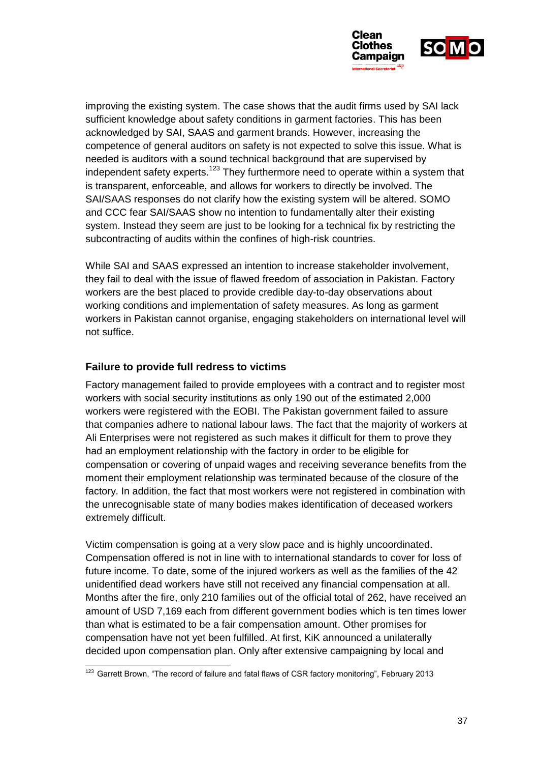improving the existing system. The case shows that the audit firms used by SAI lack sufficient knowledge about safety conditions in garment factories. This has been acknowledged by SAI, SAAS and garment brands. However, increasing the competence of general auditors on safety is not expected to solve this issue. What is needed is auditors with a sound technical background that are supervised by independent safety experts.[123] They furthermore need to operate within a system that is transparent, enforceable, and allows for workers to directly be involved. The SAI/SAAS responses do not clarify how the existing system will be altered. SOMO and CCC fear SAI/SAAS show no intention to fundamentally alter their existing system. Instead they seem are just to be looking for a technical fix by restricting the subcontracting of audits within the confines of high-risk countries.

While SAI and SAAS expressed an intention to increase stakeholder involvement, they fail to deal with the issue of flawed freedom of association in Pakistan. Factory workers are the best placed to provide credible day-to-day observations about working conditions and implementation of safety measures. As long as garment workers in Pakistan cannot organise, engaging stakeholders on international level will not suffice.

### Failure to provide full redress to victims

Factory management failed to provide employees with a contract and to register most workers with social security institutions as only 190 out of the estimated 2,000 workers were registered with the EOBI. The Pakistan government failed to assure that companies adhere to national labour laws. The fact that the majority of workers at Ali Enterprises were not registered as such makes it difficult for them to prove they had an employment relationship with the factory in order to be eligible for compensation or covering of unpaid wages and receiving severance benefits from the moment their employment relationship was terminated because of the closure of the factory. In addition, the fact that most workers were not registered in combination with the unrecognisable state of many bodies makes identification of deceased workers extremely difficult.

Victim compensation is going at a very slow pace and is highly uncoordinated. Compensation offered is not in line with to international standards to cover for loss of future income. To date, some of the injured workers as well as the families of the 42 unidentified dead workers have still not received any financial compensation at all. Months after the fire, only 210 families out of the official total of 262, have received an amount of USD 7,169 each from different government bodies which is ten times lower than what is estimated to be a fair compensation amount. Other promises for compensation have not yet been fulfilled. At first, KiK announced a unilaterally decided upon compensation plan. Only after extensive campaigning by local and

[123] Garrett Brown, "The record of failure and fatal flaws of CSR factory monitoring", February 2013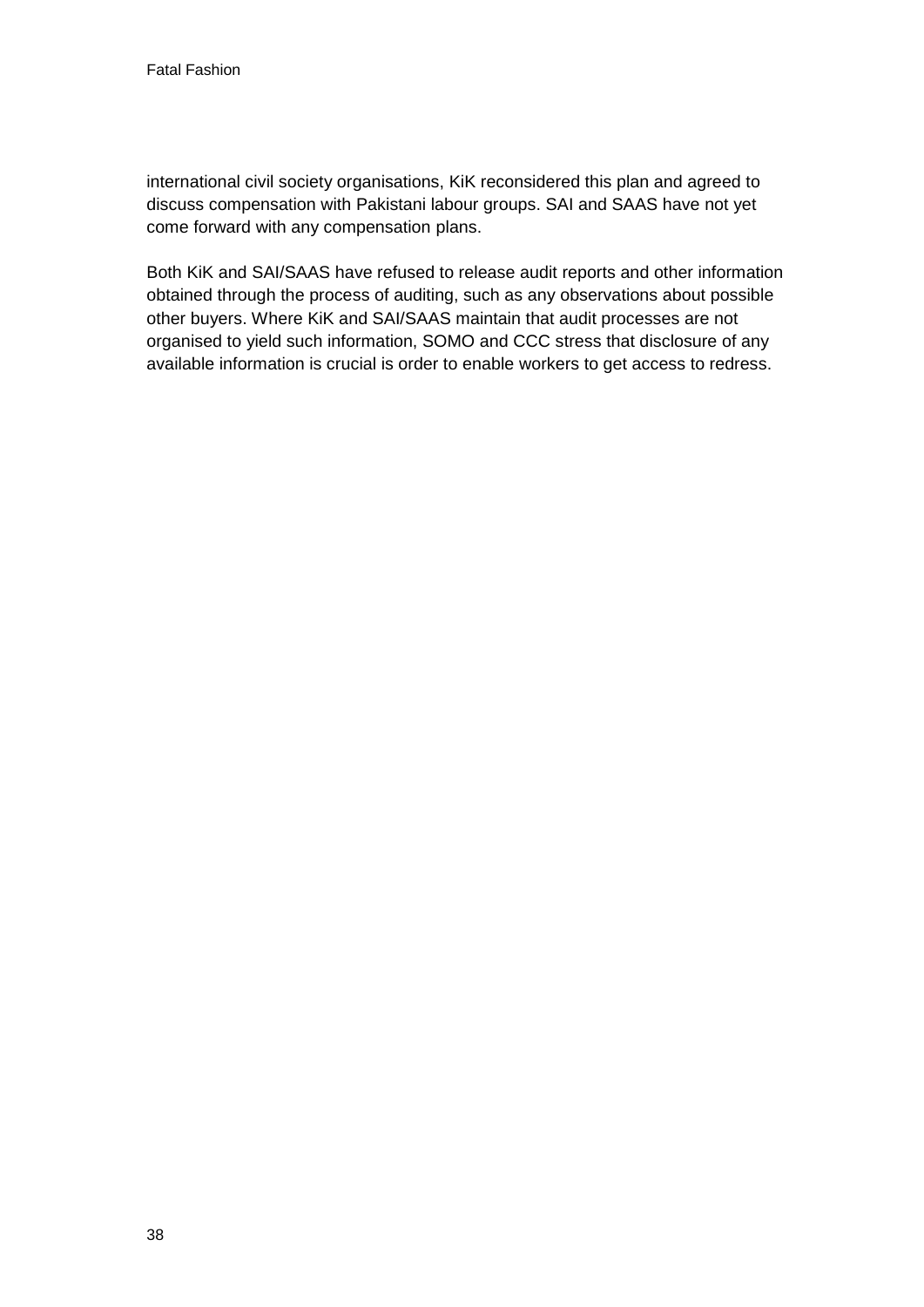international civil society organisations, KiK reconsidered this plan and agreed to discuss compensation with Pakistani labour groups. SAI and SAAS have not yet come forward with any compensation plans.

Both KiK and SAI/SAAS have refused to release audit reports and other information obtained through the process of auditing, such as any observations about possible other buyers. Where KiK and SAI/SAAS maintain that audit processes are not organised to yield such information, SOMO and CCC stress that disclosure of any available information is crucial is order to enable workers to get access to redress.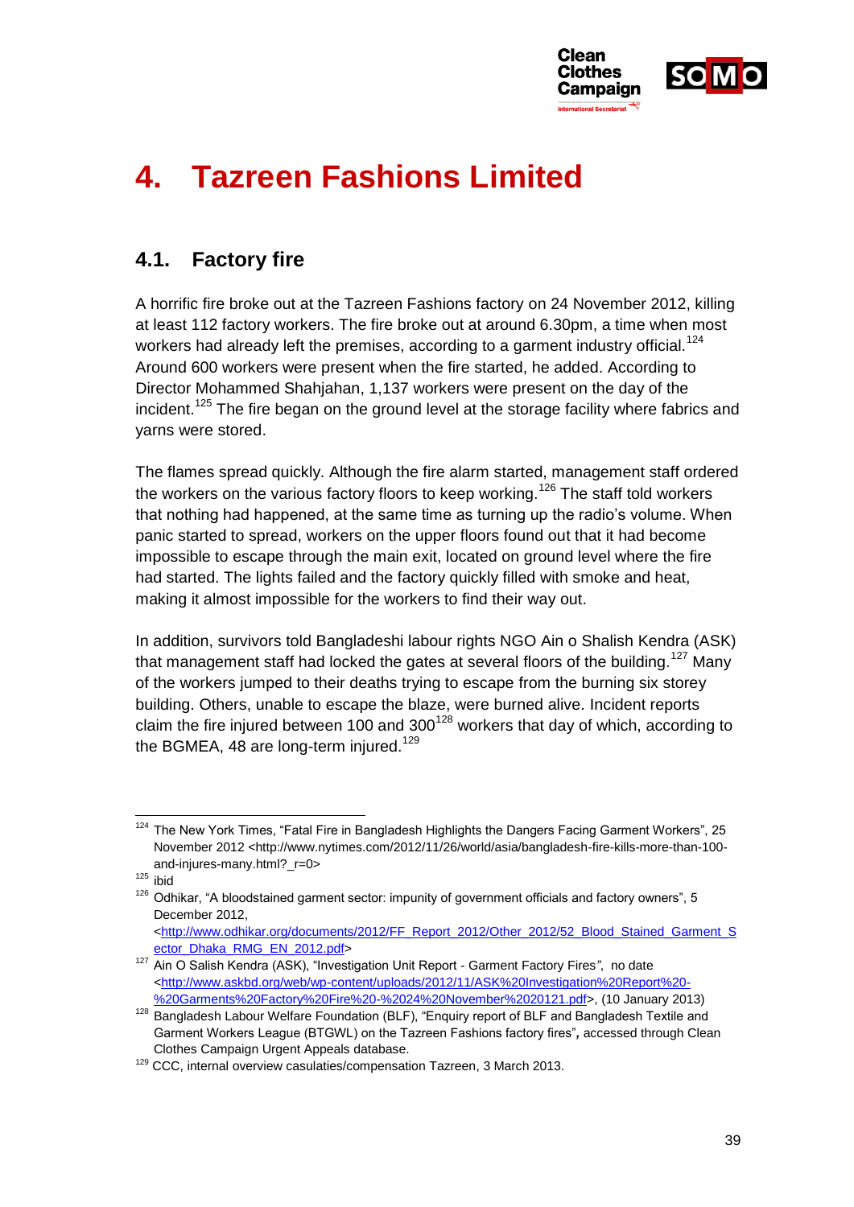# 4. Tazreen Fashions Limited

## 4.1. Factory fire

A horrific fire broke out at the Tazreen Fashions factory on 24 November 2012, killing at least 112 factory workers. The fire broke out at around 6.30pm, a time when most workers had already left the premises, according to a garment industry official.[124] Around 600 workers were present when the fire started, he added. According to Director Mohammed Shahjahan, 1,137 workers were present on the day of the incident.[125] The fire began on the ground level at the storage facility where fabrics and yarns were stored.

The flames spread quickly. Although the fire alarm started, management staff ordered the workers on the various factory floors to keep working.[126] The staff told workers that nothing had happened, at the same time as turning up the radio's volume. When panic started to spread, workers on the upper floors found out that it had become impossible to escape through the main exit, located on ground level where the fire had started. The lights failed and the factory quickly filled with smoke and heat, making it almost impossible for the workers to find their way out.

In addition, survivors told Bangladeshi labour rights NGO Ain o Shalish Kendra (ASK) that management staff had locked the gates at several floors of the building.[127] Many of the workers jumped to their deaths trying to escape from the burning six storey building. Others, unable to escape the blaze, were burned alive. Incident reports claim the fire injured between 100 and 300[128] workers that day of which, according to the BGMEA, 48 are long-term injured.[129]

---

[124] The New York Times, "Fatal Fire in Bangladesh Highlights the Dangers Facing Garment Workers", 25 November 2012 <http://www.nytimes.com/2012/11/26/world/asia/bangladesh-fire-kills-more-than-100-and-injures-many.html?_r=0>

[125] ibid

[126] Odhikar, "A bloodstained garment sector: impunity of government officials and factory owners", 5 December 2012, <http://www.odhikar.org/documents/2012/FF_Report_2012/Other_2012/52_Blood_Stained_Garment_Sector_Dhaka_RMG_EN_2012.pdf>

[127] Ain O Salish Kendra (ASK), "Investigation Unit Report - Garment Factory Fires", no date <http://www.askbd.org/web/wp-content/uploads/2012/11/ASK%20Investigation%20Report%20-%20Garments%20Factory%20Fire%20-%2024%20November%2020121.pdf>, (10 January 2013)

[128] Bangladesh Labour Welfare Foundation (BLF), "Enquiry report of BLF and Bangladesh Textile and Garment Workers League (BTGWL) on the Tazreen Fashions factory fires", accessed through Clean Clothes Campaign Urgent Appeals database.

[129] CCC, internal overview casulaties/compensation Tazreen, 3 March 2013.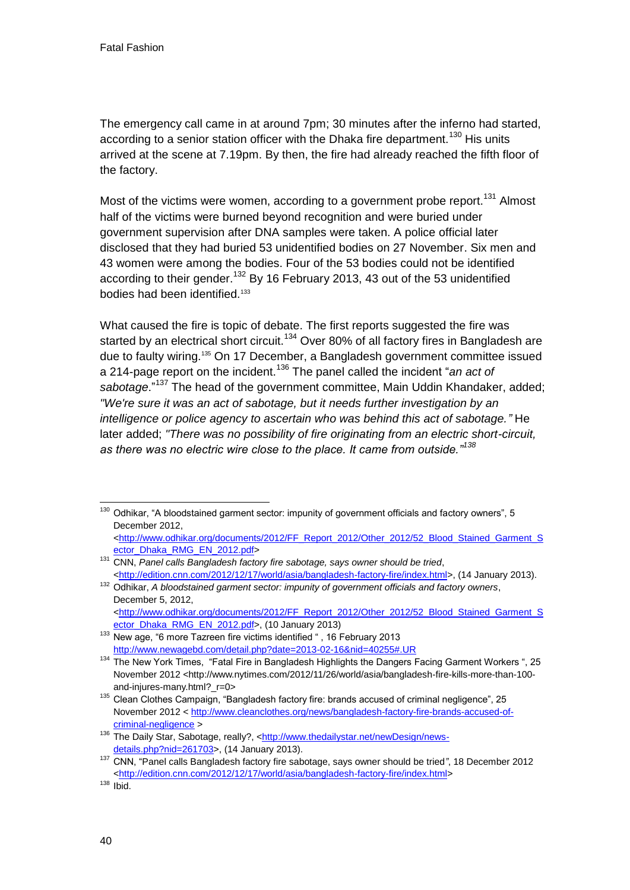The emergency call came in at around 7pm; 30 minutes after the inferno had started, according to a senior station officer with the Dhaka fire department.[130] His units arrived at the scene at 7.19pm. By then, the fire had already reached the fifth floor of the factory.

Most of the victims were women, according to a government probe report.[131] Almost half of the victims were burned beyond recognition and were buried under government supervision after DNA samples were taken. A police official later disclosed that they had buried 53 unidentified bodies on 27 November. Six men and 43 women were among the bodies. Four of the 53 bodies could not be identified according to their gender.[132] By 16 February 2013, 43 out of the 53 unidentified bodies had been identified.[133]

What caused the fire is topic of debate. The first reports suggested the fire was started by an electrical short circuit.[134] Over 80% of all factory fires in Bangladesh are due to faulty wiring.[135] On 17 December, a Bangladesh government committee issued a 214-page report on the incident.[136] The panel called the incident "*an act of sabotage.*"[137] The head of the government committee, Main Uddin Khandaker, added; *"We're sure it was an act of sabotage, but it needs further investigation by an intelligence or police agency to ascertain who was behind this act of sabotage."* He later added; *"There was no possibility of fire originating from an electric short-circuit, as there was no electric wire close to the place. It came from outside."*[138]

---

[130] Odhikar, "A bloodstained garment sector: impunity of government officials and factory owners", 5 December 2012, <http://www.odhikar.org/documents/2012/FF_Report_2012/Other_2012/52_Blood_Stained_Garment_Sector_Dhaka_RMG_EN_2012.pdf>

[131] CNN, *Panel calls Bangladesh factory fire sabotage, says owner should be tried*, <http://edition.cnn.com/2012/12/17/world/asia/bangladesh-factory-fire/index.html>, (14 January 2013).

[132] Odhikar, *A bloodstained garment sector: impunity of government officials and factory owners*, December 5, 2012, <http://www.odhikar.org/documents/2012/FF_Report_2012/Other_2012/52_Blood_Stained_Garment_Sector_Dhaka_RMG_EN_2012.pdf>, (10 January 2013)

[133] New age, "6 more Tazreen fire victims identified " , 16 February 2013 http://www.newagebd.com/detail.php?date=2013-02-16&nid=40255#.UR

[134] The New York Times, "Fatal Fire in Bangladesh Highlights the Dangers Facing Garment Workers ", 25 November 2012 <http://www.nytimes.com/2012/11/26/world/asia/bangladesh-fire-kills-more-than-100-and-injures-many.html?_r=0>

[135] Clean Clothes Campaign, "Bangladesh factory fire: brands accused of criminal negligence", 25 November 2012 < http://www.cleanclothes.org/news/bangladesh-factory-fire-brands-accused-of-criminal-negligence >

[136] The Daily Star, Sabotage, really?, <http://www.thedailystar.net/newDesign/news-details.php?nid=261703>, (14 January 2013).

[137] CNN, "Panel calls Bangladesh factory fire sabotage, says owner should be tried", 18 December 2012 <http://edition.cnn.com/2012/12/17/world/asia/bangladesh-factory-fire/index.html>

[138] Ibid.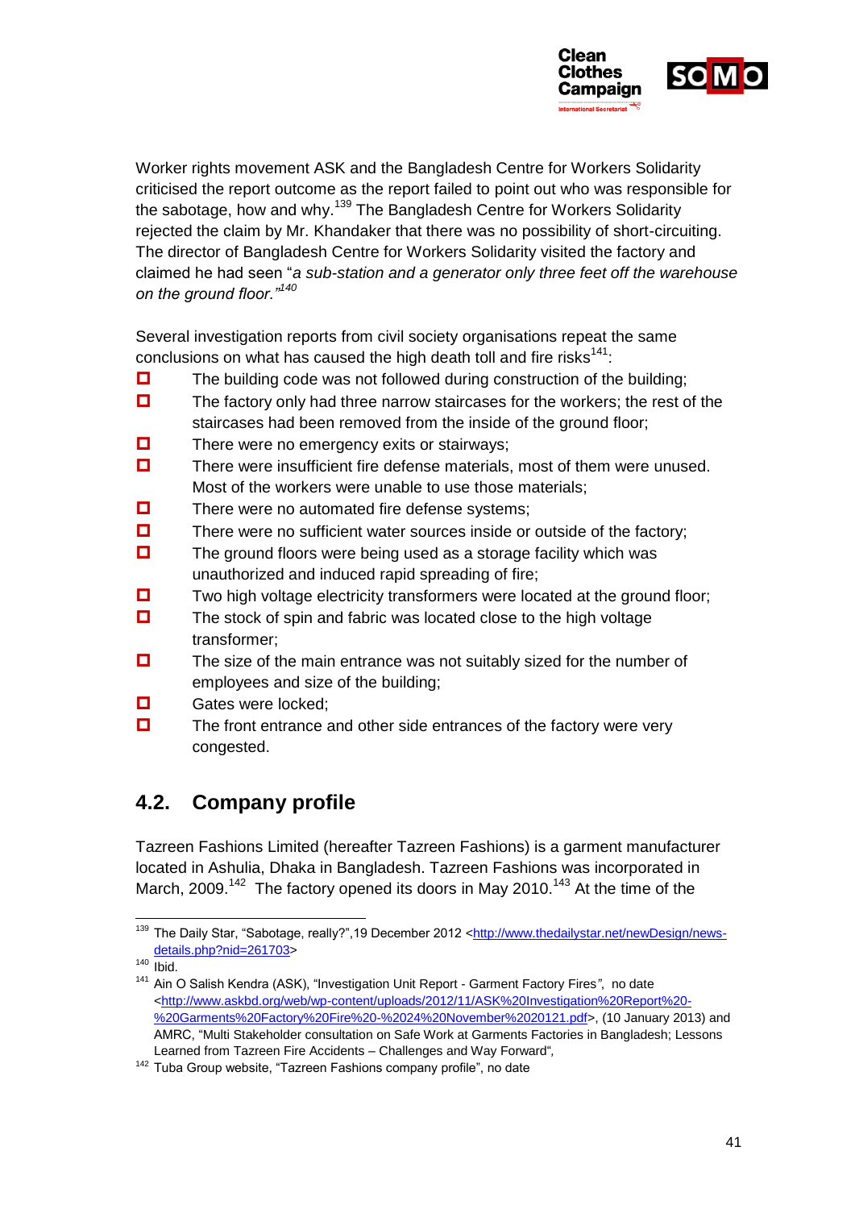Worker rights movement ASK and the Bangladesh Centre for Workers Solidarity criticised the report outcome as the report failed to point out who was responsible for the sabotage, how and why.[139] The Bangladesh Centre for Workers Solidarity rejected the claim by Mr. Khandaker that there was no possibility of short-circuiting. The director of Bangladesh Centre for Workers Solidarity visited the factory and claimed he had seen "*a sub-station and a generator only three feet off the warehouse on the ground floor.*"[140]

Several investigation reports from civil society organisations repeat the same conclusions on what has caused the high death toll and fire risks[141]:

- The building code was not followed during construction of the building;
- The factory only had three narrow staircases for the workers; the rest of the staircases had been removed from the inside of the ground floor;
- There were no emergency exits or stairways;
- There were insufficient fire defense materials, most of them were unused. Most of the workers were unable to use those materials;
- There were no automated fire defense systems;
- There were no sufficient water sources inside or outside of the factory;
- The ground floors were being used as a storage facility which was unauthorized and induced rapid spreading of fire;
- Two high voltage electricity transformers were located at the ground floor;
- The stock of spin and fabric was located close to the high voltage transformer;
- The size of the main entrance was not suitably sized for the number of employees and size of the building;
- Gates were locked;
- The front entrance and other side entrances of the factory were very congested.

## 4.2. Company profile

Tazreen Fashions Limited (hereafter Tazreen Fashions) is a garment manufacturer located in Ashulia, Dhaka in Bangladesh. Tazreen Fashions was incorporated in March, 2009.[142] The factory opened its doors in May 2010.[143] At the time of the

---

[139] The Daily Star, "Sabotage, really?",19 December 2012 <http://www.thedailystar.net/newDesign/news-details.php?nid=261703>

[140] Ibid.

[141] Ain O Salish Kendra (ASK), "Investigation Unit Report - Garment Factory Fires", no date <http://www.askbd.org/web/wp-content/uploads/2012/11/ASK%20Investigation%20Report%20-%20Garments%20Factory%20Fire%20-%2024%20November%2020121.pdf>, (10 January 2013) and AMRC, "Multi Stakeholder consultation on Safe Work at Garments Factories in Bangladesh; Lessons Learned from Tazreen Fire Accidents – Challenges and Way Forward",

[142] Tuba Group website, "Tazreen Fashions company profile", no date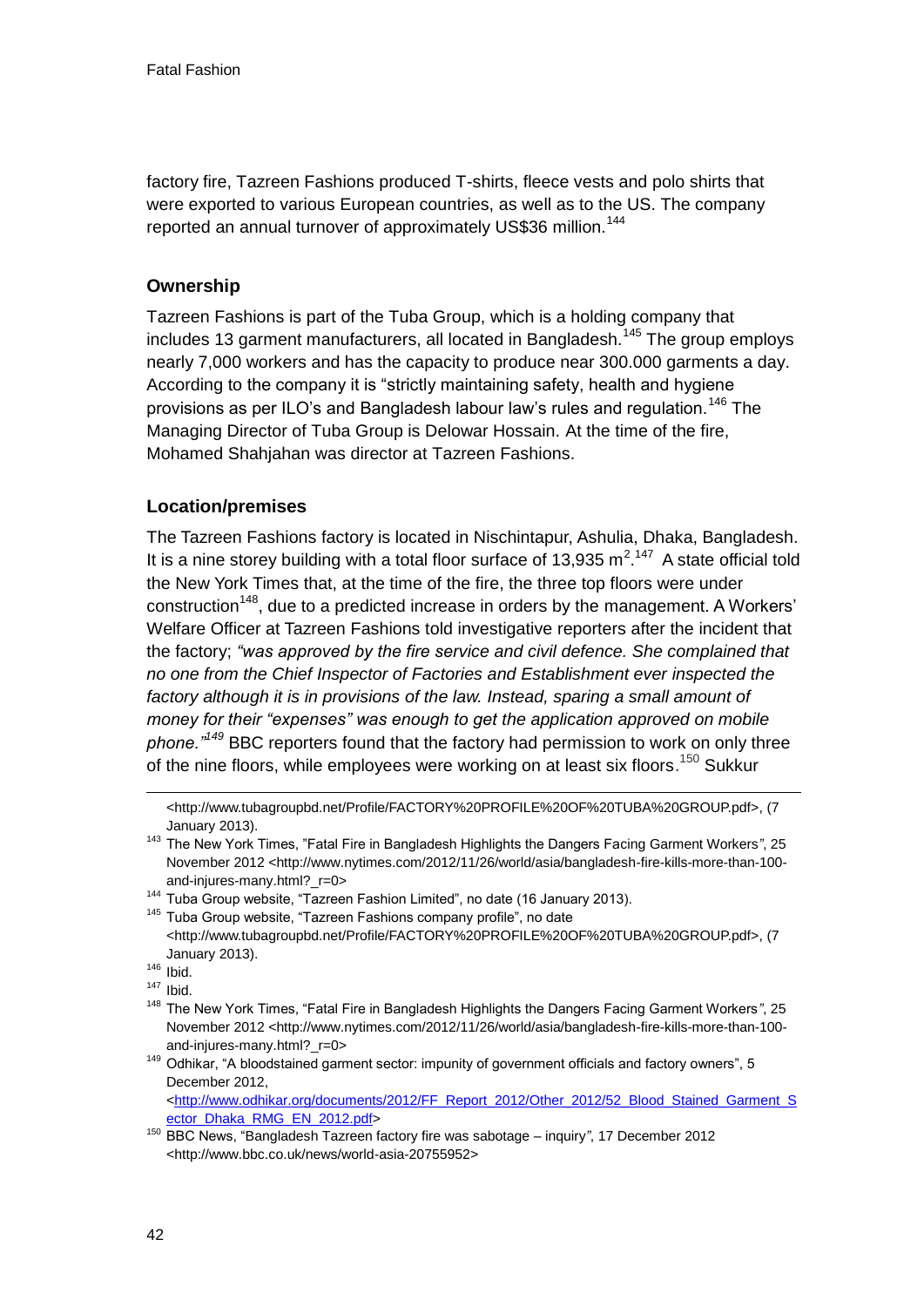factory fire, Tazreen Fashions produced T-shirts, fleece vests and polo shirts that were exported to various European countries, as well as to the US. The company reported an annual turnover of approximately US$36 million.[144]

### Ownership

Tazreen Fashions is part of the Tuba Group, which is a holding company that includes 13 garment manufacturers, all located in Bangladesh.[145] The group employs nearly 7,000 workers and has the capacity to produce near 300.000 garments a day. According to the company it is "strictly maintaining safety, health and hygiene provisions as per ILO's and Bangladesh labour law's rules and regulation.[146] The Managing Director of Tuba Group is Delowar Hossain. At the time of the fire, Mohamed Shahjahan was director at Tazreen Fashions.

### Location/premises

The Tazreen Fashions factory is located in Nischintapur, Ashulia, Dhaka, Bangladesh. It is a nine storey building with a total floor surface of 13,935 $m^2$.[147] A state official told the New York Times that, at the time of the fire, the three top floors were under construction[148], due to a predicted increase in orders by the management. A Workers' Welfare Officer at Tazreen Fashions told investigative reporters after the incident that the factory; *"was approved by the fire service and civil defence. She complained that no one from the Chief Inspector of Factories and Establishment ever inspected the factory although it is in provisions of the law. Instead, sparing a small amount of money for their "expenses" was enough to get the application approved on mobile phone."[149]* BBC reporters found that the factory had permission to work on only three of the nine floors, while employees were working on at least six floors.[150] Sukkur

---

<http://www.tubagroupbd.net/Profile/FACTORY%20PROFILE%20OF%20TUBA%20GROUP.pdf>, (7 January 2013).

[143] The New York Times, "Fatal Fire in Bangladesh Highlights the Dangers Facing Garment Workers", 25 November 2012 <http://www.nytimes.com/2012/11/26/world/asia/bangladesh-fire-kills-more-than-100-and-injures-many.html?_r=0>

[144] Tuba Group website, "Tazreen Fashion Limited", no date (16 January 2013).

[145] Tuba Group website, "Tazreen Fashions company profile", no date <http://www.tubagroupbd.net/Profile/FACTORY%20PROFILE%20OF%20TUBA%20GROUP.pdf>, (7 January 2013).

[146] Ibid.

[147] Ibid.

[148] The New York Times, "Fatal Fire in Bangladesh Highlights the Dangers Facing Garment Workers", 25 November 2012 <http://www.nytimes.com/2012/11/26/world/asia/bangladesh-fire-kills-more-than-100-and-injures-many.html?_r=0>

[149] Odhikar, "A bloodstained garment sector: impunity of government officials and factory owners", 5 December 2012, <http://www.odhikar.org/documents/2012/FF_Report_2012/Other_2012/52_Blood_Stained_Garment_Sector_Dhaka_RMG_EN_2012.pdf>

[150] BBC News, "Bangladesh Tazreen factory fire was sabotage – inquiry", 17 December 2012 <http://www.bbc.co.uk/news/world-asia-20755952>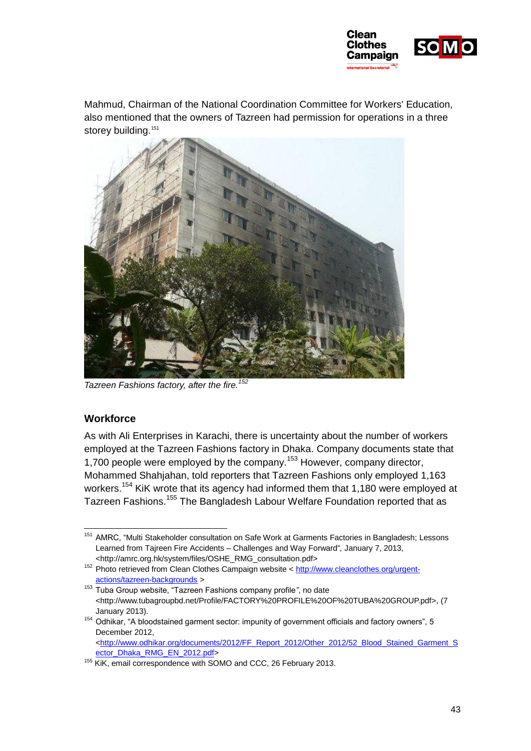Mahmud, Chairman of the National Coordination Committee for Workers' Education, also mentioned that the owners of Tazreen had permission for operations in a three storey building.[151]

*Tazreen Fashions factory, after the fire.*[152]

### Workforce

As with Ali Enterprises in Karachi, there is uncertainty about the number of workers employed at the Tazreen Fashions factory in Dhaka. Company documents state that 1,700 people were employed by the company.[153] However, company director, Mohammed Shahjahan, told reporters that Tazreen Fashions only employed 1,163 workers.[154] KiK wrote that its agency had informed them that 1,180 were employed at Tazreen Fashions.[155] The Bangladesh Labour Welfare Foundation reported that as

---

[151] AMRC, "Multi Stakeholder consultation on Safe Work at Garments Factories in Bangladesh; Lessons Learned from Tajreen Fire Accidents – Challenges and Way Forward", January 7, 2013, <http://amrc.org.hk/system/files/OSHE_RMG_consultation.pdf>

[152] Photo retrieved from Clean Clothes Campaign website < http://www.cleanclothes.org/urgent-actions/tazreen-backgrounds >

[153] Tuba Group website, "Tazreen Fashions company profile", no date <http://www.tubagroupbd.net/Profile/FACTORY%20PROFILE%20OF%20TUBA%20GROUP.pdf>, (7 January 2013).

[154] Odhikar, "A bloodstained garment sector: impunity of government officials and factory owners", 5 December 2012, <http://www.odhikar.org/documents/2012/FF_Report_2012/Other_2012/52_Blood_Stained_Garment_Sector_Dhaka_RMG_EN_2012.pdf>

[155] KiK, email correspondence with SOMO and CCC, 26 February 2013.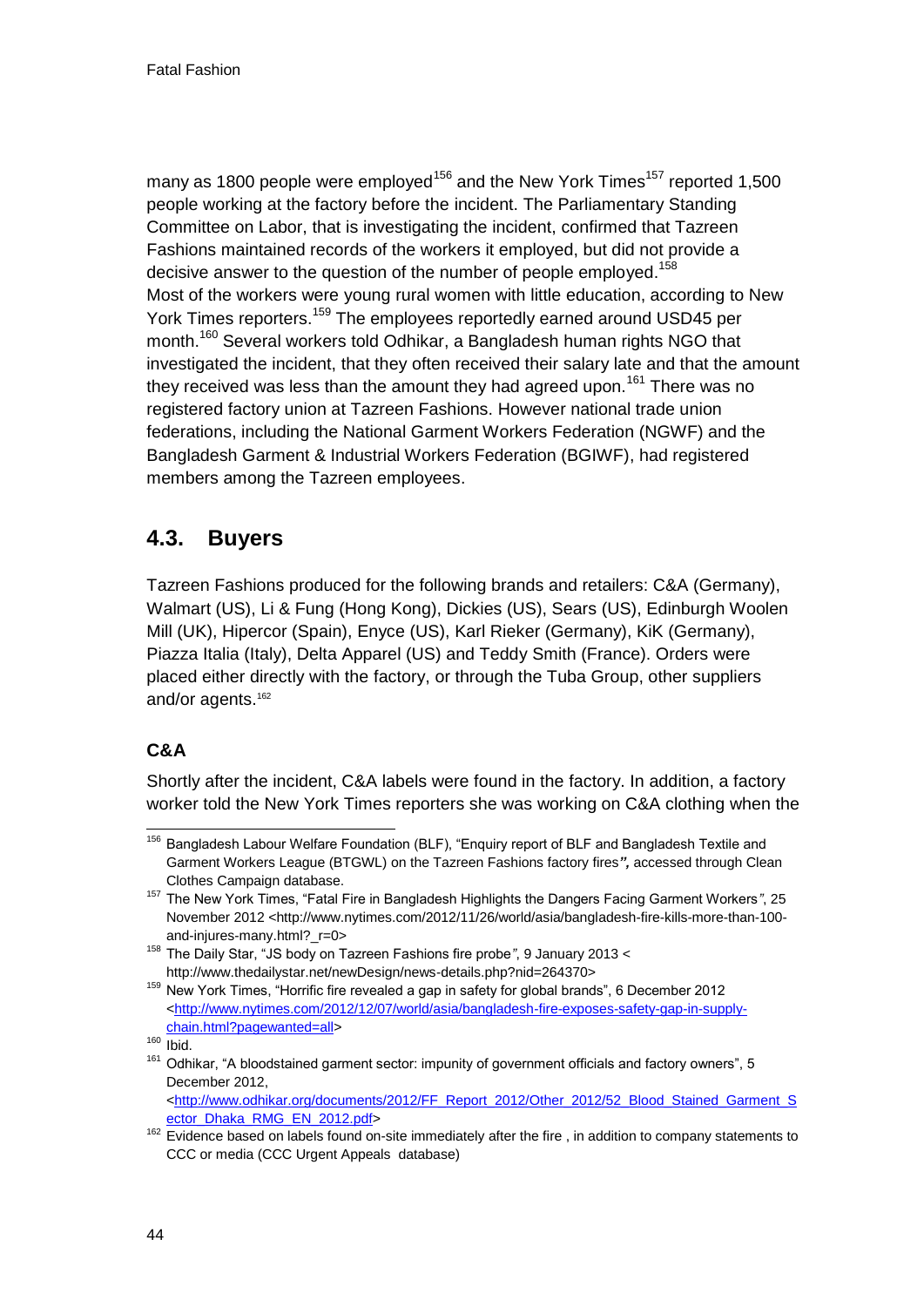many as 1800 people were employed[156] and the New York Times[157] reported 1,500 people working at the factory before the incident. The Parliamentary Standing Committee on Labor, that is investigating the incident, confirmed that Tazreen Fashions maintained records of the workers it employed, but did not provide a decisive answer to the question of the number of people employed.[158]
Most of the workers were young rural women with little education, according to New York Times reporters.[159] The employees reportedly earned around USD45 per month.[160] Several workers told Odhikar, a Bangladesh human rights NGO that investigated the incident, that they often received their salary late and that the amount they received was less than the amount they had agreed upon.[161] There was no registered factory union at Tazreen Fashions. However national trade union federations, including the National Garment Workers Federation (NGWF) and the Bangladesh Garment & Industrial Workers Federation (BGIWF), had registered members among the Tazreen employees.

## 4.3. Buyers

Tazreen Fashions produced for the following brands and retailers: C&A (Germany), Walmart (US), Li & Fung (Hong Kong), Dickies (US), Sears (US), Edinburgh Woolen Mill (UK), Hipercor (Spain), Enyce (US), Karl Rieker (Germany), KiK (Germany), Piazza Italia (Italy), Delta Apparel (US) and Teddy Smith (France). Orders were placed either directly with the factory, or through the Tuba Group, other suppliers and/or agents.[162]

### C&A

Shortly after the incident, C&A labels were found in the factory. In addition, a factory worker told the New York Times reporters she was working on C&A clothing when the

---

[156] Bangladesh Labour Welfare Foundation (BLF), "Enquiry report of BLF and Bangladesh Textile and Garment Workers League (BTGWL) on the Tazreen Fashions factory fires***",*** accessed through Clean Clothes Campaign database.

[157] The New York Times, "Fatal Fire in Bangladesh Highlights the Dangers Facing Garment Workers*"*, 25 November 2012 <http://www.nytimes.com/2012/11/26/world/asia/bangladesh-fire-kills-more-than-100-and-injures-many.html?_r=0>

[158] The Daily Star, "JS body on Tazreen Fashions fire probe*"*, 9 January 2013 < http://www.thedailystar.net/newDesign/news-details.php?nid=264370>

[159] New York Times, "Horrific fire revealed a gap in safety for global brands", 6 December 2012 <http://www.nytimes.com/2012/12/07/world/asia/bangladesh-fire-exposes-safety-gap-in-supply-chain.html?pagewanted=all>

[160] Ibid.

[161] Odhikar, "A bloodstained garment sector: impunity of government officials and factory owners", 5 December 2012, <http://www.odhikar.org/documents/2012/FF_Report_2012/Other_2012/52_Blood_Stained_Garment_Sector_Dhaka_RMG_EN_2012.pdf>

[162] Evidence based on labels found on-site immediately after the fire , in addition to company statements to CCC or media (CCC Urgent Appeals database)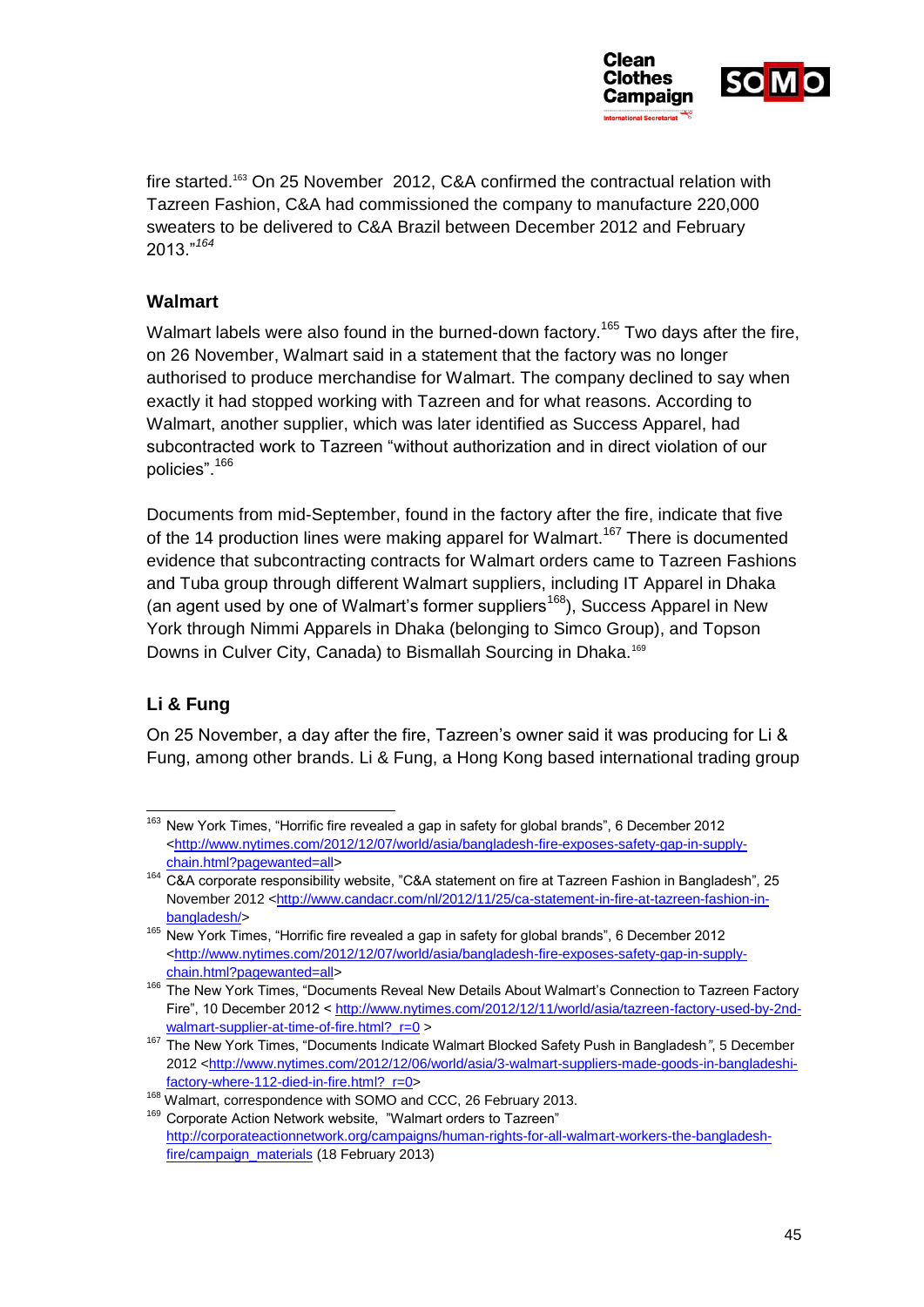fire started.[163] On 25 November 2012, C&A confirmed the contractual relation with Tazreen Fashion, C&A had commissioned the company to manufacture 220,000 sweaters to be delivered to C&A Brazil between December 2012 and February 2013."[164]

### Walmart

Walmart labels were also found in the burned-down factory.[165] Two days after the fire, on 26 November, Walmart said in a statement that the factory was no longer authorised to produce merchandise for Walmart. The company declined to say when exactly it had stopped working with Tazreen and for what reasons. According to Walmart, another supplier, which was later identified as Success Apparel, had subcontracted work to Tazreen "without authorization and in direct violation of our policies".[166]

Documents from mid-September, found in the factory after the fire, indicate that five of the 14 production lines were making apparel for Walmart.[167] There is documented evidence that subcontracting contracts for Walmart orders came to Tazreen Fashions and Tuba group through different Walmart suppliers, including IT Apparel in Dhaka (an agent used by one of Walmart's former suppliers[168]), Success Apparel in New York through Nimmi Apparels in Dhaka (belonging to Simco Group), and Topson Downs in Culver City, Canada) to Bismallah Sourcing in Dhaka.[169]

### Li & Fung

On 25 November, a day after the fire, Tazreen's owner said it was producing for Li & Fung, among other brands. Li & Fung, a Hong Kong based international trading group

---

[163] New York Times, "Horrific fire revealed a gap in safety for global brands", 6 December 2012 <http://www.nytimes.com/2012/12/07/world/asia/bangladesh-fire-exposes-safety-gap-in-supply-chain.html?pagewanted=all>

[164] C&A corporate responsibility website, "C&A statement on fire at Tazreen Fashion in Bangladesh", 25 November 2012 <http://www.candacr.com/nl/2012/11/25/ca-statement-in-fire-at-tazreen-fashion-in-bangladesh/>

[165] New York Times, "Horrific fire revealed a gap in safety for global brands", 6 December 2012 <http://www.nytimes.com/2012/12/07/world/asia/bangladesh-fire-exposes-safety-gap-in-supply-chain.html?pagewanted=all>

[166] The New York Times, "Documents Reveal New Details About Walmart's Connection to Tazreen Factory Fire", 10 December 2012 < http://www.nytimes.com/2012/12/11/world/asia/tazreen-factory-used-by-2nd-walmart-supplier-at-time-of-fire.html?_r=0 >

[167] The New York Times, "Documents Indicate Walmart Blocked Safety Push in Bangladesh", 5 December 2012 <http://www.nytimes.com/2012/12/06/world/asia/3-walmart-suppliers-made-goods-in-bangladeshi-factory-where-112-died-in-fire.html?_r=0>

[168] Walmart, correspondence with SOMO and CCC, 26 February 2013.

[169] Corporate Action Network website, "Walmart orders to Tazreen" http://corporateactionnetwork.org/campaigns/human-rights-for-all-walmart-workers-the-bangladesh-fire/campaign_materials (18 February 2013)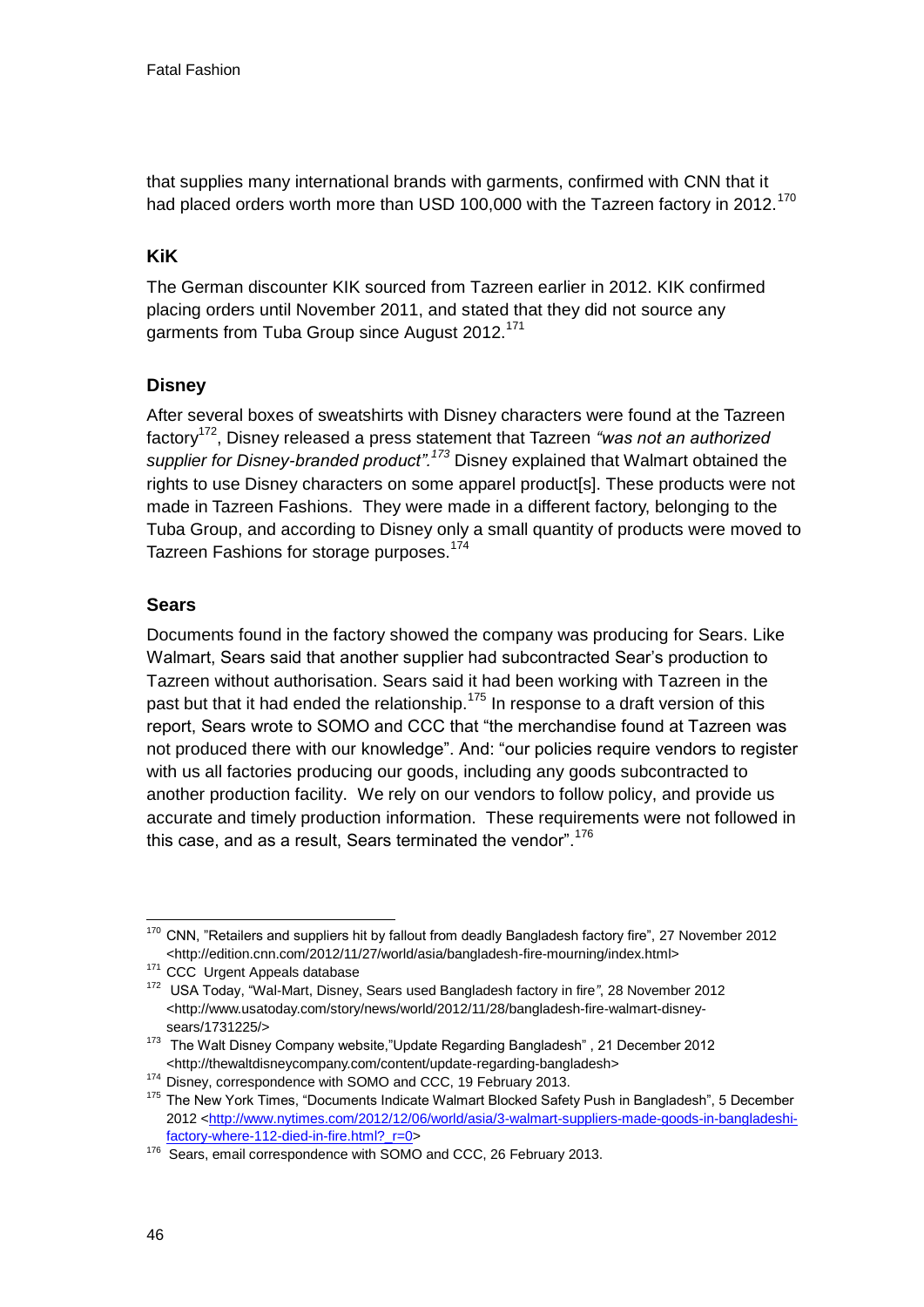that supplies many international brands with garments, confirmed with CNN that it had placed orders worth more than USD 100,000 with the Tazreen factory in 2012.[170]

### KiK

The German discounter KIK sourced from Tazreen earlier in 2012. KIK confirmed placing orders until November 2011, and stated that they did not source any garments from Tuba Group since August 2012.[171]

### Disney

After several boxes of sweatshirts with Disney characters were found at the Tazreen factory[172], Disney released a press statement that Tazreen *"was not an authorized supplier for Disney-branded product".[173]* Disney explained that Walmart obtained the rights to use Disney characters on some apparel product[s]. These products were not made in Tazreen Fashions. They were made in a different factory, belonging to the Tuba Group, and according to Disney only a small quantity of products were moved to Tazreen Fashions for storage purposes.[174]

### Sears

Documents found in the factory showed the company was producing for Sears. Like Walmart, Sears said that another supplier had subcontracted Sear's production to Tazreen without authorisation. Sears said it had been working with Tazreen in the past but that it had ended the relationship.[175] In response to a draft version of this report, Sears wrote to SOMO and CCC that "the merchandise found at Tazreen was not produced there with our knowledge". And: "our policies require vendors to register with us all factories producing our goods, including any goods subcontracted to another production facility. We rely on our vendors to follow policy, and provide us accurate and timely production information. These requirements were not followed in this case, and as a result, Sears terminated the vendor".[176]

---

[170] CNN, "Retailers and suppliers hit by fallout from deadly Bangladesh factory fire", 27 November 2012 <http://edition.cnn.com/2012/11/27/world/asia/bangladesh-fire-mourning/index.html>

[171] CCC Urgent Appeals database

[172] USA Today, "Wal-Mart, Disney, Sears used Bangladesh factory in fire", 28 November 2012 <http://www.usatoday.com/story/news/world/2012/11/28/bangladesh-fire-walmart-disney-sears/1731225/>

[173] The Walt Disney Company website,"Update Regarding Bangladesh" , 21 December 2012 <http://thewaltdisneycompany.com/content/update-regarding-bangladesh>

[174] Disney, correspondence with SOMO and CCC, 19 February 2013.

[175] The New York Times, "Documents Indicate Walmart Blocked Safety Push in Bangladesh", 5 December 2012 <http://www.nytimes.com/2012/12/06/world/asia/3-walmart-suppliers-made-goods-in-bangladeshi-factory-where-112-died-in-fire.html?_r=0>

[176] Sears, email correspondence with SOMO and CCC, 26 February 2013.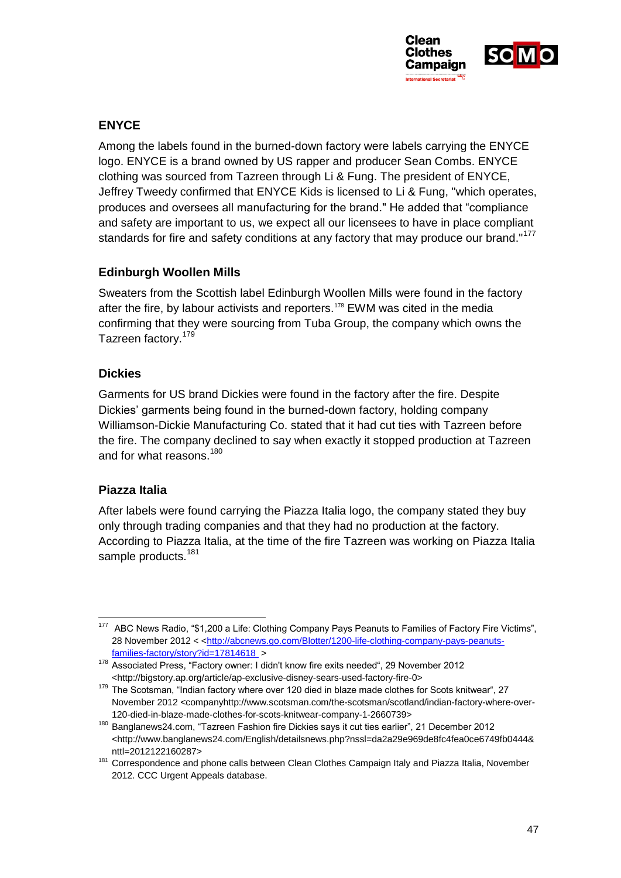### ENYCE

Among the labels found in the burned-down factory were labels carrying the ENYCE logo. ENYCE is a brand owned by US rapper and producer Sean Combs. ENYCE clothing was sourced from Tazreen through Li & Fung. The president of ENYCE, Jeffrey Tweedy confirmed that ENYCE Kids is licensed to Li & Fung, "which operates, produces and oversees all manufacturing for the brand." He added that "compliance and safety are important to us, we expect all our licensees to have in place compliant standards for fire and safety conditions at any factory that may produce our brand."[177]

### Edinburgh Woollen Mills

Sweaters from the Scottish label Edinburgh Woollen Mills were found in the factory after the fire, by labour activists and reporters.[178] EWM was cited in the media confirming that they were sourcing from Tuba Group, the company which owns the Tazreen factory.[179]

### Dickies

Garments for US brand Dickies were found in the factory after the fire. Despite Dickies' garments being found in the burned-down factory, holding company Williamson-Dickie Manufacturing Co. stated that it had cut ties with Tazreen before the fire. The company declined to say when exactly it stopped production at Tazreen and for what reasons.[180]

### Piazza Italia

After labels were found carrying the Piazza Italia logo, the company stated they buy only through trading companies and that they had no production at the factory. According to Piazza Italia, at the time of the fire Tazreen was working on Piazza Italia sample products.[181]

---

[177] ABC News Radio, "$1,200 a Life: Clothing Company Pays Peanuts to Families of Factory Fire Victims", 28 November 2012 < <http://abcnews.go.com/Blotter/1200-life-clothing-company-pays-peanuts-families-factory/story?id=17814618 >

[178] Associated Press, "Factory owner: I didn't know fire exits needed", 29 November 2012 <http://bigstory.ap.org/article/ap-exclusive-disney-sears-used-factory-fire-0>

[179] The Scotsman, "Indian factory where over 120 died in blaze made clothes for Scots knitwear", 27 November 2012 <companyhttp://www.scotsman.com/the-scotsman/scotland/indian-factory-where-over-120-died-in-blaze-made-clothes-for-scots-knitwear-company-1-2660739>

[180] Banglanews24.com, "Tazreen Fashion fire Dickies says it cut ties earlier", 21 December 2012 <http://www.banglanews24.com/English/detailsnews.php?nssl=da2a29e969de8fc4fea0ce6749fb0444&nttl=2012122160287>

[181] Correspondence and phone calls between Clean Clothes Campaign Italy and Piazza Italia, November 2012. CCC Urgent Appeals database.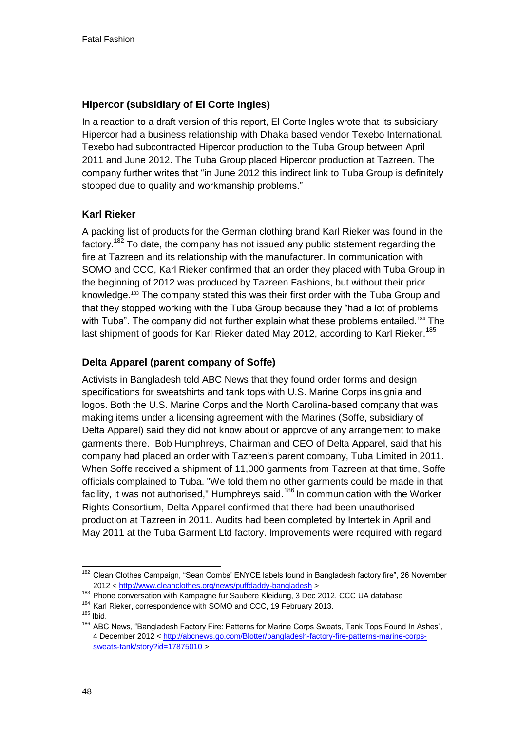## Hipercor (subsidiary of El Corte Ingles)

In a reaction to a draft version of this report, El Corte Ingles wrote that its subsidiary Hipercor had a business relationship with Dhaka based vendor Texebo International. Texebo had subcontracted Hipercor production to the Tuba Group between April 2011 and June 2012. The Tuba Group placed Hipercor production at Tazreen. The company further writes that "in June 2012 this indirect link to Tuba Group is definitely stopped due to quality and workmanship problems."

## Karl Rieker

A packing list of products for the German clothing brand Karl Rieker was found in the factory.[182] To date, the company has not issued any public statement regarding the fire at Tazreen and its relationship with the manufacturer. In communication with SOMO and CCC, Karl Rieker confirmed that an order they placed with Tuba Group in the beginning of 2012 was produced by Tazreen Fashions, but without their prior knowledge.[183] The company stated this was their first order with the Tuba Group and that they stopped working with the Tuba Group because they "had a lot of problems with Tuba". The company did not further explain what these problems entailed.[184] The last shipment of goods for Karl Rieker dated May 2012, according to Karl Rieker.[185]

## Delta Apparel (parent company of Soffe)

Activists in Bangladesh told ABC News that they found order forms and design specifications for sweatshirts and tank tops with U.S. Marine Corps insignia and logos. Both the U.S. Marine Corps and the North Carolina-based company that was making items under a licensing agreement with the Marines (Soffe, subsidiary of Delta Apparel) said they did not know about or approve of any arrangement to make garments there. Bob Humphreys, Chairman and CEO of Delta Apparel, said that his company had placed an order with Tazreen's parent company, Tuba Limited in 2011. When Soffe received a shipment of 11,000 garments from Tazreen at that time, Soffe officials complained to Tuba. "We told them no other garments could be made in that facility, it was not authorised," Humphreys said.[186] In communication with the Worker Rights Consortium, Delta Apparel confirmed that there had been unauthorised production at Tazreen in 2011. Audits had been completed by Intertek in April and May 2011 at the Tuba Garment Ltd factory. Improvements were required with regard

---

[182] Clean Clothes Campaign, "Sean Combs' ENYCE labels found in Bangladesh factory fire", 26 November 2012 < http://www.cleanclothes.org/news/puffdaddy-bangladesh >

[183] Phone conversation with Kampagne fur Saubere Kleidung, 3 Dec 2012, CCC UA database

[184] Karl Rieker, correspondence with SOMO and CCC, 19 February 2013.

[185] Ibid.

[186] ABC News, "Bangladesh Factory Fire: Patterns for Marine Corps Sweats, Tank Tops Found In Ashes", 4 December 2012 < http://abcnews.go.com/Blotter/bangladesh-factory-fire-patterns-marine-corps-sweats-tank/story?id=17875010 >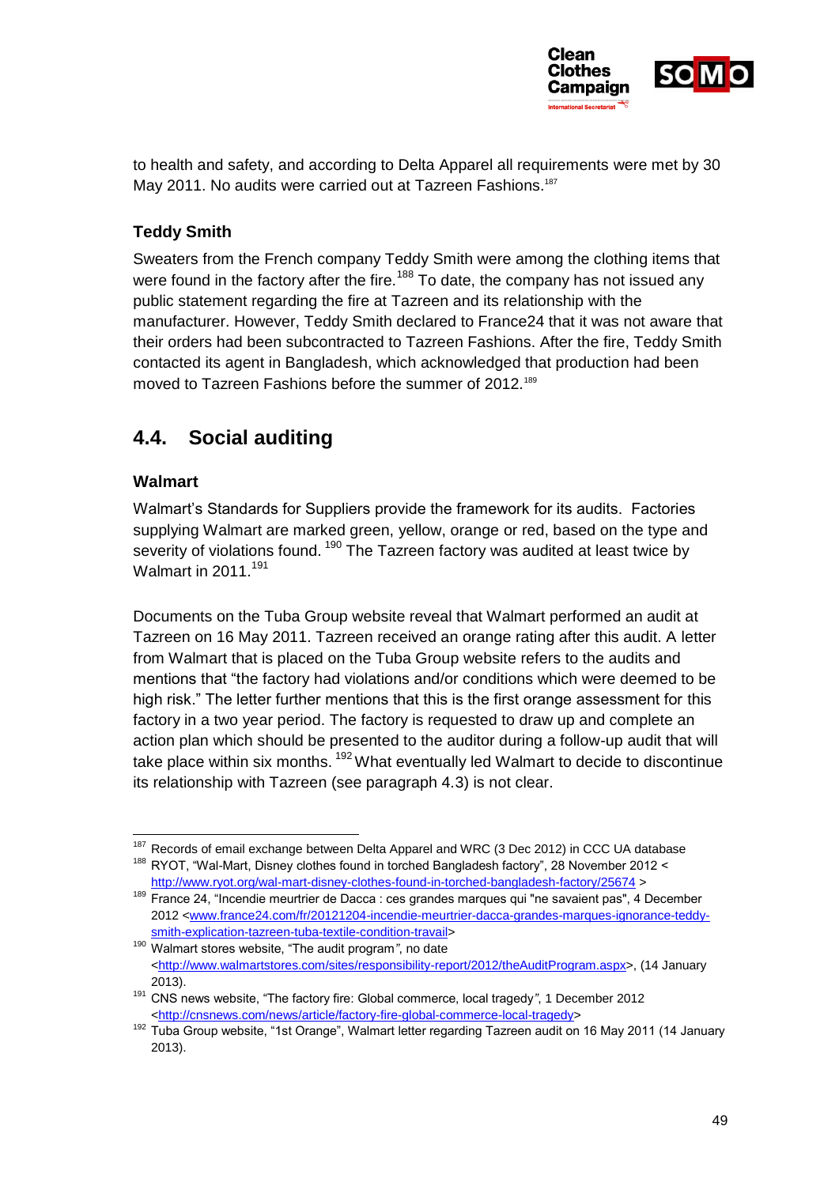to health and safety, and according to Delta Apparel all requirements were met by 30 May 2011. No audits were carried out at Tazreen Fashions.[187]

### Teddy Smith

Sweaters from the French company Teddy Smith were among the clothing items that were found in the factory after the fire.[188] To date, the company has not issued any public statement regarding the fire at Tazreen and its relationship with the manufacturer. However, Teddy Smith declared to France24 that it was not aware that their orders had been subcontracted to Tazreen Fashions. After the fire, Teddy Smith contacted its agent in Bangladesh, which acknowledged that production had been moved to Tazreen Fashions before the summer of 2012.[189]

## 4.4. Social auditing

### Walmart

Walmart's Standards for Suppliers provide the framework for its audits. Factories supplying Walmart are marked green, yellow, orange or red, based on the type and severity of violations found. [190] The Tazreen factory was audited at least twice by Walmart in 2011.[191]

Documents on the Tuba Group website reveal that Walmart performed an audit at Tazreen on 16 May 2011. Tazreen received an orange rating after this audit. A letter from Walmart that is placed on the Tuba Group website refers to the audits and mentions that "the factory had violations and/or conditions which were deemed to be high risk." The letter further mentions that this is the first orange assessment for this factory in a two year period. The factory is requested to draw up and complete an action plan which should be presented to the auditor during a follow-up audit that will take place within six months. [192] What eventually led Walmart to decide to discontinue its relationship with Tazreen (see paragraph 4.3) is not clear.

---

[187] Records of email exchange between Delta Apparel and WRC (3 Dec 2012) in CCC UA database

[188] RYOT, "Wal-Mart, Disney clothes found in torched Bangladesh factory", 28 November 2012 < http://www.ryot.org/wal-mart-disney-clothes-found-in-torched-bangladesh-factory/25674 >

[189] France 24, "Incendie meurtrier de Dacca : ces grandes marques qui "ne savaient pas", 4 December 2012 <www.france24.com/fr/20121204-incendie-meurtrier-dacca-grandes-marques-ignorance-teddy-smith-explication-tazreen-tuba-textile-condition-travail>

[190] Walmart stores website, "The audit program", no date <http://www.walmartstores.com/sites/responsibility-report/2012/theAuditProgram.aspx>, (14 January 2013).

[191] CNS news website, "The factory fire: Global commerce, local tragedy", 1 December 2012 <http://cnsnews.com/news/article/factory-fire-global-commerce-local-tragedy>

[192] Tuba Group website, "1st Orange", Walmart letter regarding Tazreen audit on 16 May 2011 (14 January 2013).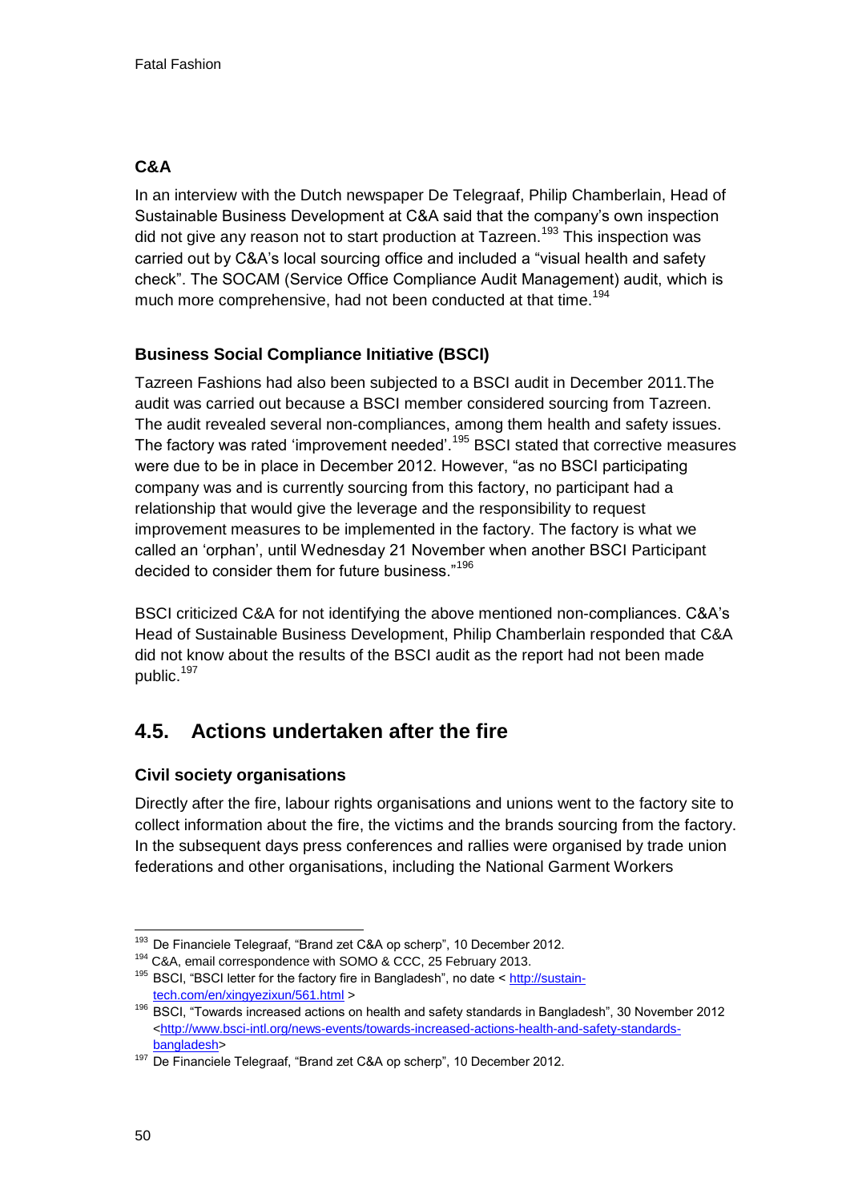### C&A

In an interview with the Dutch newspaper De Telegraaf, Philip Chamberlain, Head of Sustainable Business Development at C&A said that the company's own inspection did not give any reason not to start production at Tazreen.[193] This inspection was carried out by C&A's local sourcing office and included a "visual health and safety check". The SOCAM (Service Office Compliance Audit Management) audit, which is much more comprehensive, had not been conducted at that time.[194]

### Business Social Compliance Initiative (BSCI)

Tazreen Fashions had also been subjected to a BSCI audit in December 2011.The audit was carried out because a BSCI member considered sourcing from Tazreen. The audit revealed several non-compliances, among them health and safety issues. The factory was rated 'improvement needed'.[195] BSCI stated that corrective measures were due to be in place in December 2012. However, "as no BSCI participating company was and is currently sourcing from this factory, no participant had a relationship that would give the leverage and the responsibility to request improvement measures to be implemented in the factory. The factory is what we called an 'orphan', until Wednesday 21 November when another BSCI Participant decided to consider them for future business."[196]

BSCI criticized C&A for not identifying the above mentioned non-compliances. C&A's Head of Sustainable Business Development, Philip Chamberlain responded that C&A did not know about the results of the BSCI audit as the report had not been made public.[197]

## 4.5. Actions undertaken after the fire

### Civil society organisations

Directly after the fire, labour rights organisations and unions went to the factory site to collect information about the fire, the victims and the brands sourcing from the factory. In the subsequent days press conferences and rallies were organised by trade union federations and other organisations, including the National Garment Workers

---

[193] De Financiele Telegraaf, "Brand zet C&A op scherp", 10 December 2012.

[194] C&A, email correspondence with SOMO & CCC, 25 February 2013.

[195] BSCI, "BSCI letter for the factory fire in Bangladesh", no date < http://sustain-tech.com/en/xingyezixun/561.html >

[196] BSCI, "Towards increased actions on health and safety standards in Bangladesh", 30 November 2012 <http://www.bsci-intl.org/news-events/towards-increased-actions-health-and-safety-standards-bangladesh>

[197] De Financiele Telegraaf, "Brand zet C&A op scherp", 10 December 2012.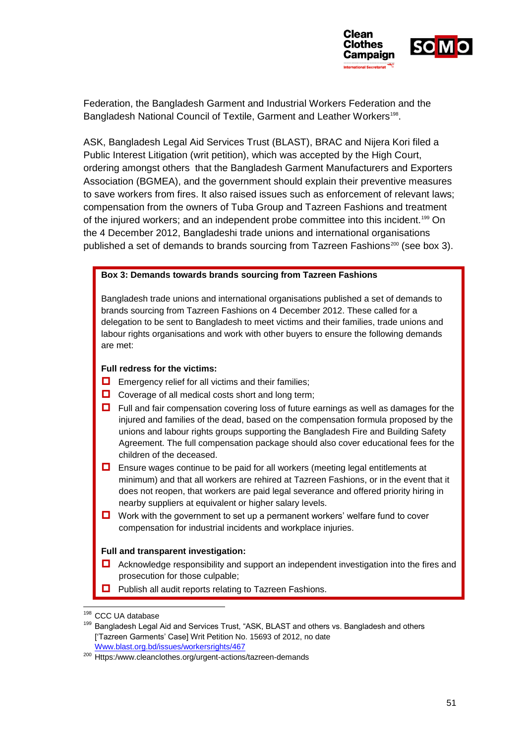Federation, the Bangladesh Garment and Industrial Workers Federation and the Bangladesh National Council of Textile, Garment and Leather Workers[198].

ASK, Bangladesh Legal Aid Services Trust (BLAST), BRAC and Nijera Kori filed a Public Interest Litigation (writ petition), which was accepted by the High Court, ordering amongst others that the Bangladesh Garment Manufacturers and Exporters Association (BGMEA), and the government should explain their preventive measures to save workers from fires. It also raised issues such as enforcement of relevant laws; compensation from the owners of Tuba Group and Tazreen Fashions and treatment of the injured workers; and an independent probe committee into this incident.[199] On the 4 December 2012, Bangladeshi trade unions and international organisations published a set of demands to brands sourcing from Tazreen Fashions[200] (see box 3).

**Box 3: Demands towards brands sourcing from Tazreen Fashions**

Bangladesh trade unions and international organisations published a set of demands to brands sourcing from Tazreen Fashions on 4 December 2012. These called for a delegation to be sent to Bangladesh to meet victims and their families, trade unions and labour rights organisations and work with other buyers to ensure the following demands are met:

**Full redress for the victims:**

- Emergency relief for all victims and their families;
- Coverage of all medical costs short and long term;
- Full and fair compensation covering loss of future earnings as well as damages for the injured and families of the dead, based on the compensation formula proposed by the unions and labour rights groups supporting the Bangladesh Fire and Building Safety Agreement. The full compensation package should also cover educational fees for the children of the deceased.
- Ensure wages continue to be paid for all workers (meeting legal entitlements at minimum) and that all workers are rehired at Tazreen Fashions, or in the event that it does not reopen, that workers are paid legal severance and offered priority hiring in nearby suppliers at equivalent or higher salary levels.
- Work with the government to set up a permanent workers' welfare fund to cover compensation for industrial incidents and workplace injuries.

**Full and transparent investigation:**

- Acknowledge responsibility and support an independent investigation into the fires and prosecution for those culpable;
- Publish all audit reports relating to Tazreen Fashions.

---

[198] CCC UA database

[199] Bangladesh Legal Aid and Services Trust, "ASK, BLAST and others vs. Bangladesh and others ['Tazreen Garments' Case] Writ Petition No. 15693 of 2012, no date Www.blast.org.bd/issues/workersrights/467

[200] Https:/www.cleanclothes.org/urgent-actions/tazreen-demands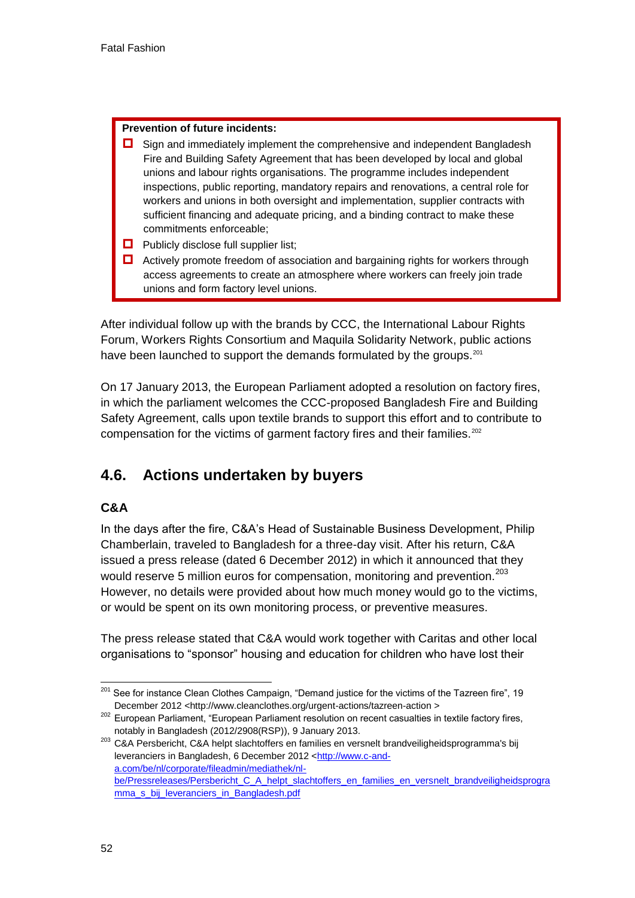**Prevention of future incidents:**

- Sign and immediately implement the comprehensive and independent Bangladesh Fire and Building Safety Agreement that has been developed by local and global unions and labour rights organisations. The programme includes independent inspections, public reporting, mandatory repairs and renovations, a central role for workers and unions in both oversight and implementation, supplier contracts with sufficient financing and adequate pricing, and a binding contract to make these commitments enforceable;
- Publicly disclose full supplier list;
- Actively promote freedom of association and bargaining rights for workers through access agreements to create an atmosphere where workers can freely join trade unions and form factory level unions.

After individual follow up with the brands by CCC, the International Labour Rights Forum, Workers Rights Consortium and Maquila Solidarity Network, public actions have been launched to support the demands formulated by the groups.[201]

On 17 January 2013, the European Parliament adopted a resolution on factory fires, in which the parliament welcomes the CCC-proposed Bangladesh Fire and Building Safety Agreement, calls upon textile brands to support this effort and to contribute to compensation for the victims of garment factory fires and their families.[202]

## 4.6. Actions undertaken by buyers

### C&A

In the days after the fire, C&A's Head of Sustainable Business Development, Philip Chamberlain, traveled to Bangladesh for a three-day visit. After his return, C&A issued a press release (dated 6 December 2012) in which it announced that they would reserve 5 million euros for compensation, monitoring and prevention.[203] However, no details were provided about how much money would go to the victims, or would be spent on its own monitoring process, or preventive measures.

The press release stated that C&A would work together with Caritas and other local organisations to "sponsor" housing and education for children who have lost their

---

[201] See for instance Clean Clothes Campaign, "Demand justice for the victims of the Tazreen fire", 19 December 2012 <http://www.cleanclothes.org/urgent-actions/tazreen-action >

[202] European Parliament, "European Parliament resolution on recent casualties in textile factory fires, notably in Bangladesh (2012/2908(RSP)), 9 January 2013.

[203] C&A Persbericht, C&A helpt slachtoffers en families en versnelt brandveiligheidsprogramma's bij leveranciers in Bangladesh, 6 December 2012 <http://www.c-and-a.com/be/nl/corporate/fileadmin/mediathek/nl-be/Pressreleases/Persbericht_C_A_helpt_slachtoffers_en_families_en_versnelt_brandveiligheidsprogramma_s_bij_leveranciers_in_Bangladesh.pdf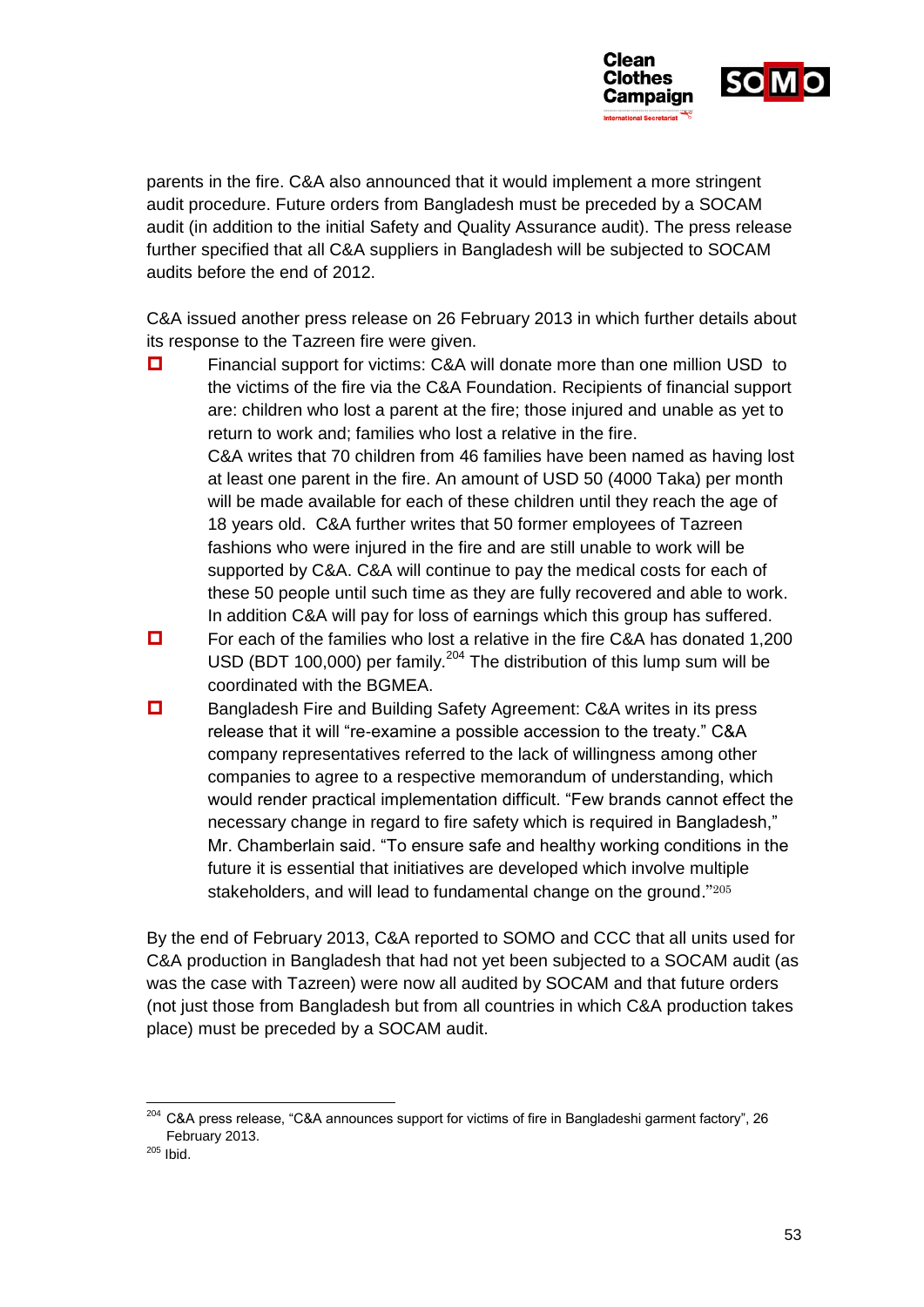parents in the fire. C&A also announced that it would implement a more stringent audit procedure. Future orders from Bangladesh must be preceded by a SOCAM audit (in addition to the initial Safety and Quality Assurance audit). The press release further specified that all C&A suppliers in Bangladesh will be subjected to SOCAM audits before the end of 2012.

C&A issued another press release on 26 February 2013 in which further details about its response to the Tazreen fire were given.

- Financial support for victims: C&A will donate more than one million USD to the victims of the fire via the C&A Foundation. Recipients of financial support are: children who lost a parent at the fire; those injured and unable as yet to return to work and; families who lost a relative in the fire.
  C&A writes that 70 children from 46 families have been named as having lost at least one parent in the fire. An amount of USD 50 (4000 Taka) per month will be made available for each of these children until they reach the age of 18 years old. C&A further writes that 50 former employees of Tazreen fashions who were injured in the fire and are still unable to work will be supported by C&A. C&A will continue to pay the medical costs for each of these 50 people until such time as they are fully recovered and able to work. In addition C&A will pay for loss of earnings which this group has suffered.
- For each of the families who lost a relative in the fire C&A has donated 1,200 USD (BDT 100,000) per family.[204] The distribution of this lump sum will be coordinated with the BGMEA.
- Bangladesh Fire and Building Safety Agreement: C&A writes in its press release that it will "re-examine a possible accession to the treaty." C&A company representatives referred to the lack of willingness among other companies to agree to a respective memorandum of understanding, which would render practical implementation difficult. "Few brands cannot effect the necessary change in regard to fire safety which is required in Bangladesh," Mr. Chamberlain said. "To ensure safe and healthy working conditions in the future it is essential that initiatives are developed which involve multiple stakeholders, and will lead to fundamental change on the ground."[205]

By the end of February 2013, C&A reported to SOMO and CCC that all units used for C&A production in Bangladesh that had not yet been subjected to a SOCAM audit (as was the case with Tazreen) were now all audited by SOCAM and that future orders (not just those from Bangladesh but from all countries in which C&A production takes place) must be preceded by a SOCAM audit.

[204] C&A press release, "C&A announces support for victims of fire in Bangladeshi garment factory", 26 February 2013.

[205] Ibid.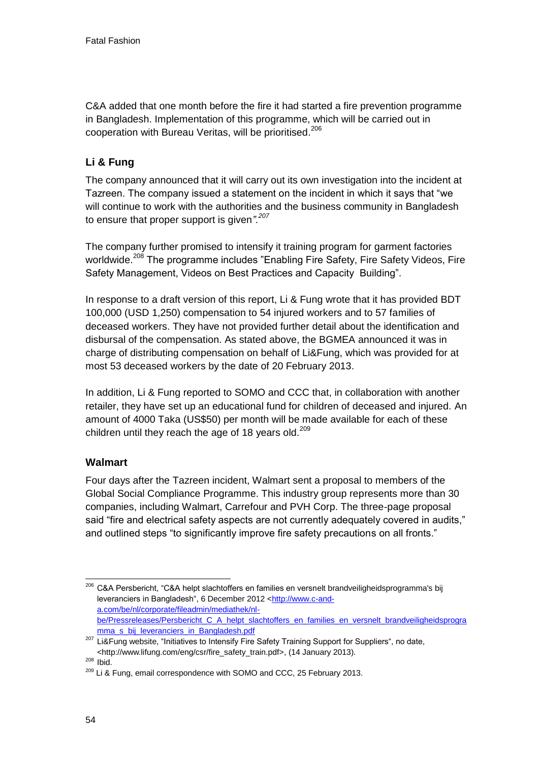C&A added that one month before the fire it had started a fire prevention programme in Bangladesh. Implementation of this programme, which will be carried out in cooperation with Bureau Veritas, will be prioritised.[206]

### Li & Fung

The company announced that it will carry out its own investigation into the incident at Tazreen. The company issued a statement on the incident in which it says that "we will continue to work with the authorities and the business community in Bangladesh to ensure that proper support is given*"*.[207]

The company further promised to intensify it training program for garment factories worldwide.[208] The programme includes "Enabling Fire Safety, Fire Safety Videos, Fire Safety Management, Videos on Best Practices and Capacity Building".

In response to a draft version of this report, Li & Fung wrote that it has provided BDT 100,000 (USD 1,250) compensation to 54 injured workers and to 57 families of deceased workers. They have not provided further detail about the identification and disbursal of the compensation. As stated above, the BGMEA announced it was in charge of distributing compensation on behalf of Li&Fung, which was provided for at most 53 deceased workers by the date of 20 February 2013.

In addition, Li & Fung reported to SOMO and CCC that, in collaboration with another retailer, they have set up an educational fund for children of deceased and injured. An amount of 4000 Taka (US$50) per month will be made available for each of these children until they reach the age of 18 years old.[209]

### Walmart

Four days after the Tazreen incident, Walmart sent a proposal to members of the Global Social Compliance Programme. This industry group represents more than 30 companies, including Walmart, Carrefour and PVH Corp. The three-page proposal said "fire and electrical safety aspects are not currently adequately covered in audits," and outlined steps "to significantly improve fire safety precautions on all fronts."

---

[206] C&A Persbericht, "C&A helpt slachtoffers en families en versnelt brandveiligheidsprogramma's bij leveranciers in Bangladesh", 6 December 2012 <http://www.c-and-a.com/be/nl/corporate/fileadmin/mediathek/nl-be/Pressreleases/Persbericht_C_A_helpt_slachtoffers_en_families_en_versnelt_brandveiligheidsprogramma_s_bij_leveranciers_in_Bangladesh.pdf

[207] Li&Fung website, "Initiatives to Intensify Fire Safety Training Support for Suppliers", no date, <http://www.lifung.com/eng/csr/fire_safety_train.pdf>, (14 January 2013).

[208] Ibid.

[209] Li & Fung, email correspondence with SOMO and CCC, 25 February 2013.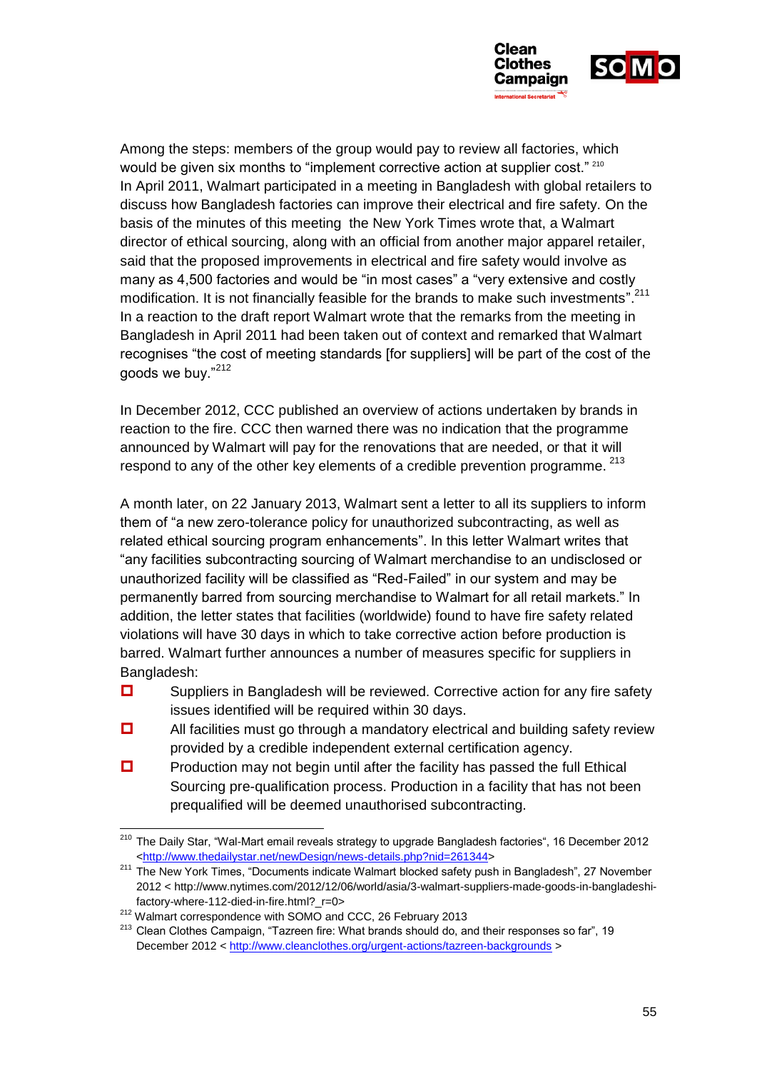Among the steps: members of the group would pay to review all factories, which would be given six months to "implement corrective action at supplier cost." [210]
In April 2011, Walmart participated in a meeting in Bangladesh with global retailers to discuss how Bangladesh factories can improve their electrical and fire safety. On the basis of the minutes of this meeting the New York Times wrote that, a Walmart director of ethical sourcing, along with an official from another major apparel retailer, said that the proposed improvements in electrical and fire safety would involve as many as 4,500 factories and would be "in most cases" a "very extensive and costly modification. It is not financially feasible for the brands to make such investments".[211] In a reaction to the draft report Walmart wrote that the remarks from the meeting in Bangladesh in April 2011 had been taken out of context and remarked that Walmart recognises "the cost of meeting standards [for suppliers] will be part of the cost of the goods we buy."[212]

In December 2012, CCC published an overview of actions undertaken by brands in reaction to the fire. CCC then warned there was no indication that the programme announced by Walmart will pay for the renovations that are needed, or that it will respond to any of the other key elements of a credible prevention programme. [213]

A month later, on 22 January 2013, Walmart sent a letter to all its suppliers to inform them of "a new zero-tolerance policy for unauthorized subcontracting, as well as related ethical sourcing program enhancements". In this letter Walmart writes that "any facilities subcontracting sourcing of Walmart merchandise to an undisclosed or unauthorized facility will be classified as "Red-Failed" in our system and may be permanently barred from sourcing merchandise to Walmart for all retail markets." In addition, the letter states that facilities (worldwide) found to have fire safety related violations will have 30 days in which to take corrective action before production is barred. Walmart further announces a number of measures specific for suppliers in Bangladesh:

- Suppliers in Bangladesh will be reviewed. Corrective action for any fire safety issues identified will be required within 30 days.
- All facilities must go through a mandatory electrical and building safety review provided by a credible independent external certification agency.
- Production may not begin until after the facility has passed the full Ethical Sourcing pre-qualification process. Production in a facility that has not been prequalified will be deemed unauthorised subcontracting.

---

[210] The Daily Star, "Wal-Mart email reveals strategy to upgrade Bangladesh factories", 16 December 2012 <http://www.thedailystar.net/newDesign/news-details.php?nid=261344>

[211] The New York Times, "Documents indicate Walmart blocked safety push in Bangladesh", 27 November 2012 < http://www.nytimes.com/2012/12/06/world/asia/3-walmart-suppliers-made-goods-in-bangladeshi-factory-where-112-died-in-fire.html?_r=0>

[212] Walmart correspondence with SOMO and CCC, 26 February 2013

[213] Clean Clothes Campaign, "Tazreen fire: What brands should do, and their responses so far", 19 December 2012 < http://www.cleanclothes.org/urgent-actions/tazreen-backgrounds >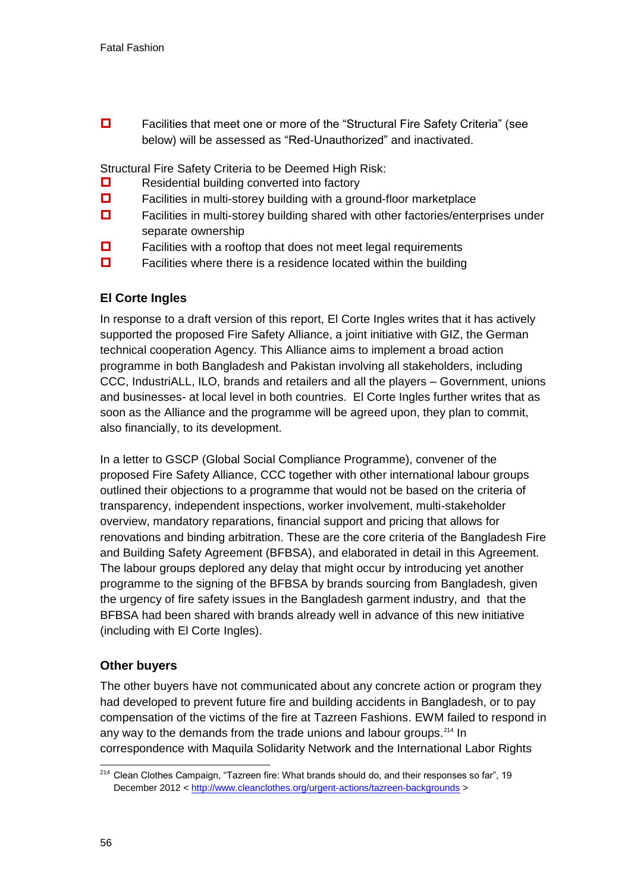- Facilities that meet one or more of the "Structural Fire Safety Criteria" (see below) will be assessed as "Red-Unauthorized" and inactivated.

Structural Fire Safety Criteria to be Deemed High Risk:

- Residential building converted into factory
- Facilities in multi-storey building with a ground-floor marketplace
- Facilities in multi-storey building shared with other factories/enterprises under separate ownership
- Facilities with a rooftop that does not meet legal requirements
- Facilities where there is a residence located within the building

### El Corte Ingles

In response to a draft version of this report, El Corte Ingles writes that it has actively supported the proposed Fire Safety Alliance, a joint initiative with GIZ, the German technical cooperation Agency. This Alliance aims to implement a broad action programme in both Bangladesh and Pakistan involving all stakeholders, including CCC, IndustriALL, ILO, brands and retailers and all the players – Government, unions and businesses- at local level in both countries. El Corte Ingles further writes that as soon as the Alliance and the programme will be agreed upon, they plan to commit, also financially, to its development.

In a letter to GSCP (Global Social Compliance Programme), convener of the proposed Fire Safety Alliance, CCC together with other international labour groups outlined their objections to a programme that would not be based on the criteria of transparency, independent inspections, worker involvement, multi-stakeholder overview, mandatory reparations, financial support and pricing that allows for renovations and binding arbitration. These are the core criteria of the Bangladesh Fire and Building Safety Agreement (BFBSA), and elaborated in detail in this Agreement. The labour groups deplored any delay that might occur by introducing yet another programme to the signing of the BFBSA by brands sourcing from Bangladesh, given the urgency of fire safety issues in the Bangladesh garment industry, and that the BFBSA had been shared with brands already well in advance of this new initiative (including with El Corte Ingles).

### Other buyers

The other buyers have not communicated about any concrete action or program they had developed to prevent future fire and building accidents in Bangladesh, or to pay compensation of the victims of the fire at Tazreen Fashions. EWM failed to respond in any way to the demands from the trade unions and labour groups.[214] In correspondence with Maquila Solidarity Network and the International Labor Rights

[214] Clean Clothes Campaign, "Tazreen fire: What brands should do, and their responses so far", 19 December 2012 < http://www.cleanclothes.org/urgent-actions/tazreen-backgrounds >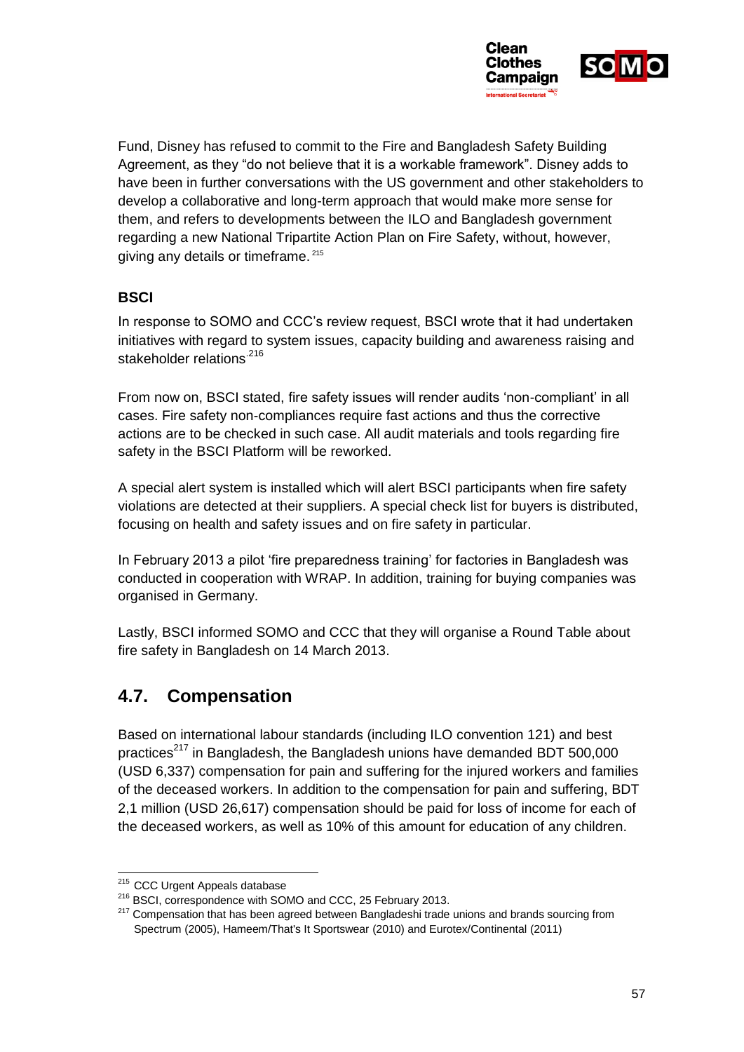Fund, Disney has refused to commit to the Fire and Bangladesh Safety Building Agreement, as they "do not believe that it is a workable framework". Disney adds to have been in further conversations with the US government and other stakeholders to develop a collaborative and long-term approach that would make more sense for them, and refers to developments between the ILO and Bangladesh government regarding a new National Tripartite Action Plan on Fire Safety, without, however, giving any details or timeframe. [215]

### BSCI

In response to SOMO and CCC's review request, BSCI wrote that it had undertaken initiatives with regard to system issues, capacity building and awareness raising and stakeholder relations.[216]

From now on, BSCI stated, fire safety issues will render audits 'non-compliant' in all cases. Fire safety non-compliances require fast actions and thus the corrective actions are to be checked in such case. All audit materials and tools regarding fire safety in the BSCI Platform will be reworked.

A special alert system is installed which will alert BSCI participants when fire safety violations are detected at their suppliers. A special check list for buyers is distributed, focusing on health and safety issues and on fire safety in particular.

In February 2013 a pilot 'fire preparedness training' for factories in Bangladesh was conducted in cooperation with WRAP. In addition, training for buying companies was organised in Germany.

Lastly, BSCI informed SOMO and CCC that they will organise a Round Table about fire safety in Bangladesh on 14 March 2013.

## 4.7. Compensation

Based on international labour standards (including ILO convention 121) and best practices[217] in Bangladesh, the Bangladesh unions have demanded BDT 500,000 (USD 6,337) compensation for pain and suffering for the injured workers and families of the deceased workers. In addition to the compensation for pain and suffering, BDT 2,1 million (USD 26,617) compensation should be paid for loss of income for each of the deceased workers, as well as 10% of this amount for education of any children.

---

[215] CCC Urgent Appeals database

[216] BSCI, correspondence with SOMO and CCC, 25 February 2013.

[217] Compensation that has been agreed between Bangladeshi trade unions and brands sourcing from Spectrum (2005), Hameem/That's It Sportswear (2010) and Eurotex/Continental (2011)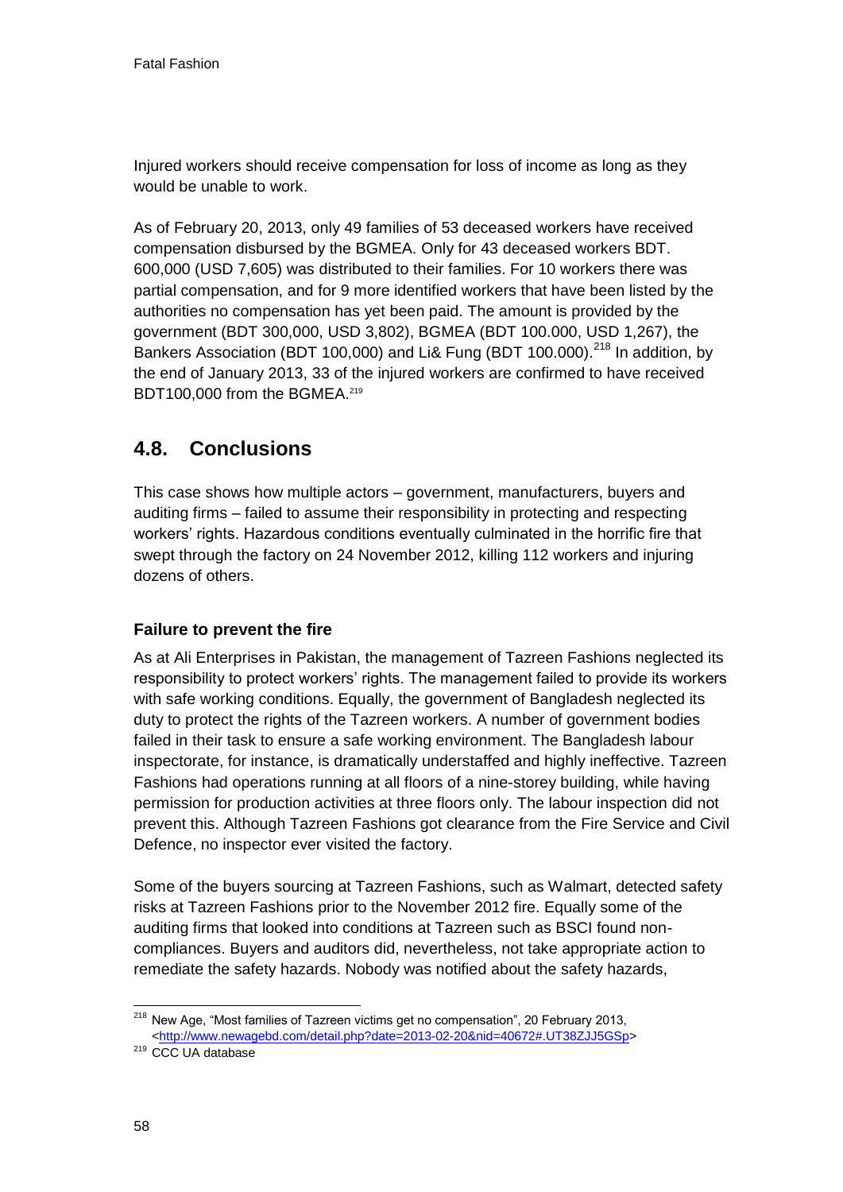Injured workers should receive compensation for loss of income as long as they would be unable to work.

As of February 20, 2013, only 49 families of 53 deceased workers have received compensation disbursed by the BGMEA. Only for 43 deceased workers BDT. 600,000 (USD 7,605) was distributed to their families. For 10 workers there was partial compensation, and for 9 more identified workers that have been listed by the authorities no compensation has yet been paid. The amount is provided by the government (BDT 300,000, USD 3,802), BGMEA (BDT 100.000, USD 1,267), the Bankers Association (BDT 100,000) and Li& Fung (BDT 100.000).[218] In addition, by the end of January 2013, 33 of the injured workers are confirmed to have received BDT100,000 from the BGMEA.[219]

## 4.8. Conclusions

This case shows how multiple actors – government, manufacturers, buyers and auditing firms – failed to assume their responsibility in protecting and respecting workers' rights. Hazardous conditions eventually culminated in the horrific fire that swept through the factory on 24 November 2012, killing 112 workers and injuring dozens of others.

### Failure to prevent the fire

As at Ali Enterprises in Pakistan, the management of Tazreen Fashions neglected its responsibility to protect workers' rights. The management failed to provide its workers with safe working conditions. Equally, the government of Bangladesh neglected its duty to protect the rights of the Tazreen workers. A number of government bodies failed in their task to ensure a safe working environment. The Bangladesh labour inspectorate, for instance, is dramatically understaffed and highly ineffective. Tazreen Fashions had operations running at all floors of a nine-storey building, while having permission for production activities at three floors only. The labour inspection did not prevent this. Although Tazreen Fashions got clearance from the Fire Service and Civil Defence, no inspector ever visited the factory.

Some of the buyers sourcing at Tazreen Fashions, such as Walmart, detected safety risks at Tazreen Fashions prior to the November 2012 fire. Equally some of the auditing firms that looked into conditions at Tazreen such as BSCI found non-compliances. Buyers and auditors did, nevertheless, not take appropriate action to remediate the safety hazards. Nobody was notified about the safety hazards,

---

[218] New Age, "Most families of Tazreen victims get no compensation", 20 February 2013, <http://www.newagebd.com/detail.php?date=2013-02-20&nid=40672#.UT38ZJJ5GSp>

[219] CCC UA database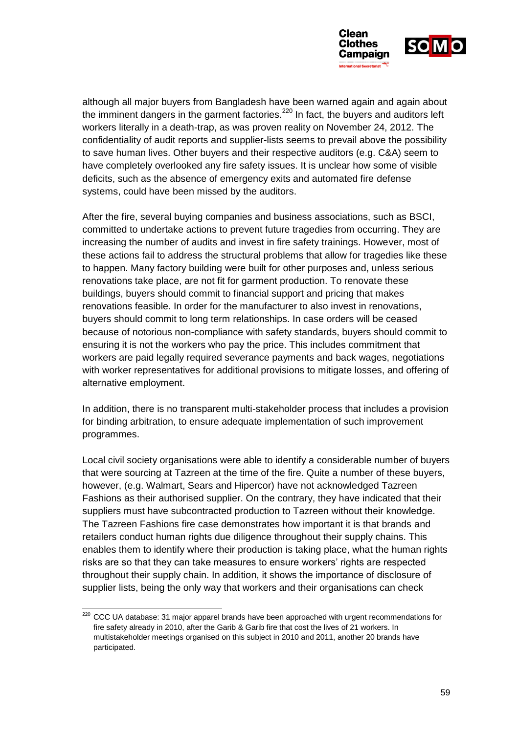although all major buyers from Bangladesh have been warned again and again about the imminent dangers in the garment factories.[220] In fact, the buyers and auditors left workers literally in a death-trap, as was proven reality on November 24, 2012. The confidentiality of audit reports and supplier-lists seems to prevail above the possibility to save human lives. Other buyers and their respective auditors (e.g. C&A) seem to have completely overlooked any fire safety issues. It is unclear how some of visible deficits, such as the absence of emergency exits and automated fire defense systems, could have been missed by the auditors.

After the fire, several buying companies and business associations, such as BSCI, committed to undertake actions to prevent future tragedies from occurring. They are increasing the number of audits and invest in fire safety trainings. However, most of these actions fail to address the structural problems that allow for tragedies like these to happen. Many factory building were built for other purposes and, unless serious renovations take place, are not fit for garment production. To renovate these buildings, buyers should commit to financial support and pricing that makes renovations feasible. In order for the manufacturer to also invest in renovations, buyers should commit to long term relationships. In case orders will be ceased because of notorious non-compliance with safety standards, buyers should commit to ensuring it is not the workers who pay the price. This includes commitment that workers are paid legally required severance payments and back wages, negotiations with worker representatives for additional provisions to mitigate losses, and offering of alternative employment.

In addition, there is no transparent multi-stakeholder process that includes a provision for binding arbitration, to ensure adequate implementation of such improvement programmes.

Local civil society organisations were able to identify a considerable number of buyers that were sourcing at Tazreen at the time of the fire. Quite a number of these buyers, however, (e.g. Walmart, Sears and Hipercor) have not acknowledged Tazreen Fashions as their authorised supplier. On the contrary, they have indicated that their suppliers must have subcontracted production to Tazreen without their knowledge. The Tazreen Fashions fire case demonstrates how important it is that brands and retailers conduct human rights due diligence throughout their supply chains. This enables them to identify where their production is taking place, what the human rights risks are so that they can take measures to ensure workers' rights are respected throughout their supply chain. In addition, it shows the importance of disclosure of supplier lists, being the only way that workers and their organisations can check

---

[220] CCC UA database: 31 major apparel brands have been approached with urgent recommendations for fire safety already in 2010, after the Garib & Garib fire that cost the lives of 21 workers. In multistakeholder meetings organised on this subject in 2010 and 2011, another 20 brands have participated.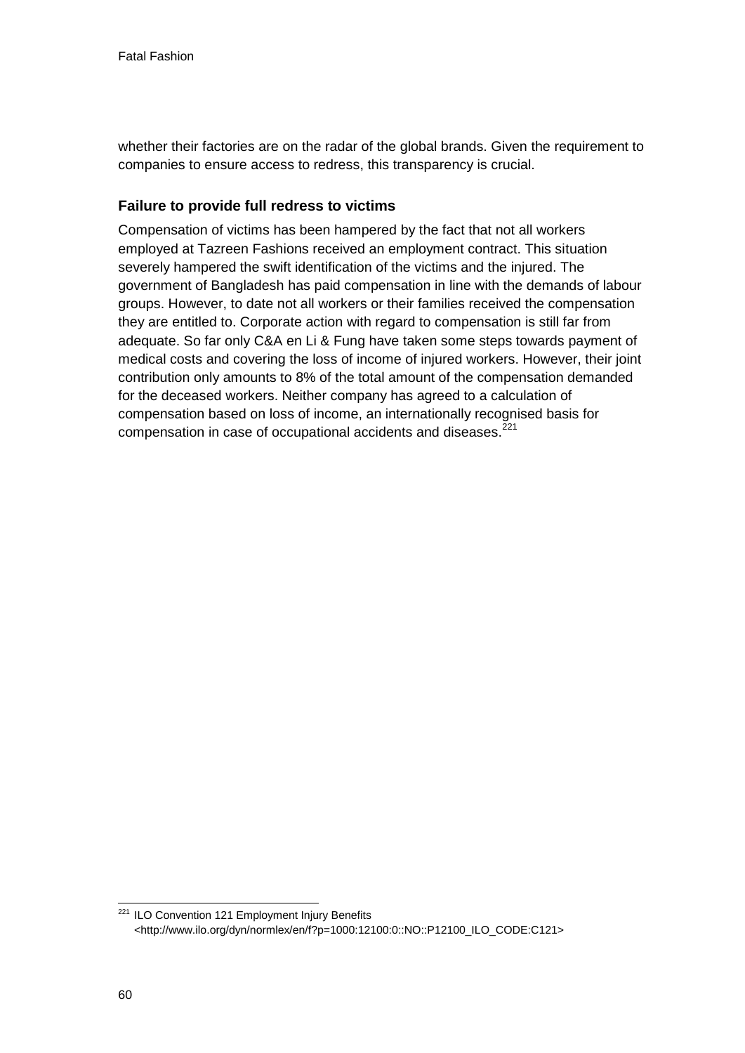whether their factories are on the radar of the global brands. Given the requirement to companies to ensure access to redress, this transparency is crucial.

### Failure to provide full redress to victims

Compensation of victims has been hampered by the fact that not all workers employed at Tazreen Fashions received an employment contract. This situation severely hampered the swift identification of the victims and the injured. The government of Bangladesh has paid compensation in line with the demands of labour groups. However, to date not all workers or their families received the compensation they are entitled to. Corporate action with regard to compensation is still far from adequate. So far only C&A en Li & Fung have taken some steps towards payment of medical costs and covering the loss of income of injured workers. However, their joint contribution only amounts to 8% of the total amount of the compensation demanded for the deceased workers. Neither company has agreed to a calculation of compensation based on loss of income, an internationally recognised basis for compensation in case of occupational accidents and diseases.[221]

---

[221] ILO Convention 121 Employment Injury Benefits <http://www.ilo.org/dyn/normlex/en/f?p=1000:12100:0::NO::P12100_ILO_CODE:C121>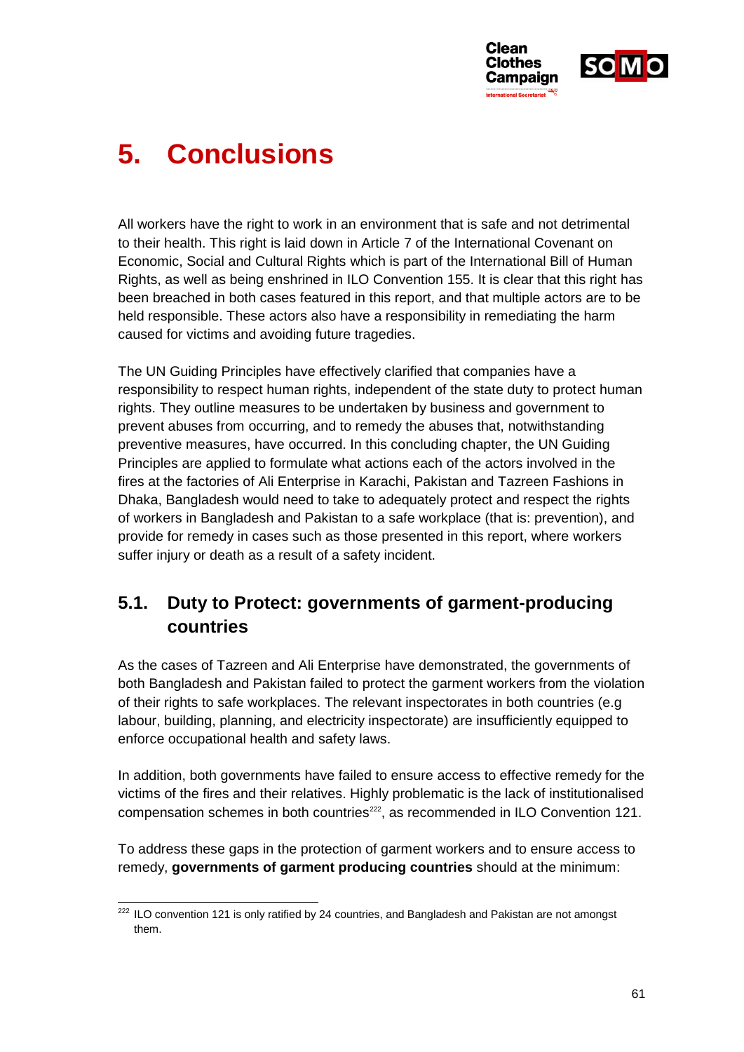# 5. Conclusions

All workers have the right to work in an environment that is safe and not detrimental to their health. This right is laid down in Article 7 of the International Covenant on Economic, Social and Cultural Rights which is part of the International Bill of Human Rights, as well as being enshrined in ILO Convention 155. It is clear that this right has been breached in both cases featured in this report, and that multiple actors are to be held responsible. These actors also have a responsibility in remediating the harm caused for victims and avoiding future tragedies.

The UN Guiding Principles have effectively clarified that companies have a responsibility to respect human rights, independent of the state duty to protect human rights. They outline measures to be undertaken by business and government to prevent abuses from occurring, and to remedy the abuses that, notwithstanding preventive measures, have occurred. In this concluding chapter, the UN Guiding Principles are applied to formulate what actions each of the actors involved in the fires at the factories of Ali Enterprise in Karachi, Pakistan and Tazreen Fashions in Dhaka, Bangladesh would need to take to adequately protect and respect the rights of workers in Bangladesh and Pakistan to a safe workplace (that is: prevention), and provide for remedy in cases such as those presented in this report, where workers suffer injury or death as a result of a safety incident.

## 5.1. Duty to Protect: governments of garment-producing countries

As the cases of Tazreen and Ali Enterprise have demonstrated, the governments of both Bangladesh and Pakistan failed to protect the garment workers from the violation of their rights to safe workplaces. The relevant inspectorates in both countries (e.g labour, building, planning, and electricity inspectorate) are insufficiently equipped to enforce occupational health and safety laws.

In addition, both governments have failed to ensure access to effective remedy for the victims of the fires and their relatives. Highly problematic is the lack of institutionalised compensation schemes in both countries[222], as recommended in ILO Convention 121.

To address these gaps in the protection of garment workers and to ensure access to remedy, **governments of garment producing countries** should at the minimum:

---

[222] ILO convention 121 is only ratified by 24 countries, and Bangladesh and Pakistan are not amongst them.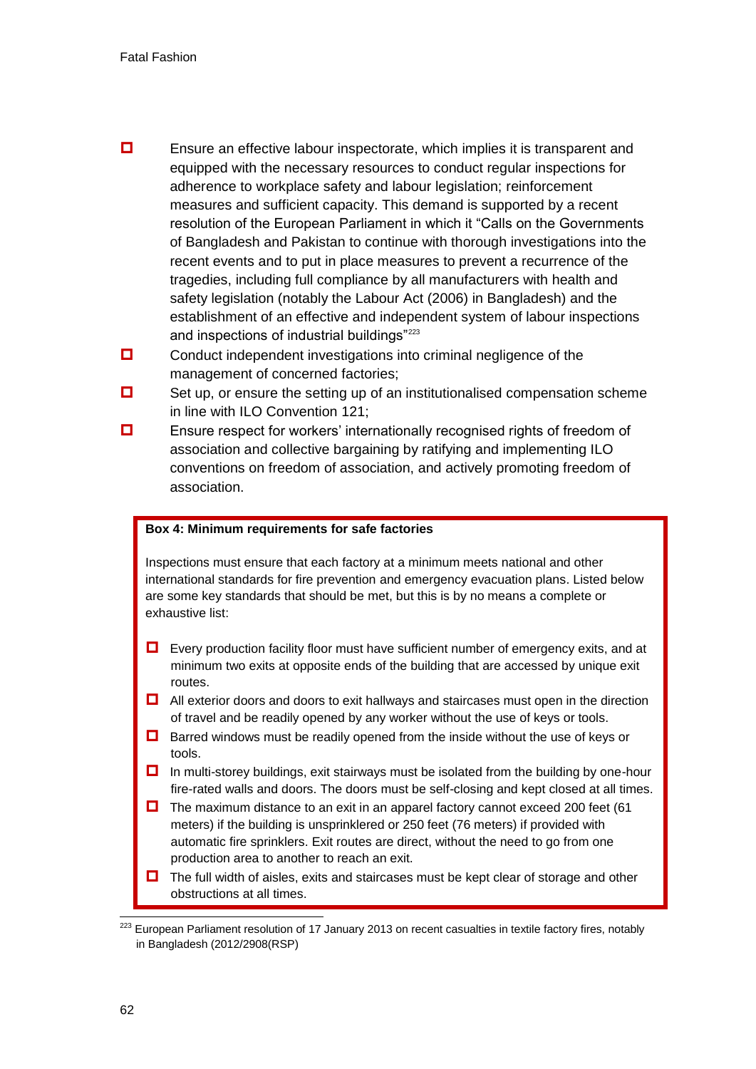- Ensure an effective labour inspectorate, which implies it is transparent and equipped with the necessary resources to conduct regular inspections for adherence to workplace safety and labour legislation; reinforcement measures and sufficient capacity. This demand is supported by a recent resolution of the European Parliament in which it "Calls on the Governments of Bangladesh and Pakistan to continue with thorough investigations into the recent events and to put in place measures to prevent a recurrence of the tragedies, including full compliance by all manufacturers with health and safety legislation (notably the Labour Act (2006) in Bangladesh) and the establishment of an effective and independent system of labour inspections and inspections of industrial buildings"[223]
- Conduct independent investigations into criminal negligence of the management of concerned factories;
- Set up, or ensure the setting up of an institutionalised compensation scheme in line with ILO Convention 121;
- Ensure respect for workers' internationally recognised rights of freedom of association and collective bargaining by ratifying and implementing ILO conventions on freedom of association, and actively promoting freedom of association.

**Box 4: Minimum requirements for safe factories**

Inspections must ensure that each factory at a minimum meets national and other international standards for fire prevention and emergency evacuation plans. Listed below are some key standards that should be met, but this is by no means a complete or exhaustive list:

- Every production facility floor must have sufficient number of emergency exits, and at minimum two exits at opposite ends of the building that are accessed by unique exit routes.
- All exterior doors and doors to exit hallways and staircases must open in the direction of travel and be readily opened by any worker without the use of keys or tools.
- Barred windows must be readily opened from the inside without the use of keys or tools.
- In multi-storey buildings, exit stairways must be isolated from the building by one-hour fire-rated walls and doors. The doors must be self-closing and kept closed at all times.
- The maximum distance to an exit in an apparel factory cannot exceed 200 feet (61 meters) if the building is unsprinklered or 250 feet (76 meters) if provided with automatic fire sprinklers. Exit routes are direct, without the need to go from one production area to another to reach an exit.
- The full width of aisles, exits and staircases must be kept clear of storage and other obstructions at all times.

---

[223] European Parliament resolution of 17 January 2013 on recent casualties in textile factory fires, notably in Bangladesh (2012/2908(RSP)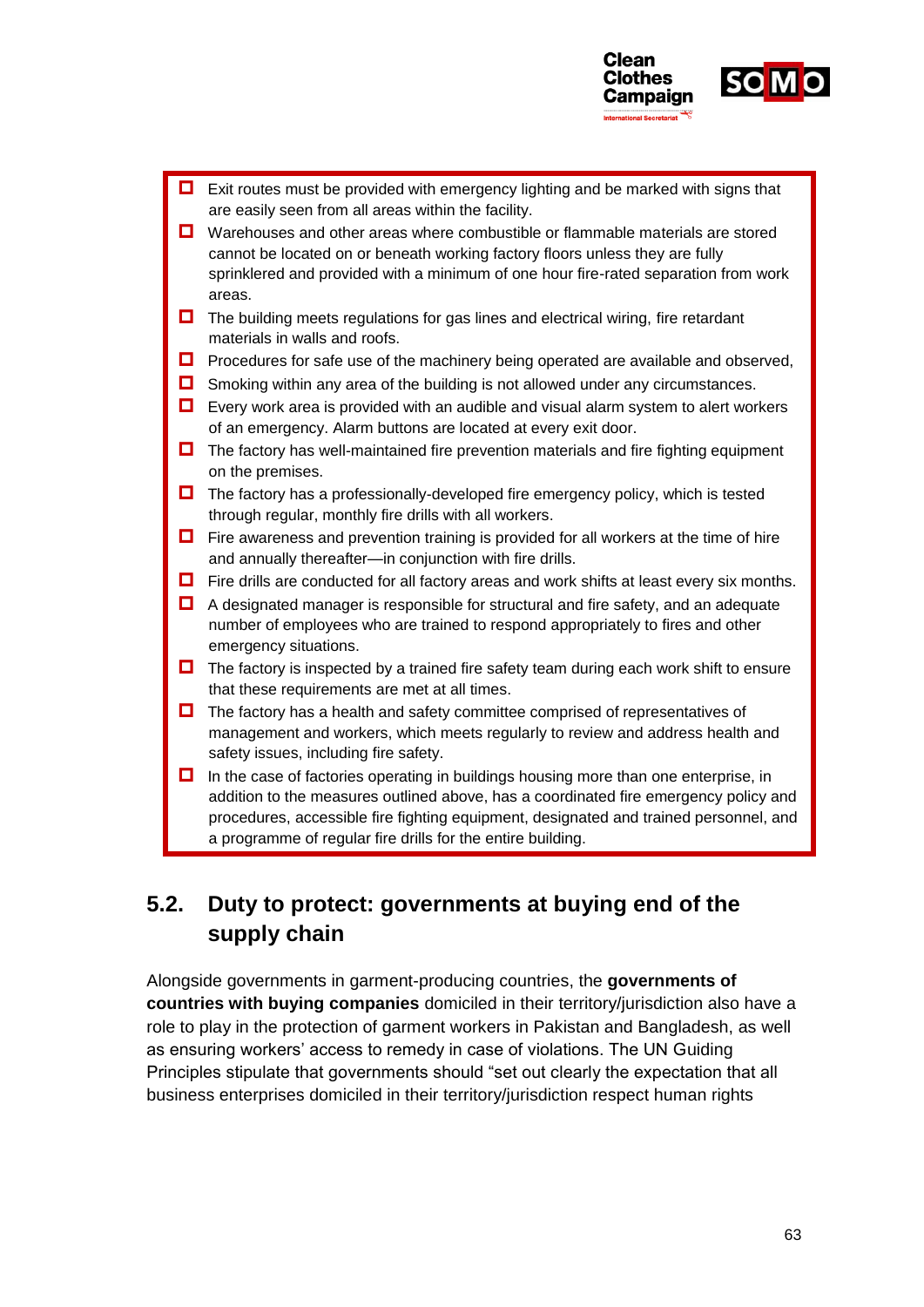- Exit routes must be provided with emergency lighting and be marked with signs that are easily seen from all areas within the facility.
- Warehouses and other areas where combustible or flammable materials are stored cannot be located on or beneath working factory floors unless they are fully sprinklered and provided with a minimum of one hour fire-rated separation from work areas.
- The building meets regulations for gas lines and electrical wiring, fire retardant materials in walls and roofs.
- Procedures for safe use of the machinery being operated are available and observed,
- Smoking within any area of the building is not allowed under any circumstances.
- Every work area is provided with an audible and visual alarm system to alert workers of an emergency. Alarm buttons are located at every exit door.
- The factory has well-maintained fire prevention materials and fire fighting equipment on the premises.
- The factory has a professionally-developed fire emergency policy, which is tested through regular, monthly fire drills with all workers.
- Fire awareness and prevention training is provided for all workers at the time of hire and annually thereafter—in conjunction with fire drills.
- Fire drills are conducted for all factory areas and work shifts at least every six months.
- A designated manager is responsible for structural and fire safety, and an adequate number of employees who are trained to respond appropriately to fires and other emergency situations.
- The factory is inspected by a trained fire safety team during each work shift to ensure that these requirements are met at all times.
- The factory has a health and safety committee comprised of representatives of management and workers, which meets regularly to review and address health and safety issues, including fire safety.
- In the case of factories operating in buildings housing more than one enterprise, in addition to the measures outlined above, has a coordinated fire emergency policy and procedures, accessible fire fighting equipment, designated and trained personnel, and a programme of regular fire drills for the entire building.

## 5.2. Duty to protect: governments at buying end of the supply chain

Alongside governments in garment-producing countries, the **governments of countries with buying companies** domiciled in their territory/jurisdiction also have a role to play in the protection of garment workers in Pakistan and Bangladesh, as well as ensuring workers' access to remedy in case of violations. The UN Guiding Principles stipulate that governments should "set out clearly the expectation that all business enterprises domiciled in their territory/jurisdiction respect human rights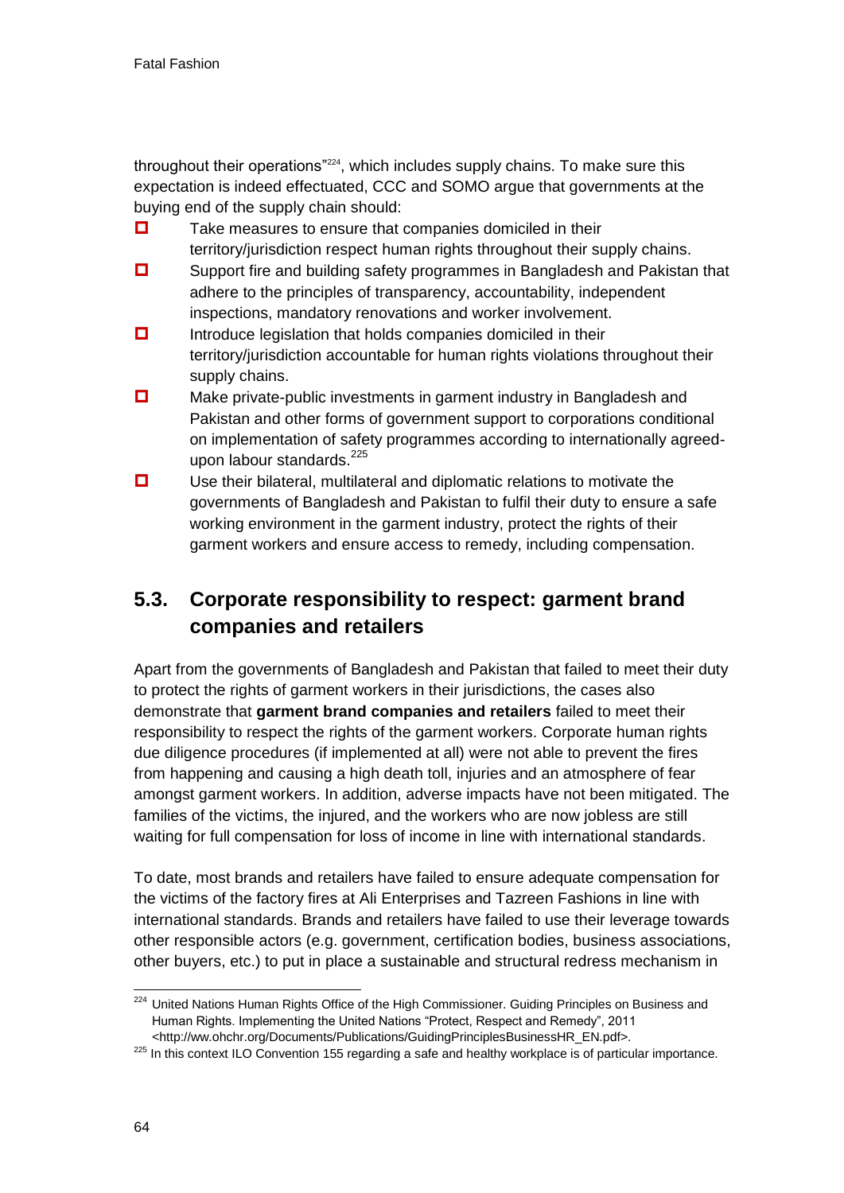throughout their operations"[224], which includes supply chains. To make sure this expectation is indeed effectuated, CCC and SOMO argue that governments at the buying end of the supply chain should:

- Take measures to ensure that companies domiciled in their territory/jurisdiction respect human rights throughout their supply chains.
- Support fire and building safety programmes in Bangladesh and Pakistan that adhere to the principles of transparency, accountability, independent inspections, mandatory renovations and worker involvement.
- Introduce legislation that holds companies domiciled in their territory/jurisdiction accountable for human rights violations throughout their supply chains.
- Make private-public investments in garment industry in Bangladesh and Pakistan and other forms of government support to corporations conditional on implementation of safety programmes according to internationally agreed-upon labour standards.[225]
- Use their bilateral, multilateral and diplomatic relations to motivate the governments of Bangladesh and Pakistan to fulfil their duty to ensure a safe working environment in the garment industry, protect the rights of their garment workers and ensure access to remedy, including compensation.

## 5.3. Corporate responsibility to respect: garment brand companies and retailers

Apart from the governments of Bangladesh and Pakistan that failed to meet their duty to protect the rights of garment workers in their jurisdictions, the cases also demonstrate that **garment brand companies and retailers** failed to meet their responsibility to respect the rights of the garment workers. Corporate human rights due diligence procedures (if implemented at all) were not able to prevent the fires from happening and causing a high death toll, injuries and an atmosphere of fear amongst garment workers. In addition, adverse impacts have not been mitigated. The families of the victims, the injured, and the workers who are now jobless are still waiting for full compensation for loss of income in line with international standards.

To date, most brands and retailers have failed to ensure adequate compensation for the victims of the factory fires at Ali Enterprises and Tazreen Fashions in line with international standards. Brands and retailers have failed to use their leverage towards other responsible actors (e.g. government, certification bodies, business associations, other buyers, etc.) to put in place a sustainable and structural redress mechanism in

---

[224] United Nations Human Rights Office of the High Commissioner. Guiding Principles on Business and Human Rights. Implementing the United Nations "Protect, Respect and Remedy", 2011 <http://ww.ohchr.org/Documents/Publications/GuidingPrinciplesBusinessHR_EN.pdf>.

[225] In this context ILO Convention 155 regarding a safe and healthy workplace is of particular importance.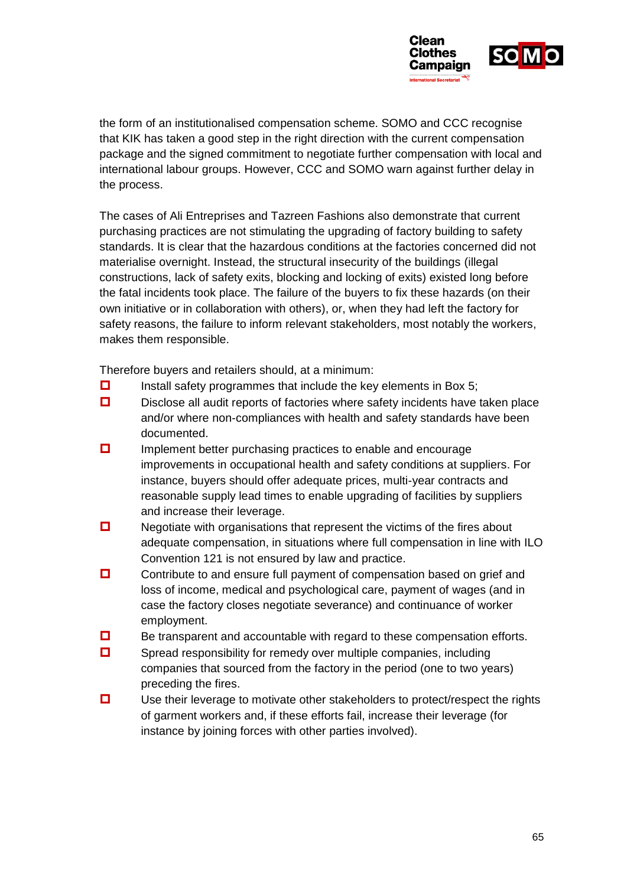the form of an institutionalised compensation scheme. SOMO and CCC recognise that KIK has taken a good step in the right direction with the current compensation package and the signed commitment to negotiate further compensation with local and international labour groups. However, CCC and SOMO warn against further delay in the process.

The cases of Ali Entreprises and Tazreen Fashions also demonstrate that current purchasing practices are not stimulating the upgrading of factory building to safety standards. It is clear that the hazardous conditions at the factories concerned did not materialise overnight. Instead, the structural insecurity of the buildings (illegal constructions, lack of safety exits, blocking and locking of exits) existed long before the fatal incidents took place. The failure of the buyers to fix these hazards (on their own initiative or in collaboration with others), or, when they had left the factory for safety reasons, the failure to inform relevant stakeholders, most notably the workers, makes them responsible.

Therefore buyers and retailers should, at a minimum:

- Install safety programmes that include the key elements in Box 5;
- Disclose all audit reports of factories where safety incidents have taken place and/or where non-compliances with health and safety standards have been documented.
- Implement better purchasing practices to enable and encourage improvements in occupational health and safety conditions at suppliers. For instance, buyers should offer adequate prices, multi-year contracts and reasonable supply lead times to enable upgrading of facilities by suppliers and increase their leverage.
- Negotiate with organisations that represent the victims of the fires about adequate compensation, in situations where full compensation in line with ILO Convention 121 is not ensured by law and practice.
- Contribute to and ensure full payment of compensation based on grief and loss of income, medical and psychological care, payment of wages (and in case the factory closes negotiate severance) and continuance of worker employment.
- Be transparent and accountable with regard to these compensation efforts.
- Spread responsibility for remedy over multiple companies, including companies that sourced from the factory in the period (one to two years) preceding the fires.
- Use their leverage to motivate other stakeholders to protect/respect the rights of garment workers and, if these efforts fail, increase their leverage (for instance by joining forces with other parties involved).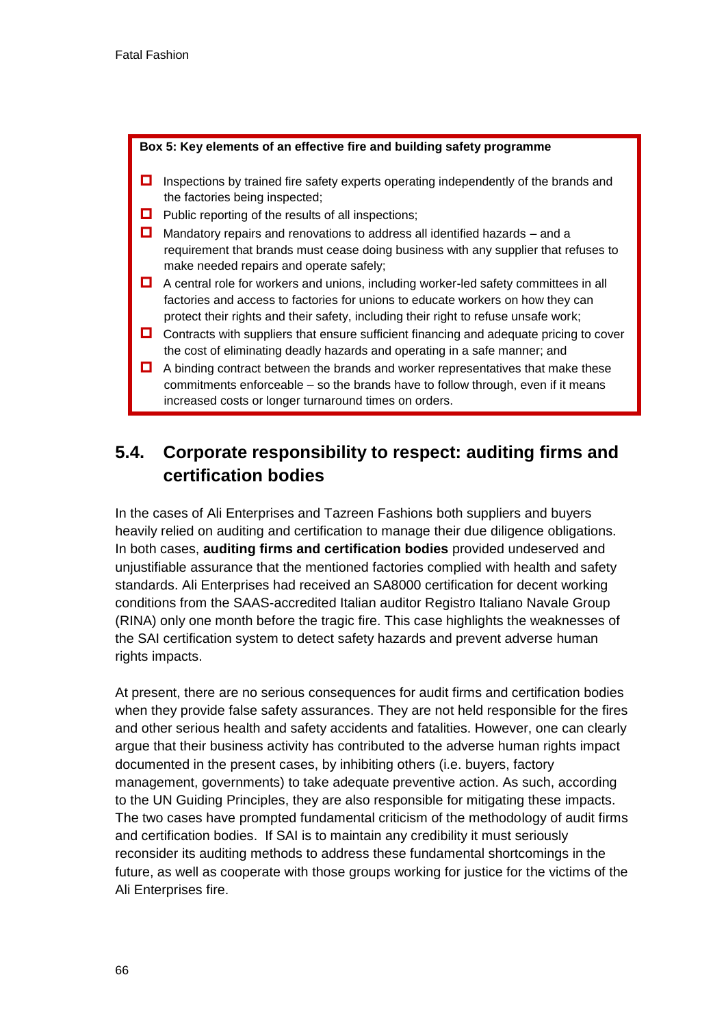**Box 5: Key elements of an effective fire and building safety programme**

- Inspections by trained fire safety experts operating independently of the brands and the factories being inspected;
- Public reporting of the results of all inspections;
- Mandatory repairs and renovations to address all identified hazards – and a requirement that brands must cease doing business with any supplier that refuses to make needed repairs and operate safely;
- A central role for workers and unions, including worker-led safety committees in all factories and access to factories for unions to educate workers on how they can protect their rights and their safety, including their right to refuse unsafe work;
- Contracts with suppliers that ensure sufficient financing and adequate pricing to cover the cost of eliminating deadly hazards and operating in a safe manner; and
- A binding contract between the brands and worker representatives that make these commitments enforceable – so the brands have to follow through, even if it means increased costs or longer turnaround times on orders.

## 5.4. Corporate responsibility to respect: auditing firms and certification bodies

In the cases of Ali Enterprises and Tazreen Fashions both suppliers and buyers heavily relied on auditing and certification to manage their due diligence obligations. In both cases, **auditing firms and certification bodies** provided undeserved and unjustifiable assurance that the mentioned factories complied with health and safety standards. Ali Enterprises had received an SA8000 certification for decent working conditions from the SAAS-accredited Italian auditor Registro Italiano Navale Group (RINA) only one month before the tragic fire. This case highlights the weaknesses of the SAI certification system to detect safety hazards and prevent adverse human rights impacts.

At present, there are no serious consequences for audit firms and certification bodies when they provide false safety assurances. They are not held responsible for the fires and other serious health and safety accidents and fatalities. However, one can clearly argue that their business activity has contributed to the adverse human rights impact documented in the present cases, by inhibiting others (i.e. buyers, factory management, governments) to take adequate preventive action. As such, according to the UN Guiding Principles, they are also responsible for mitigating these impacts. The two cases have prompted fundamental criticism of the methodology of audit firms and certification bodies. If SAI is to maintain any credibility it must seriously reconsider its auditing methods to address these fundamental shortcomings in the future, as well as cooperate with those groups working for justice for the victims of the Ali Enterprises fire.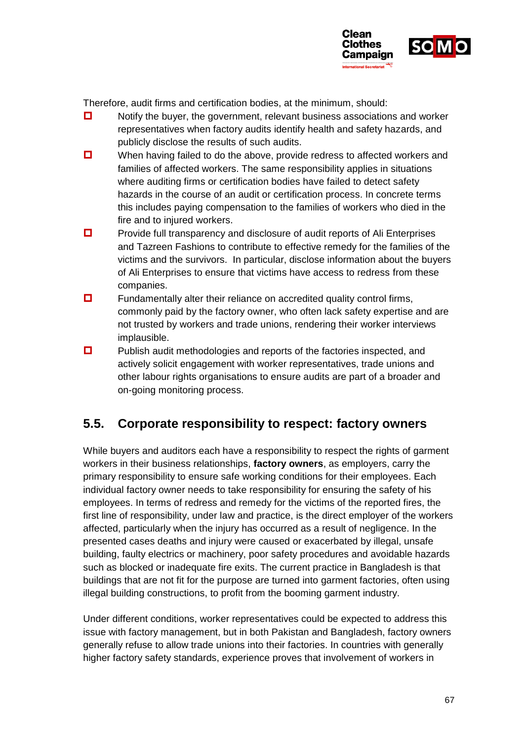Therefore, audit firms and certification bodies, at the minimum, should:

- Notify the buyer, the government, relevant business associations and worker representatives when factory audits identify health and safety hazards, and publicly disclose the results of such audits.
- When having failed to do the above, provide redress to affected workers and families of affected workers. The same responsibility applies in situations where auditing firms or certification bodies have failed to detect safety hazards in the course of an audit or certification process. In concrete terms this includes paying compensation to the families of workers who died in the fire and to injured workers.
- Provide full transparency and disclosure of audit reports of Ali Enterprises and Tazreen Fashions to contribute to effective remedy for the families of the victims and the survivors. In particular, disclose information about the buyers of Ali Enterprises to ensure that victims have access to redress from these companies.
- Fundamentally alter their reliance on accredited quality control firms, commonly paid by the factory owner, who often lack safety expertise and are not trusted by workers and trade unions, rendering their worker interviews implausible.
- Publish audit methodologies and reports of the factories inspected, and actively solicit engagement with worker representatives, trade unions and other labour rights organisations to ensure audits are part of a broader and on-going monitoring process.

## 5.5. Corporate responsibility to respect: factory owners

While buyers and auditors each have a responsibility to respect the rights of garment workers in their business relationships, **factory owners**, as employers, carry the primary responsibility to ensure safe working conditions for their employees. Each individual factory owner needs to take responsibility for ensuring the safety of his employees. In terms of redress and remedy for the victims of the reported fires, the first line of responsibility, under law and practice, is the direct employer of the workers affected, particularly when the injury has occurred as a result of negligence. In the presented cases deaths and injury were caused or exacerbated by illegal, unsafe building, faulty electrics or machinery, poor safety procedures and avoidable hazards such as blocked or inadequate fire exits. The current practice in Bangladesh is that buildings that are not fit for the purpose are turned into garment factories, often using illegal building constructions, to profit from the booming garment industry.

Under different conditions, worker representatives could be expected to address this issue with factory management, but in both Pakistan and Bangladesh, factory owners generally refuse to allow trade unions into their factories. In countries with generally higher factory safety standards, experience proves that involvement of workers in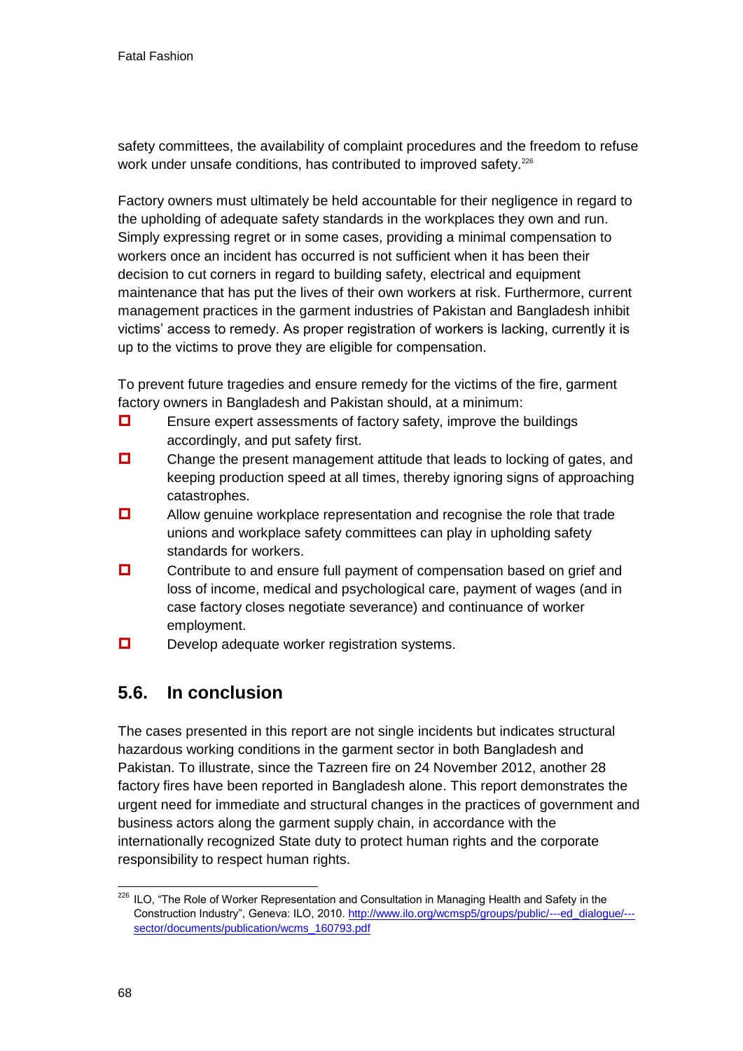safety committees, the availability of complaint procedures and the freedom to refuse work under unsafe conditions, has contributed to improved safety.[226]

Factory owners must ultimately be held accountable for their negligence in regard to the upholding of adequate safety standards in the workplaces they own and run. Simply expressing regret or in some cases, providing a minimal compensation to workers once an incident has occurred is not sufficient when it has been their decision to cut corners in regard to building safety, electrical and equipment maintenance that has put the lives of their own workers at risk. Furthermore, current management practices in the garment industries of Pakistan and Bangladesh inhibit victims' access to remedy. As proper registration of workers is lacking, currently it is up to the victims to prove they are eligible for compensation.

To prevent future tragedies and ensure remedy for the victims of the fire, garment factory owners in Bangladesh and Pakistan should, at a minimum:

- Ensure expert assessments of factory safety, improve the buildings accordingly, and put safety first.
- Change the present management attitude that leads to locking of gates, and keeping production speed at all times, thereby ignoring signs of approaching catastrophes.
- Allow genuine workplace representation and recognise the role that trade unions and workplace safety committees can play in upholding safety standards for workers.
- Contribute to and ensure full payment of compensation based on grief and loss of income, medical and psychological care, payment of wages (and in case factory closes negotiate severance) and continuance of worker employment.
- Develop adequate worker registration systems.

## 5.6. In conclusion

The cases presented in this report are not single incidents but indicates structural hazardous working conditions in the garment sector in both Bangladesh and Pakistan. To illustrate, since the Tazreen fire on 24 November 2012, another 28 factory fires have been reported in Bangladesh alone. This report demonstrates the urgent need for immediate and structural changes in the practices of government and business actors along the garment supply chain, in accordance with the internationally recognized State duty to protect human rights and the corporate responsibility to respect human rights.

---

[226] ILO, "The Role of Worker Representation and Consultation in Managing Health and Safety in the Construction Industry", Geneva: ILO, 2010. http://www.ilo.org/wcmsp5/groups/public/---ed_dialogue/---sector/documents/publication/wcms_160793.pdf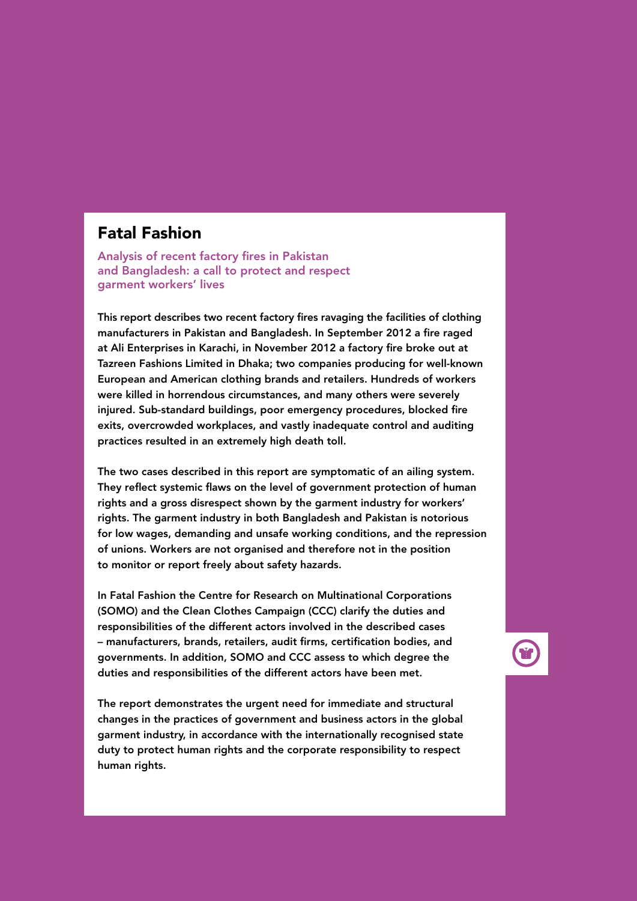# Fatal Fashion

## Analysis of recent factory fires in Pakistan and Bangladesh: a call to protect and respect garment workers' lives

**This report describes two recent factory fires ravaging the facilities of clothing manufacturers in Pakistan and Bangladesh. In September 2012 a fire raged at Ali Enterprises in Karachi, in November 2012 a factory fire broke out at Tazreen Fashions Limited in Dhaka; two companies producing for well-known European and American clothing brands and retailers. Hundreds of workers were killed in horrendous circumstances, and many others were severely injured. Sub-standard buildings, poor emergency procedures, blocked fire exits, overcrowded workplaces, and vastly inadequate control and auditing practices resulted in an extremely high death toll.**

**The two cases described in this report are symptomatic of an ailing system. They reflect systemic flaws on the level of government protection of human rights and a gross disrespect shown by the garment industry for workers' rights. The garment industry in both Bangladesh and Pakistan is notorious for low wages, demanding and unsafe working conditions, and the repression of unions. Workers are not organised and therefore not in the position to monitor or report freely about safety hazards.**

**In Fatal Fashion the Centre for Research on Multinational Corporations (SOMO) and the Clean Clothes Campaign (CCC) clarify the duties and responsibilities of the different actors involved in the described cases – manufacturers, brands, retailers, audit firms, certification bodies, and governments. In addition, SOMO and CCC assess to which degree the duties and responsibilities of the different actors have been met.**

**The report demonstrates the urgent need for immediate and structural changes in the practices of government and business actors in the global garment industry, in accordance with the internationally recognised state duty to protect human rights and the corporate responsibility to respect human rights.**